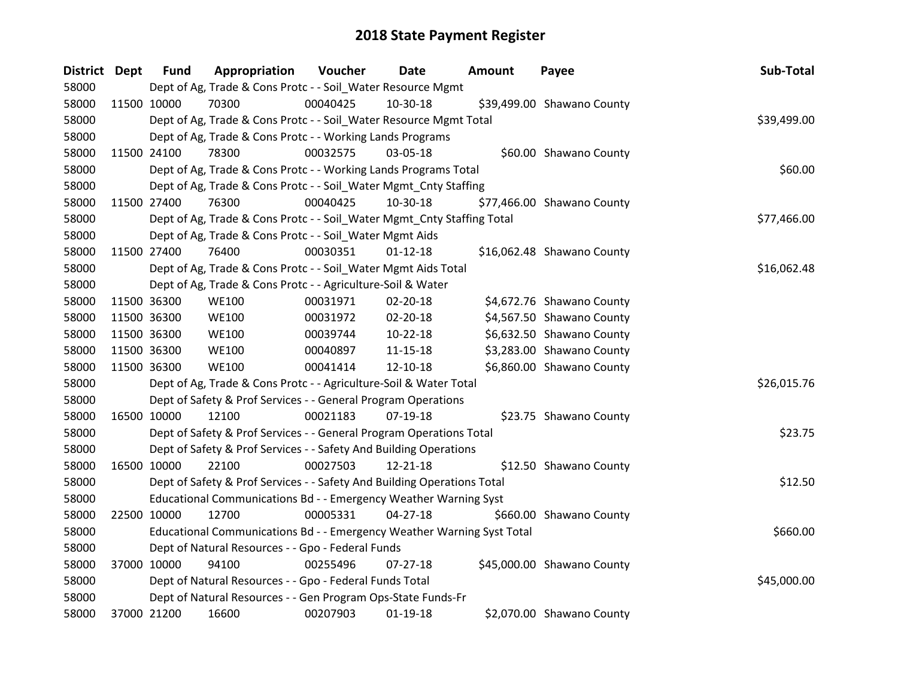# 2018 State Payment Register

| District | Dept | Fund | Appropriation | Voucher | Date | Amount | Payee | Sub-Total |
|---|---|---|---|---|---|---|---|---|
| 58000 | | Dept of Ag, Trade & Cons Protc - - Soil_Water Resource Mgmt | | | | | | |
| 58000 | 11500 | 10000 | 70300 | 00040425 | 10-30-18 | $39,499.00 | Shawano County | |
| 58000 | | Dept of Ag, Trade & Cons Protc - - Soil_Water Resource Mgmt Total | | | | | | $39,499.00 |
| 58000 | | Dept of Ag, Trade & Cons Protc - - Working Lands Programs | | | | | | |
| 58000 | 11500 | 24100 | 78300 | 00032575 | 03-05-18 | $60.00 | Shawano County | |
| 58000 | | Dept of Ag, Trade & Cons Protc - - Working Lands Programs Total | | | | | | $60.00 |
| 58000 | | Dept of Ag, Trade & Cons Protc - - Soil_Water Mgmt_Cnty Staffing | | | | | | |
| 58000 | 11500 | 27400 | 76300 | 00040425 | 10-30-18 | $77,466.00 | Shawano County | |
| 58000 | | Dept of Ag, Trade & Cons Protc - - Soil_Water Mgmt_Cnty Staffing Total | | | | | | $77,466.00 |
| 58000 | | Dept of Ag, Trade & Cons Protc - - Soil_Water Mgmt Aids | | | | | | |
| 58000 | 11500 | 27400 | 76400 | 00030351 | 01-12-18 | $16,062.48 | Shawano County | |
| 58000 | | Dept of Ag, Trade & Cons Protc - - Soil_Water Mgmt Aids Total | | | | | | $16,062.48 |
| 58000 | | Dept of Ag, Trade & Cons Protc - - Agriculture-Soil & Water | | | | | | |
| 58000 | 11500 | 36300 | WE100 | 00031971 | 02-20-18 | $4,672.76 | Shawano County | |
| 58000 | 11500 | 36300 | WE100 | 00031972 | 02-20-18 | $4,567.50 | Shawano County | |
| 58000 | 11500 | 36300 | WE100 | 00039744 | 10-22-18 | $6,632.50 | Shawano County | |
| 58000 | 11500 | 36300 | WE100 | 00040897 | 11-15-18 | $3,283.00 | Shawano County | |
| 58000 | 11500 | 36300 | WE100 | 00041414 | 12-10-18 | $6,860.00 | Shawano County | |
| 58000 | | Dept of Ag, Trade & Cons Protc - - Agriculture-Soil & Water Total | | | | | | $26,015.76 |
| 58000 | | Dept of Safety & Prof Services - - General Program Operations | | | | | | |
| 58000 | 16500 | 10000 | 12100 | 00021183 | 07-19-18 | $23.75 | Shawano County | |
| 58000 | | Dept of Safety & Prof Services - - General Program Operations Total | | | | | | $23.75 |
| 58000 | | Dept of Safety & Prof Services - - Safety And Building Operations | | | | | | |
| 58000 | 16500 | 10000 | 22100 | 00027503 | 12-21-18 | $12.50 | Shawano County | |
| 58000 | | Dept of Safety & Prof Services - - Safety And Building Operations Total | | | | | | $12.50 |
| 58000 | | Educational Communications Bd - - Emergency Weather Warning Syst | | | | | | |
| 58000 | 22500 | 10000 | 12700 | 00005331 | 04-27-18 | $660.00 | Shawano County | |
| 58000 | | Educational Communications Bd - - Emergency Weather Warning Syst Total | | | | | | $660.00 |
| 58000 | | Dept of Natural Resources - - Gpo - Federal Funds | | | | | | |
| 58000 | 37000 | 10000 | 94100 | 00255496 | 07-27-18 | $45,000.00 | Shawano County | |
| 58000 | | Dept of Natural Resources - - Gpo - Federal Funds Total | | | | | | $45,000.00 |
| 58000 | | Dept of Natural Resources - - Gen Program Ops-State Funds-Fr | | | | | | |
| 58000 | 37000 | 21200 | 16600 | 00207903 | 01-19-18 | $2,070.00 | Shawano County | |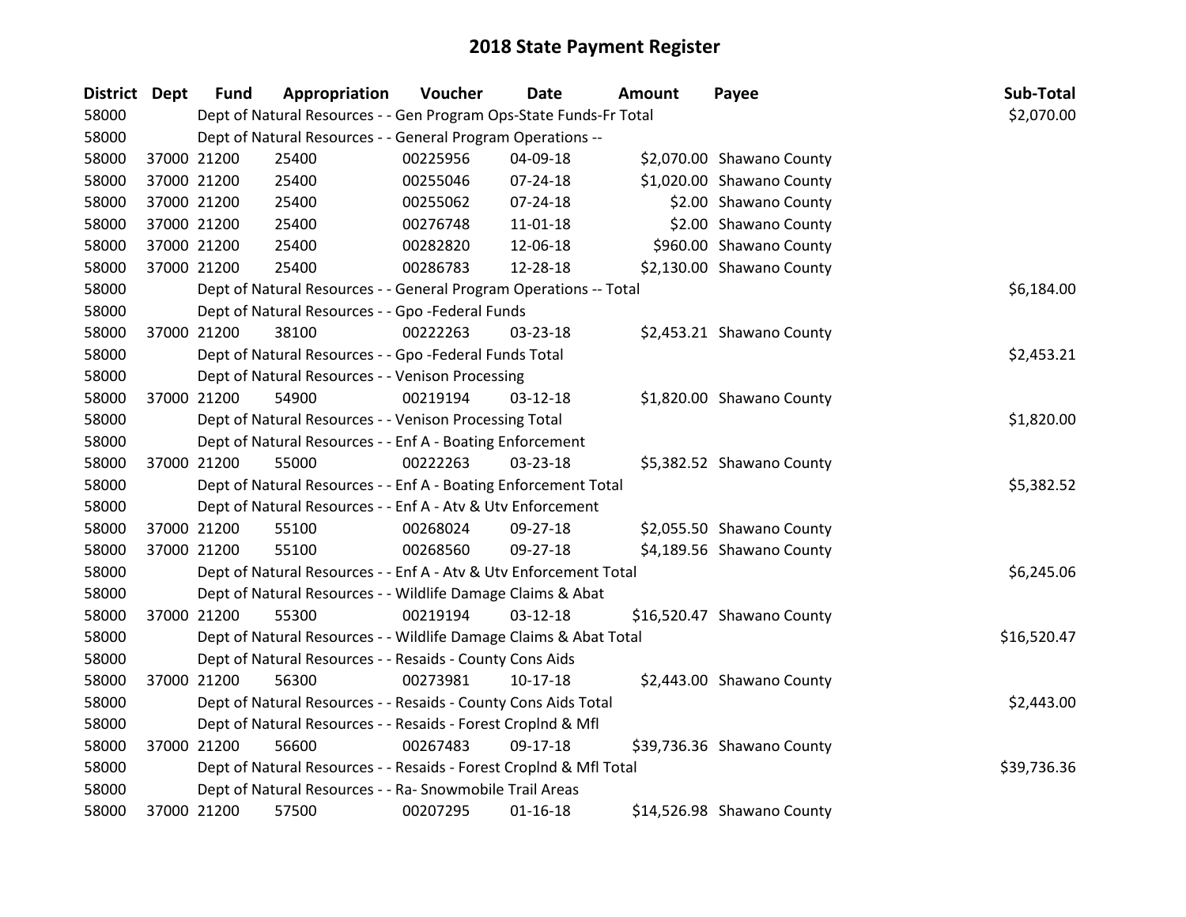# 2018 State Payment Register

| District | Dept | Fund | Appropriation | Voucher | Date | Amount | Payee | Sub-Total |
|---|---|---|---|---|---|---|---|---|
| 58000 | | Dept of Natural Resources - - Gen Program Ops-State Funds-Fr Total | | | | | | $2,070.00 |
| 58000 | | Dept of Natural Resources - - General Program Operations -- | | | | | | |
| 58000 | 37000 | 21200 | 25400 | 00225956 | 04-09-18 | $2,070.00 | Shawano County | |
| 58000 | 37000 | 21200 | 25400 | 00255046 | 07-24-18 | $1,020.00 | Shawano County | |
| 58000 | 37000 | 21200 | 25400 | 00255062 | 07-24-18 | $2.00 | Shawano County | |
| 58000 | 37000 | 21200 | 25400 | 00276748 | 11-01-18 | $2.00 | Shawano County | |
| 58000 | 37000 | 21200 | 25400 | 00282820 | 12-06-18 | $960.00 | Shawano County | |
| 58000 | 37000 | 21200 | 25400 | 00286783 | 12-28-18 | $2,130.00 | Shawano County | |
| 58000 | | Dept of Natural Resources - - General Program Operations -- Total | | | | | | $6,184.00 |
| 58000 | | Dept of Natural Resources - - Gpo -Federal Funds | | | | | | |
| 58000 | 37000 | 21200 | 38100 | 00222263 | 03-23-18 | $2,453.21 | Shawano County | |
| 58000 | | Dept of Natural Resources - - Gpo -Federal Funds Total | | | | | | $2,453.21 |
| 58000 | | Dept of Natural Resources - - Venison Processing | | | | | | |
| 58000 | 37000 | 21200 | 54900 | 00219194 | 03-12-18 | $1,820.00 | Shawano County | |
| 58000 | | Dept of Natural Resources - - Venison Processing Total | | | | | | $1,820.00 |
| 58000 | | Dept of Natural Resources - - Enf A - Boating Enforcement | | | | | | |
| 58000 | 37000 | 21200 | 55000 | 00222263 | 03-23-18 | $5,382.52 | Shawano County | |
| 58000 | | Dept of Natural Resources - - Enf A - Boating Enforcement Total | | | | | | $5,382.52 |
| 58000 | | Dept of Natural Resources - - Enf A - Atv & Utv Enforcement | | | | | | |
| 58000 | 37000 | 21200 | 55100 | 00268024 | 09-27-18 | $2,055.50 | Shawano County | |
| 58000 | 37000 | 21200 | 55100 | 00268560 | 09-27-18 | $4,189.56 | Shawano County | |
| 58000 | | Dept of Natural Resources - - Enf A - Atv & Utv Enforcement Total | | | | | | $6,245.06 |
| 58000 | | Dept of Natural Resources - - Wildlife Damage Claims & Abat | | | | | | |
| 58000 | 37000 | 21200 | 55300 | 00219194 | 03-12-18 | $16,520.47 | Shawano County | |
| 58000 | | Dept of Natural Resources - - Wildlife Damage Claims & Abat Total | | | | | | $16,520.47 |
| 58000 | | Dept of Natural Resources - - Resaids - County Cons Aids | | | | | | |
| 58000 | 37000 | 21200 | 56300 | 00273981 | 10-17-18 | $2,443.00 | Shawano County | |
| 58000 | | Dept of Natural Resources - - Resaids - County Cons Aids Total | | | | | | $2,443.00 |
| 58000 | | Dept of Natural Resources - - Resaids - Forest Croplnd & Mfl | | | | | | |
| 58000 | 37000 | 21200 | 56600 | 00267483 | 09-17-18 | $39,736.36 | Shawano County | |
| 58000 | | Dept of Natural Resources - - Resaids - Forest Croplnd & Mfl Total | | | | | | $39,736.36 |
| 58000 | | Dept of Natural Resources - - Ra- Snowmobile Trail Areas | | | | | | |
| 58000 | 37000 | 21200 | 57500 | 00207295 | 01-16-18 | $14,526.98 | Shawano County | |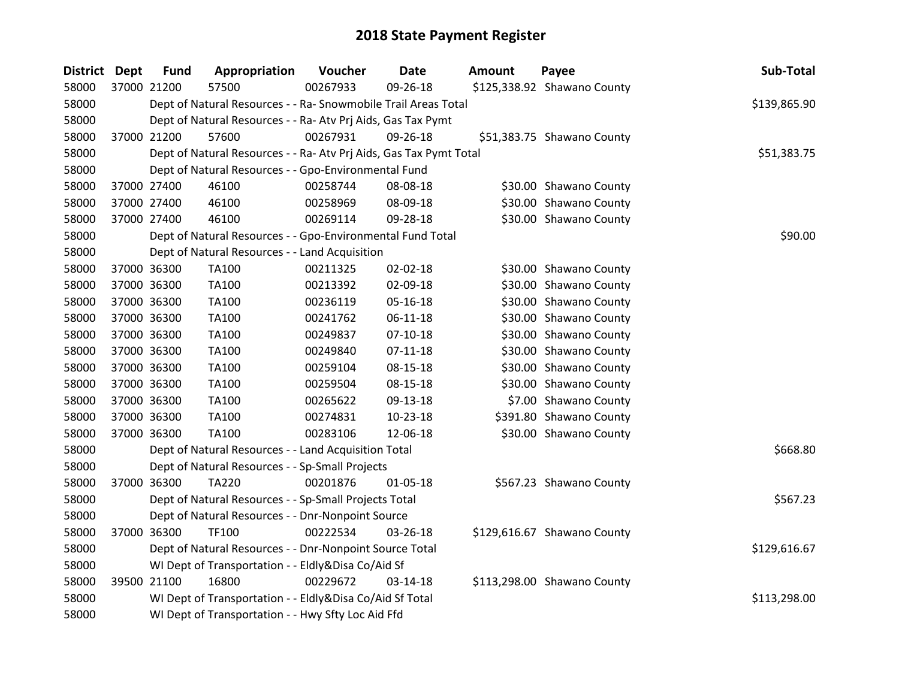# 2018 State Payment Register

| District | Dept | Fund | Appropriation | Voucher | Date | Amount | Payee | Sub-Total |
|---|---|---|---|---|---|---|---|---|
| 58000 | 37000 | 21200 | 57500 | 00267933 | 09-26-18 | $125,338.92 | Shawano County | |
| 58000 | | Dept of Natural Resources - - Ra- Snowmobile Trail Areas Total | | | | | | $139,865.90 |
| 58000 | | Dept of Natural Resources - - Ra- Atv Prj Aids, Gas Tax Pymt | | | | | | |
| 58000 | 37000 | 21200 | 57600 | 00267931 | 09-26-18 | $51,383.75 | Shawano County | |
| 58000 | | Dept of Natural Resources - - Ra- Atv Prj Aids, Gas Tax Pymt Total | | | | | | $51,383.75 |
| 58000 | | Dept of Natural Resources - - Gpo-Environmental Fund | | | | | | |
| 58000 | 37000 | 27400 | 46100 | 00258744 | 08-08-18 | $30.00 | Shawano County | |
| 58000 | 37000 | 27400 | 46100 | 00258969 | 08-09-18 | $30.00 | Shawano County | |
| 58000 | 37000 | 27400 | 46100 | 00269114 | 09-28-18 | $30.00 | Shawano County | |
| 58000 | | Dept of Natural Resources - - Gpo-Environmental Fund Total | | | | | | $90.00 |
| 58000 | | Dept of Natural Resources - - Land Acquisition | | | | | | |
| 58000 | 37000 | 36300 | TA100 | 00211325 | 02-02-18 | $30.00 | Shawano County | |
| 58000 | 37000 | 36300 | TA100 | 00213392 | 02-09-18 | $30.00 | Shawano County | |
| 58000 | 37000 | 36300 | TA100 | 00236119 | 05-16-18 | $30.00 | Shawano County | |
| 58000 | 37000 | 36300 | TA100 | 00241762 | 06-11-18 | $30.00 | Shawano County | |
| 58000 | 37000 | 36300 | TA100 | 00249837 | 07-10-18 | $30.00 | Shawano County | |
| 58000 | 37000 | 36300 | TA100 | 00249840 | 07-11-18 | $30.00 | Shawano County | |
| 58000 | 37000 | 36300 | TA100 | 00259104 | 08-15-18 | $30.00 | Shawano County | |
| 58000 | 37000 | 36300 | TA100 | 00259504 | 08-15-18 | $30.00 | Shawano County | |
| 58000 | 37000 | 36300 | TA100 | 00265622 | 09-13-18 | $7.00 | Shawano County | |
| 58000 | 37000 | 36300 | TA100 | 00274831 | 10-23-18 | $391.80 | Shawano County | |
| 58000 | 37000 | 36300 | TA100 | 00283106 | 12-06-18 | $30.00 | Shawano County | |
| 58000 | | Dept of Natural Resources - - Land Acquisition Total | | | | | | $668.80 |
| 58000 | | Dept of Natural Resources - - Sp-Small Projects | | | | | | |
| 58000 | 37000 | 36300 | TA220 | 00201876 | 01-05-18 | $567.23 | Shawano County | |
| 58000 | | Dept of Natural Resources - - Sp-Small Projects Total | | | | | | $567.23 |
| 58000 | | Dept of Natural Resources - - Dnr-Nonpoint Source | | | | | | |
| 58000 | 37000 | 36300 | TF100 | 00222534 | 03-26-18 | $129,616.67 | Shawano County | |
| 58000 | | Dept of Natural Resources - - Dnr-Nonpoint Source Total | | | | | | $129,616.67 |
| 58000 | | WI Dept of Transportation - - Eldly&Disa Co/Aid Sf | | | | | | |
| 58000 | 39500 | 21100 | 16800 | 00229672 | 03-14-18 | $113,298.00 | Shawano County | |
| 58000 | | WI Dept of Transportation - - Eldly&Disa Co/Aid Sf Total | | | | | | $113,298.00 |
| 58000 | | WI Dept of Transportation - - Hwy Sfty Loc Aid Ffd | | | | | | |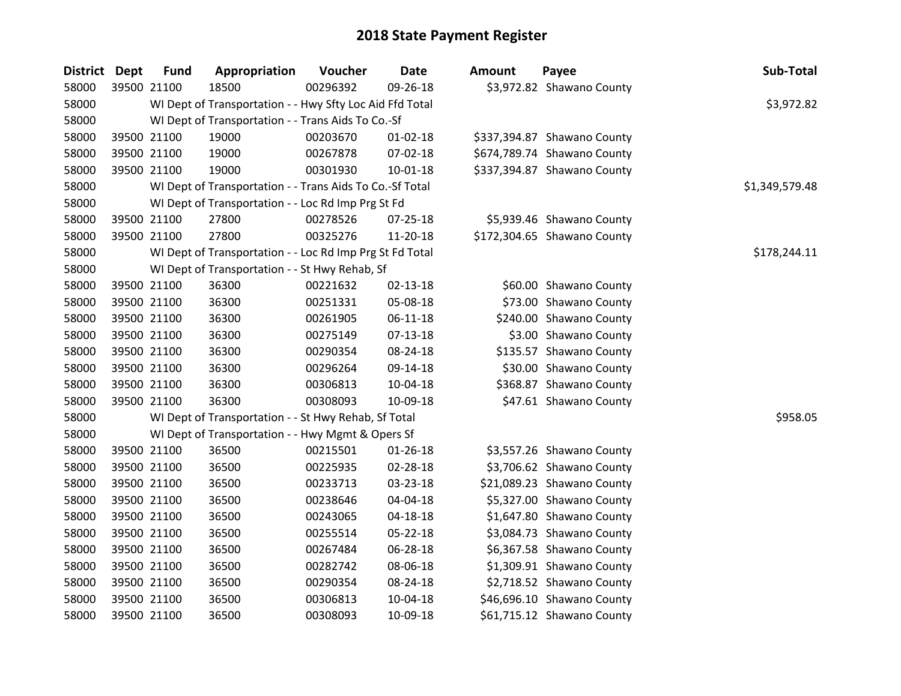# 2018 State Payment Register

| District | Dept | Fund | Appropriation | Voucher | Date | Amount | Payee | Sub-Total |
|---|---|---|---|---|---|---|---|---|
| 58000 | 39500 | 21100 | 18500 | 00296392 | 09-26-18 | $3,972.82 | Shawano County | |
| 58000 | | WI Dept of Transportation - - Hwy Sfty Loc Aid Ffd Total | | | | | | $3,972.82 |
| 58000 | | WI Dept of Transportation - - Trans Aids To Co.-Sf | | | | | | |
| 58000 | 39500 | 21100 | 19000 | 00203670 | 01-02-18 | $337,394.87 | Shawano County | |
| 58000 | 39500 | 21100 | 19000 | 00267878 | 07-02-18 | $674,789.74 | Shawano County | |
| 58000 | 39500 | 21100 | 19000 | 00301930 | 10-01-18 | $337,394.87 | Shawano County | |
| 58000 | | WI Dept of Transportation - - Trans Aids To Co.-Sf Total | | | | | | $1,349,579.48 |
| 58000 | | WI Dept of Transportation - - Loc Rd Imp Prg St Fd | | | | | | |
| 58000 | 39500 | 21100 | 27800 | 00278526 | 07-25-18 | $5,939.46 | Shawano County | |
| 58000 | 39500 | 21100 | 27800 | 00325276 | 11-20-18 | $172,304.65 | Shawano County | |
| 58000 | | WI Dept of Transportation - - Loc Rd Imp Prg St Fd Total | | | | | | $178,244.11 |
| 58000 | | WI Dept of Transportation - - St Hwy Rehab, Sf | | | | | | |
| 58000 | 39500 | 21100 | 36300 | 00221632 | 02-13-18 | $60.00 | Shawano County | |
| 58000 | 39500 | 21100 | 36300 | 00251331 | 05-08-18 | $73.00 | Shawano County | |
| 58000 | 39500 | 21100 | 36300 | 00261905 | 06-11-18 | $240.00 | Shawano County | |
| 58000 | 39500 | 21100 | 36300 | 00275149 | 07-13-18 | $3.00 | Shawano County | |
| 58000 | 39500 | 21100 | 36300 | 00290354 | 08-24-18 | $135.57 | Shawano County | |
| 58000 | 39500 | 21100 | 36300 | 00296264 | 09-14-18 | $30.00 | Shawano County | |
| 58000 | 39500 | 21100 | 36300 | 00306813 | 10-04-18 | $368.87 | Shawano County | |
| 58000 | 39500 | 21100 | 36300 | 00308093 | 10-09-18 | $47.61 | Shawano County | |
| 58000 | | WI Dept of Transportation - - St Hwy Rehab, Sf Total | | | | | | $958.05 |
| 58000 | | WI Dept of Transportation - - Hwy Mgmt & Opers Sf | | | | | | |
| 58000 | 39500 | 21100 | 36500 | 00215501 | 01-26-18 | $3,557.26 | Shawano County | |
| 58000 | 39500 | 21100 | 36500 | 00225935 | 02-28-18 | $3,706.62 | Shawano County | |
| 58000 | 39500 | 21100 | 36500 | 00233713 | 03-23-18 | $21,089.23 | Shawano County | |
| 58000 | 39500 | 21100 | 36500 | 00238646 | 04-04-18 | $5,327.00 | Shawano County | |
| 58000 | 39500 | 21100 | 36500 | 00243065 | 04-18-18 | $1,647.80 | Shawano County | |
| 58000 | 39500 | 21100 | 36500 | 00255514 | 05-22-18 | $3,084.73 | Shawano County | |
| 58000 | 39500 | 21100 | 36500 | 00267484 | 06-28-18 | $6,367.58 | Shawano County | |
| 58000 | 39500 | 21100 | 36500 | 00282742 | 08-06-18 | $1,309.91 | Shawano County | |
| 58000 | 39500 | 21100 | 36500 | 00290354 | 08-24-18 | $2,718.52 | Shawano County | |
| 58000 | 39500 | 21100 | 36500 | 00306813 | 10-04-18 | $46,696.10 | Shawano County | |
| 58000 | 39500 | 21100 | 36500 | 00308093 | 10-09-18 | $61,715.12 | Shawano County | |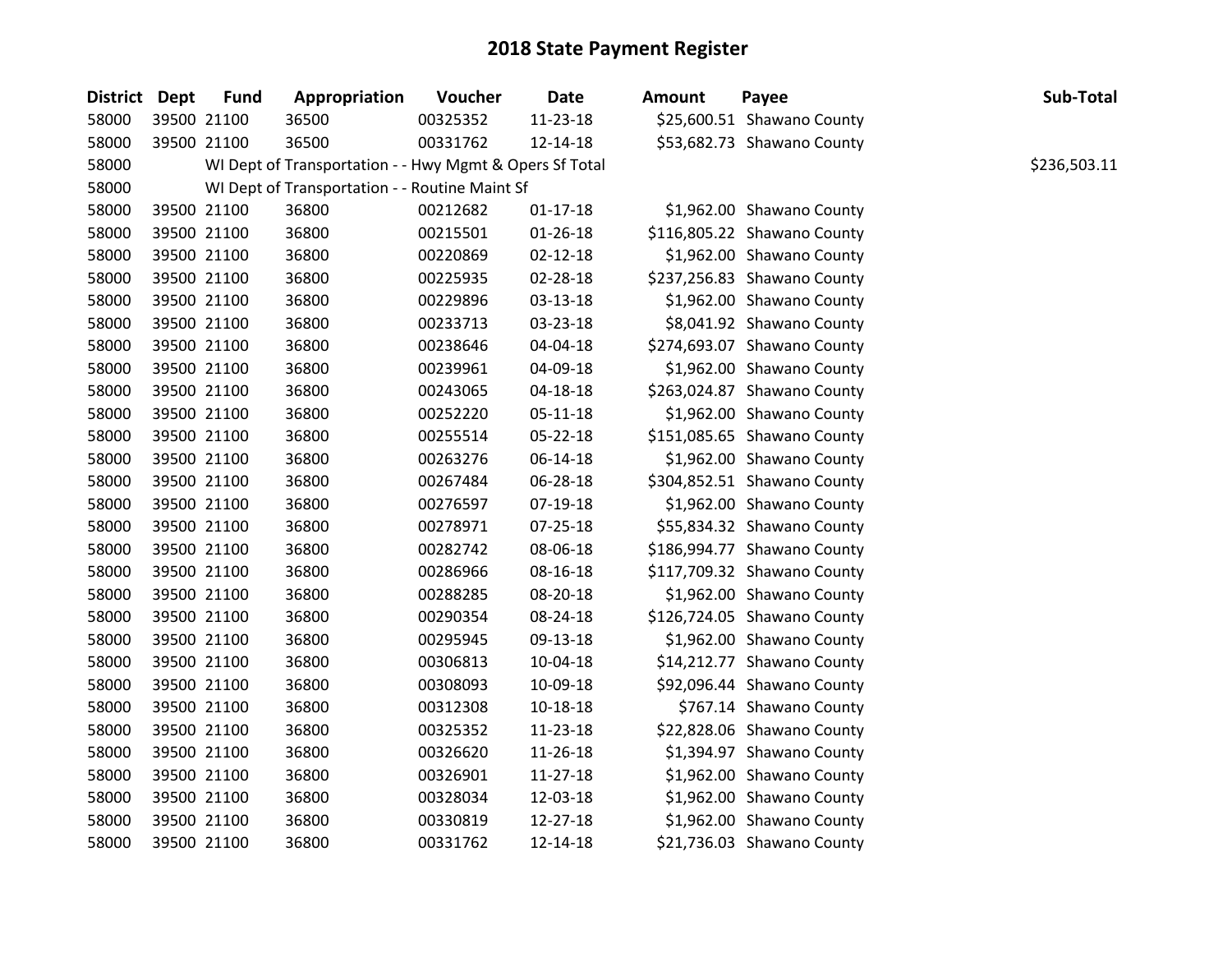# 2018 State Payment Register

| District | Dept | Fund | Appropriation | Voucher | Date | Amount | Payee | Sub-Total |
|---|---|---|---|---|---|---|---|---|
| 58000 | 39500 | 21100 | 36500 | 00325352 | 11-23-18 | $25,600.51 | Shawano County | |
| 58000 | 39500 | 21100 | 36500 | 00331762 | 12-14-18 | $53,682.73 | Shawano County | |
| 58000 | | WI Dept of Transportation - - Hwy Mgmt & Opers Sf Total | | | | | | $236,503.11 |
| 58000 | | WI Dept of Transportation - - Routine Maint Sf | | | | | | |
| 58000 | 39500 | 21100 | 36800 | 00212682 | 01-17-18 | $1,962.00 | Shawano County | |
| 58000 | 39500 | 21100 | 36800 | 00215501 | 01-26-18 | $116,805.22 | Shawano County | |
| 58000 | 39500 | 21100 | 36800 | 00220869 | 02-12-18 | $1,962.00 | Shawano County | |
| 58000 | 39500 | 21100 | 36800 | 00225935 | 02-28-18 | $237,256.83 | Shawano County | |
| 58000 | 39500 | 21100 | 36800 | 00229896 | 03-13-18 | $1,962.00 | Shawano County | |
| 58000 | 39500 | 21100 | 36800 | 00233713 | 03-23-18 | $8,041.92 | Shawano County | |
| 58000 | 39500 | 21100 | 36800 | 00238646 | 04-04-18 | $274,693.07 | Shawano County | |
| 58000 | 39500 | 21100 | 36800 | 00239961 | 04-09-18 | $1,962.00 | Shawano County | |
| 58000 | 39500 | 21100 | 36800 | 00243065 | 04-18-18 | $263,024.87 | Shawano County | |
| 58000 | 39500 | 21100 | 36800 | 00252220 | 05-11-18 | $1,962.00 | Shawano County | |
| 58000 | 39500 | 21100 | 36800 | 00255514 | 05-22-18 | $151,085.65 | Shawano County | |
| 58000 | 39500 | 21100 | 36800 | 00263276 | 06-14-18 | $1,962.00 | Shawano County | |
| 58000 | 39500 | 21100 | 36800 | 00267484 | 06-28-18 | $304,852.51 | Shawano County | |
| 58000 | 39500 | 21100 | 36800 | 00276597 | 07-19-18 | $1,962.00 | Shawano County | |
| 58000 | 39500 | 21100 | 36800 | 00278971 | 07-25-18 | $55,834.32 | Shawano County | |
| 58000 | 39500 | 21100 | 36800 | 00282742 | 08-06-18 | $186,994.77 | Shawano County | |
| 58000 | 39500 | 21100 | 36800 | 00286966 | 08-16-18 | $117,709.32 | Shawano County | |
| 58000 | 39500 | 21100 | 36800 | 00288285 | 08-20-18 | $1,962.00 | Shawano County | |
| 58000 | 39500 | 21100 | 36800 | 00290354 | 08-24-18 | $126,724.05 | Shawano County | |
| 58000 | 39500 | 21100 | 36800 | 00295945 | 09-13-18 | $1,962.00 | Shawano County | |
| 58000 | 39500 | 21100 | 36800 | 00306813 | 10-04-18 | $14,212.77 | Shawano County | |
| 58000 | 39500 | 21100 | 36800 | 00308093 | 10-09-18 | $92,096.44 | Shawano County | |
| 58000 | 39500 | 21100 | 36800 | 00312308 | 10-18-18 | $767.14 | Shawano County | |
| 58000 | 39500 | 21100 | 36800 | 00325352 | 11-23-18 | $22,828.06 | Shawano County | |
| 58000 | 39500 | 21100 | 36800 | 00326620 | 11-26-18 | $1,394.97 | Shawano County | |
| 58000 | 39500 | 21100 | 36800 | 00326901 | 11-27-18 | $1,962.00 | Shawano County | |
| 58000 | 39500 | 21100 | 36800 | 00328034 | 12-03-18 | $1,962.00 | Shawano County | |
| 58000 | 39500 | 21100 | 36800 | 00330819 | 12-27-18 | $1,962.00 | Shawano County | |
| 58000 | 39500 | 21100 | 36800 | 00331762 | 12-14-18 | $21,736.03 | Shawano County | |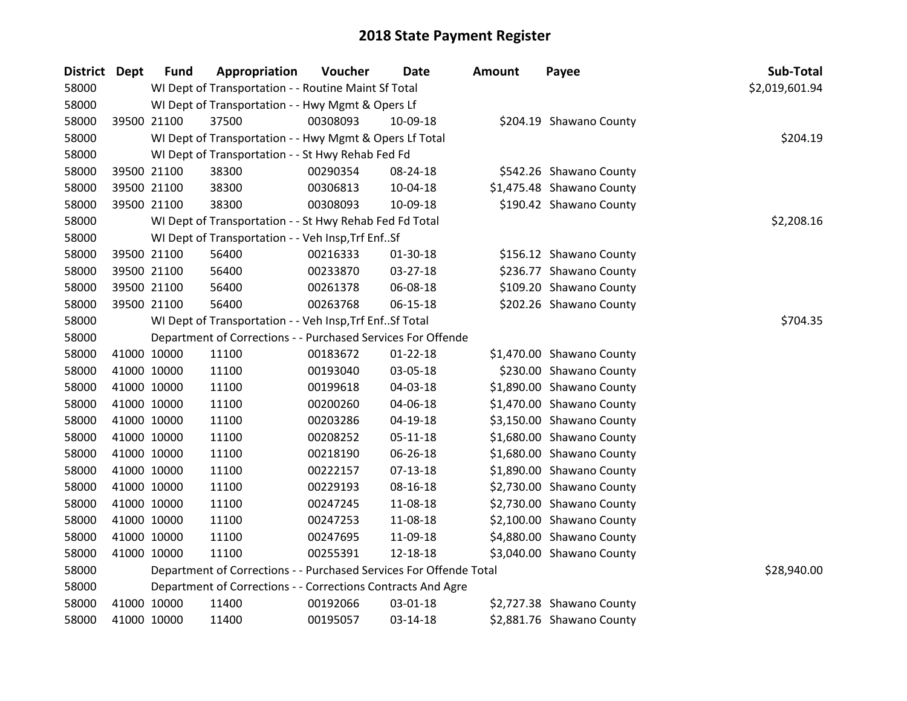# 2018 State Payment Register

| District | Dept | Fund | Appropriation | Voucher | Date | Amount | Payee | Sub-Total |
|---|---|---|---|---|---|---|---|---|
| 58000 | | WI Dept of Transportation - - Routine Maint Sf Total | | | | | | $2,019,601.94 |
| 58000 | | WI Dept of Transportation - - Hwy Mgmt & Opers Lf | | | | | | |
| 58000 | 39500 | 21100 | 37500 | 00308093 | 10-09-18 | $204.19 | Shawano County | |
| 58000 | | WI Dept of Transportation - - Hwy Mgmt & Opers Lf Total | | | | | | $204.19 |
| 58000 | | WI Dept of Transportation - - St Hwy Rehab Fed Fd | | | | | | |
| 58000 | 39500 | 21100 | 38300 | 00290354 | 08-24-18 | $542.26 | Shawano County | |
| 58000 | 39500 | 21100 | 38300 | 00306813 | 10-04-18 | $1,475.48 | Shawano County | |
| 58000 | 39500 | 21100 | 38300 | 00308093 | 10-09-18 | $190.42 | Shawano County | |
| 58000 | | WI Dept of Transportation - - St Hwy Rehab Fed Fd Total | | | | | | $2,208.16 |
| 58000 | | WI Dept of Transportation - - Veh Insp,Trf Enf..Sf | | | | | | |
| 58000 | 39500 | 21100 | 56400 | 00216333 | 01-30-18 | $156.12 | Shawano County | |
| 58000 | 39500 | 21100 | 56400 | 00233870 | 03-27-18 | $236.77 | Shawano County | |
| 58000 | 39500 | 21100 | 56400 | 00261378 | 06-08-18 | $109.20 | Shawano County | |
| 58000 | 39500 | 21100 | 56400 | 00263768 | 06-15-18 | $202.26 | Shawano County | |
| 58000 | | WI Dept of Transportation - - Veh Insp,Trf Enf..Sf Total | | | | | | $704.35 |
| 58000 | | Department of Corrections - - Purchased Services For Offende | | | | | | |
| 58000 | 41000 | 10000 | 11100 | 00183672 | 01-22-18 | $1,470.00 | Shawano County | |
| 58000 | 41000 | 10000 | 11100 | 00193040 | 03-05-18 | $230.00 | Shawano County | |
| 58000 | 41000 | 10000 | 11100 | 00199618 | 04-03-18 | $1,890.00 | Shawano County | |
| 58000 | 41000 | 10000 | 11100 | 00200260 | 04-06-18 | $1,470.00 | Shawano County | |
| 58000 | 41000 | 10000 | 11100 | 00203286 | 04-19-18 | $3,150.00 | Shawano County | |
| 58000 | 41000 | 10000 | 11100 | 00208252 | 05-11-18 | $1,680.00 | Shawano County | |
| 58000 | 41000 | 10000 | 11100 | 00218190 | 06-26-18 | $1,680.00 | Shawano County | |
| 58000 | 41000 | 10000 | 11100 | 00222157 | 07-13-18 | $1,890.00 | Shawano County | |
| 58000 | 41000 | 10000 | 11100 | 00229193 | 08-16-18 | $2,730.00 | Shawano County | |
| 58000 | 41000 | 10000 | 11100 | 00247245 | 11-08-18 | $2,730.00 | Shawano County | |
| 58000 | 41000 | 10000 | 11100 | 00247253 | 11-08-18 | $2,100.00 | Shawano County | |
| 58000 | 41000 | 10000 | 11100 | 00247695 | 11-09-18 | $4,880.00 | Shawano County | |
| 58000 | 41000 | 10000 | 11100 | 00255391 | 12-18-18 | $3,040.00 | Shawano County | |
| 58000 | | Department of Corrections - - Purchased Services For Offende Total | | | | | | $28,940.00 |
| 58000 | | Department of Corrections - - Corrections Contracts And Agre | | | | | | |
| 58000 | 41000 | 10000 | 11400 | 00192066 | 03-01-18 | $2,727.38 | Shawano County | |
| 58000 | 41000 | 10000 | 11400 | 00195057 | 03-14-18 | $2,881.76 | Shawano County | |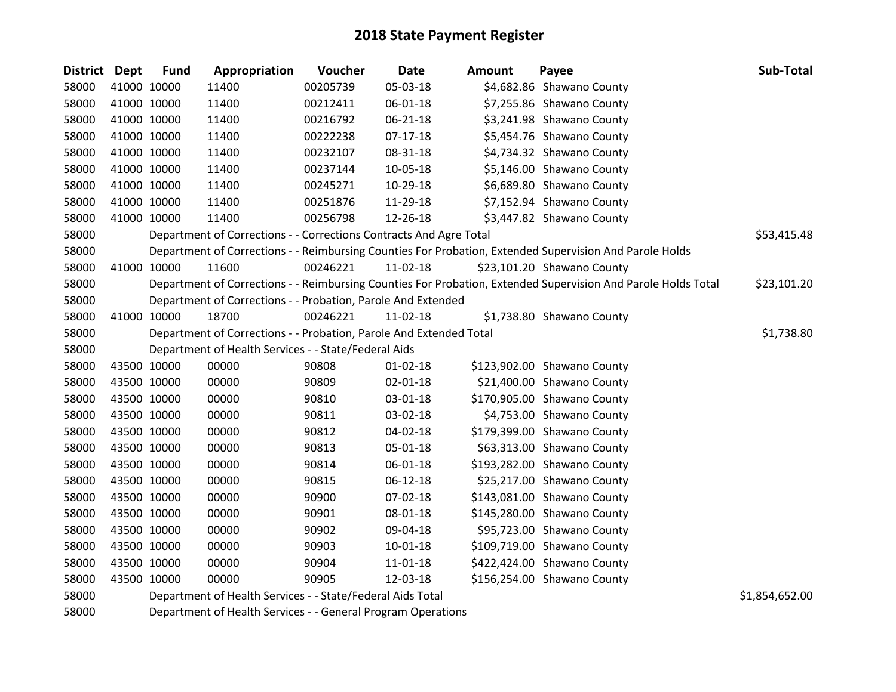# 2018 State Payment Register

| District | Dept | Fund | Appropriation | Voucher | Date | Amount | Payee | Sub-Total |
|---|---|---|---|---|---|---|---|---|
| 58000 | 41000 | 10000 | 11400 | 00205739 | 05-03-18 | $4,682.86 | Shawano County | |
| 58000 | 41000 | 10000 | 11400 | 00212411 | 06-01-18 | $7,255.86 | Shawano County | |
| 58000 | 41000 | 10000 | 11400 | 00216792 | 06-21-18 | $3,241.98 | Shawano County | |
| 58000 | 41000 | 10000 | 11400 | 00222238 | 07-17-18 | $5,454.76 | Shawano County | |
| 58000 | 41000 | 10000 | 11400 | 00232107 | 08-31-18 | $4,734.32 | Shawano County | |
| 58000 | 41000 | 10000 | 11400 | 00237144 | 10-05-18 | $5,146.00 | Shawano County | |
| 58000 | 41000 | 10000 | 11400 | 00245271 | 10-29-18 | $6,689.80 | Shawano County | |
| 58000 | 41000 | 10000 | 11400 | 00251876 | 11-29-18 | $7,152.94 | Shawano County | |
| 58000 | 41000 | 10000 | 11400 | 00256798 | 12-26-18 | $3,447.82 | Shawano County | |
| 58000 | | | Department of Corrections - - Corrections Contracts And Agre Total | | | | | $53,415.48 |
| 58000 | | | Department of Corrections - - Reimbursing Counties For Probation, Extended Supervision And Parole Holds | | | | | |
| 58000 | 41000 | 10000 | 11600 | 00246221 | 11-02-18 | $23,101.20 | Shawano County | |
| 58000 | | | Department of Corrections - - Reimbursing Counties For Probation, Extended Supervision And Parole Holds Total | | | | | $23,101.20 |
| 58000 | | | Department of Corrections - - Probation, Parole And Extended | | | | | |
| 58000 | 41000 | 10000 | 18700 | 00246221 | 11-02-18 | $1,738.80 | Shawano County | |
| 58000 | | | Department of Corrections - - Probation, Parole And Extended Total | | | | | $1,738.80 |
| 58000 | | | Department of Health Services - - State/Federal Aids | | | | | |
| 58000 | 43500 | 10000 | 00000 | 90808 | 01-02-18 | $123,902.00 | Shawano County | |
| 58000 | 43500 | 10000 | 00000 | 90809 | 02-01-18 | $21,400.00 | Shawano County | |
| 58000 | 43500 | 10000 | 00000 | 90810 | 03-01-18 | $170,905.00 | Shawano County | |
| 58000 | 43500 | 10000 | 00000 | 90811 | 03-02-18 | $4,753.00 | Shawano County | |
| 58000 | 43500 | 10000 | 00000 | 90812 | 04-02-18 | $179,399.00 | Shawano County | |
| 58000 | 43500 | 10000 | 00000 | 90813 | 05-01-18 | $63,313.00 | Shawano County | |
| 58000 | 43500 | 10000 | 00000 | 90814 | 06-01-18 | $193,282.00 | Shawano County | |
| 58000 | 43500 | 10000 | 00000 | 90815 | 06-12-18 | $25,217.00 | Shawano County | |
| 58000 | 43500 | 10000 | 00000 | 90900 | 07-02-18 | $143,081.00 | Shawano County | |
| 58000 | 43500 | 10000 | 00000 | 90901 | 08-01-18 | $145,280.00 | Shawano County | |
| 58000 | 43500 | 10000 | 00000 | 90902 | 09-04-18 | $95,723.00 | Shawano County | |
| 58000 | 43500 | 10000 | 00000 | 90903 | 10-01-18 | $109,719.00 | Shawano County | |
| 58000 | 43500 | 10000 | 00000 | 90904 | 11-01-18 | $422,424.00 | Shawano County | |
| 58000 | 43500 | 10000 | 00000 | 90905 | 12-03-18 | $156,254.00 | Shawano County | |
| 58000 | | | Department of Health Services - - State/Federal Aids Total | | | | | $1,854,652.00 |
| 58000 | | | Department of Health Services - - General Program Operations | | | | | |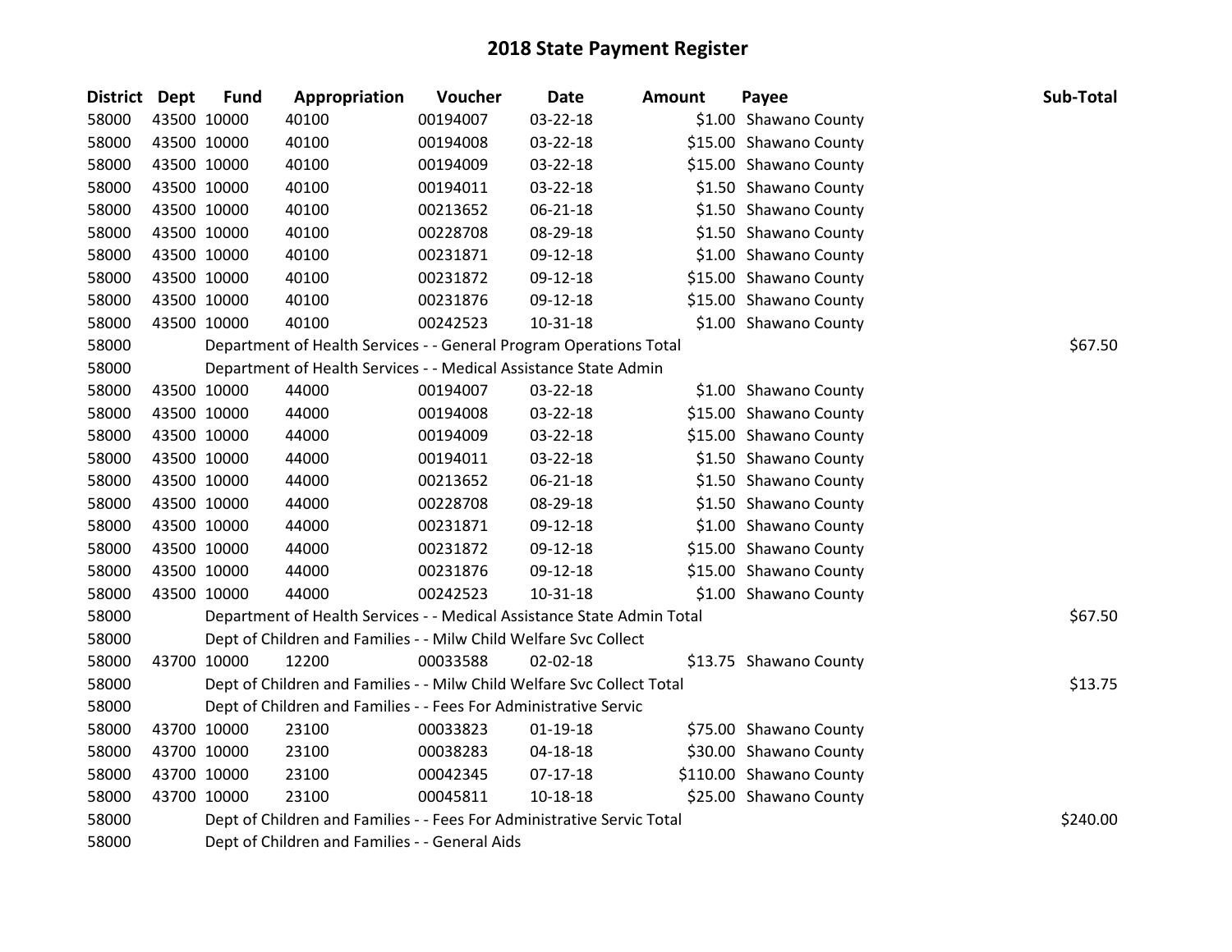# 2018 State Payment Register

| District | Dept | Fund | Appropriation | Voucher | Date | Amount | Payee | Sub-Total |
|---|---|---|---|---|---|---|---|---|
| 58000 | 43500 | 10000 | 40100 | 00194007 | 03-22-18 | $1.00 | Shawano County | |
| 58000 | 43500 | 10000 | 40100 | 00194008 | 03-22-18 | $15.00 | Shawano County | |
| 58000 | 43500 | 10000 | 40100 | 00194009 | 03-22-18 | $15.00 | Shawano County | |
| 58000 | 43500 | 10000 | 40100 | 00194011 | 03-22-18 | $1.50 | Shawano County | |
| 58000 | 43500 | 10000 | 40100 | 00213652 | 06-21-18 | $1.50 | Shawano County | |
| 58000 | 43500 | 10000 | 40100 | 00228708 | 08-29-18 | $1.50 | Shawano County | |
| 58000 | 43500 | 10000 | 40100 | 00231871 | 09-12-18 | $1.00 | Shawano County | |
| 58000 | 43500 | 10000 | 40100 | 00231872 | 09-12-18 | $15.00 | Shawano County | |
| 58000 | 43500 | 10000 | 40100 | 00231876 | 09-12-18 | $15.00 | Shawano County | |
| 58000 | 43500 | 10000 | 40100 | 00242523 | 10-31-18 | $1.00 | Shawano County | |
| 58000 | | Department of Health Services - - General Program Operations Total | | | | | | $67.50 |
| 58000 | | Department of Health Services - - Medical Assistance State Admin | | | | | | |
| 58000 | 43500 | 10000 | 44000 | 00194007 | 03-22-18 | $1.00 | Shawano County | |
| 58000 | 43500 | 10000 | 44000 | 00194008 | 03-22-18 | $15.00 | Shawano County | |
| 58000 | 43500 | 10000 | 44000 | 00194009 | 03-22-18 | $15.00 | Shawano County | |
| 58000 | 43500 | 10000 | 44000 | 00194011 | 03-22-18 | $1.50 | Shawano County | |
| 58000 | 43500 | 10000 | 44000 | 00213652 | 06-21-18 | $1.50 | Shawano County | |
| 58000 | 43500 | 10000 | 44000 | 00228708 | 08-29-18 | $1.50 | Shawano County | |
| 58000 | 43500 | 10000 | 44000 | 00231871 | 09-12-18 | $1.00 | Shawano County | |
| 58000 | 43500 | 10000 | 44000 | 00231872 | 09-12-18 | $15.00 | Shawano County | |
| 58000 | 43500 | 10000 | 44000 | 00231876 | 09-12-18 | $15.00 | Shawano County | |
| 58000 | 43500 | 10000 | 44000 | 00242523 | 10-31-18 | $1.00 | Shawano County | |
| 58000 | | Department of Health Services - - Medical Assistance State Admin Total | | | | | | $67.50 |
| 58000 | | Dept of Children and Families - - Milw Child Welfare Svc Collect | | | | | | |
| 58000 | 43700 | 10000 | 12200 | 00033588 | 02-02-18 | $13.75 | Shawano County | |
| 58000 | | Dept of Children and Families - - Milw Child Welfare Svc Collect Total | | | | | | $13.75 |
| 58000 | | Dept of Children and Families - - Fees For Administrative Servic | | | | | | |
| 58000 | 43700 | 10000 | 23100 | 00033823 | 01-19-18 | $75.00 | Shawano County | |
| 58000 | 43700 | 10000 | 23100 | 00038283 | 04-18-18 | $30.00 | Shawano County | |
| 58000 | 43700 | 10000 | 23100 | 00042345 | 07-17-18 | $110.00 | Shawano County | |
| 58000 | 43700 | 10000 | 23100 | 00045811 | 10-18-18 | $25.00 | Shawano County | |
| 58000 | | Dept of Children and Families - - Fees For Administrative Servic Total | | | | | | $240.00 |
| 58000 | | Dept of Children and Families - - General Aids | | | | | | |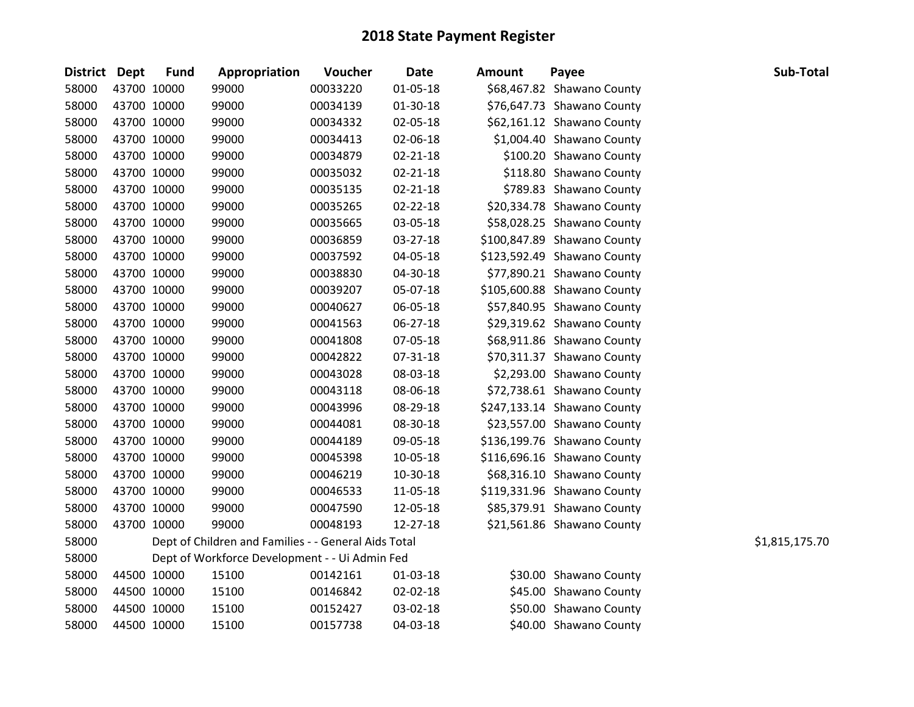# 2018 State Payment Register

| District | Dept | Fund | Appropriation | Voucher | Date | Amount | Payee | Sub-Total |
|---|---|---|---|---|---|---|---|---|
| 58000 | 43700 | 10000 | 99000 | 00033220 | 01-05-18 | $68,467.82 | Shawano County | |
| 58000 | 43700 | 10000 | 99000 | 00034139 | 01-30-18 | $76,647.73 | Shawano County | |
| 58000 | 43700 | 10000 | 99000 | 00034332 | 02-05-18 | $62,161.12 | Shawano County | |
| 58000 | 43700 | 10000 | 99000 | 00034413 | 02-06-18 | $1,004.40 | Shawano County | |
| 58000 | 43700 | 10000 | 99000 | 00034879 | 02-21-18 | $100.20 | Shawano County | |
| 58000 | 43700 | 10000 | 99000 | 00035032 | 02-21-18 | $118.80 | Shawano County | |
| 58000 | 43700 | 10000 | 99000 | 00035135 | 02-21-18 | $789.83 | Shawano County | |
| 58000 | 43700 | 10000 | 99000 | 00035265 | 02-22-18 | $20,334.78 | Shawano County | |
| 58000 | 43700 | 10000 | 99000 | 00035665 | 03-05-18 | $58,028.25 | Shawano County | |
| 58000 | 43700 | 10000 | 99000 | 00036859 | 03-27-18 | $100,847.89 | Shawano County | |
| 58000 | 43700 | 10000 | 99000 | 00037592 | 04-05-18 | $123,592.49 | Shawano County | |
| 58000 | 43700 | 10000 | 99000 | 00038830 | 04-30-18 | $77,890.21 | Shawano County | |
| 58000 | 43700 | 10000 | 99000 | 00039207 | 05-07-18 | $105,600.88 | Shawano County | |
| 58000 | 43700 | 10000 | 99000 | 00040627 | 06-05-18 | $57,840.95 | Shawano County | |
| 58000 | 43700 | 10000 | 99000 | 00041563 | 06-27-18 | $29,319.62 | Shawano County | |
| 58000 | 43700 | 10000 | 99000 | 00041808 | 07-05-18 | $68,911.86 | Shawano County | |
| 58000 | 43700 | 10000 | 99000 | 00042822 | 07-31-18 | $70,311.37 | Shawano County | |
| 58000 | 43700 | 10000 | 99000 | 00043028 | 08-03-18 | $2,293.00 | Shawano County | |
| 58000 | 43700 | 10000 | 99000 | 00043118 | 08-06-18 | $72,738.61 | Shawano County | |
| 58000 | 43700 | 10000 | 99000 | 00043996 | 08-29-18 | $247,133.14 | Shawano County | |
| 58000 | 43700 | 10000 | 99000 | 00044081 | 08-30-18 | $23,557.00 | Shawano County | |
| 58000 | 43700 | 10000 | 99000 | 00044189 | 09-05-18 | $136,199.76 | Shawano County | |
| 58000 | 43700 | 10000 | 99000 | 00045398 | 10-05-18 | $116,696.16 | Shawano County | |
| 58000 | 43700 | 10000 | 99000 | 00046219 | 10-30-18 | $68,316.10 | Shawano County | |
| 58000 | 43700 | 10000 | 99000 | 00046533 | 11-05-18 | $119,331.96 | Shawano County | |
| 58000 | 43700 | 10000 | 99000 | 00047590 | 12-05-18 | $85,379.91 | Shawano County | |
| 58000 | 43700 | 10000 | 99000 | 00048193 | 12-27-18 | $21,561.86 | Shawano County | |
| 58000 | | Dept of Children and Families - - General Aids Total | | | | | | $1,815,175.70 |
| 58000 | | Dept of Workforce Development - - Ui Admin Fed | | | | | | |
| 58000 | 44500 | 10000 | 15100 | 00142161 | 01-03-18 | $30.00 | Shawano County | |
| 58000 | 44500 | 10000 | 15100 | 00146842 | 02-02-18 | $45.00 | Shawano County | |
| 58000 | 44500 | 10000 | 15100 | 00152427 | 03-02-18 | $50.00 | Shawano County | |
| 58000 | 44500 | 10000 | 15100 | 00157738 | 04-03-18 | $40.00 | Shawano County | |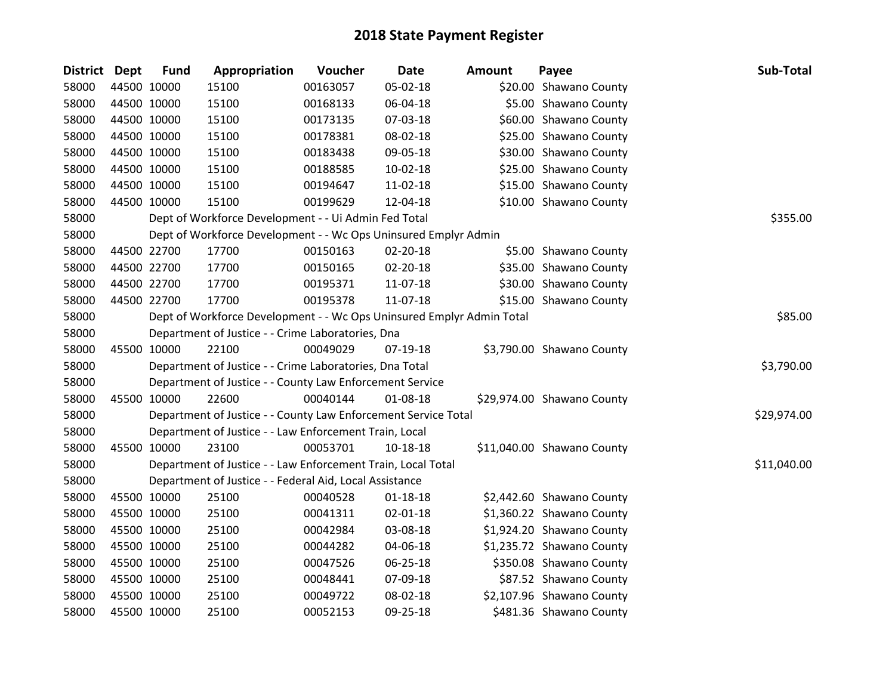# 2018 State Payment Register

| District | Dept | Fund | Appropriation | Voucher | Date | Amount | Payee | Sub-Total |
|---|---|---|---|---|---|---|---|---|
| 58000 | 44500 | 10000 | 15100 | 00163057 | 05-02-18 | $20.00 | Shawano County | |
| 58000 | 44500 | 10000 | 15100 | 00168133 | 06-04-18 | $5.00 | Shawano County | |
| 58000 | 44500 | 10000 | 15100 | 00173135 | 07-03-18 | $60.00 | Shawano County | |
| 58000 | 44500 | 10000 | 15100 | 00178381 | 08-02-18 | $25.00 | Shawano County | |
| 58000 | 44500 | 10000 | 15100 | 00183438 | 09-05-18 | $30.00 | Shawano County | |
| 58000 | 44500 | 10000 | 15100 | 00188585 | 10-02-18 | $25.00 | Shawano County | |
| 58000 | 44500 | 10000 | 15100 | 00194647 | 11-02-18 | $15.00 | Shawano County | |
| 58000 | 44500 | 10000 | 15100 | 00199629 | 12-04-18 | $10.00 | Shawano County | |
| 58000 | | Dept of Workforce Development - - Ui Admin Fed Total | | | | | | $355.00 |
| 58000 | | Dept of Workforce Development - - Wc Ops Uninsured Emplyr Admin | | | | | | |
| 58000 | 44500 | 22700 | 17700 | 00150163 | 02-20-18 | $5.00 | Shawano County | |
| 58000 | 44500 | 22700 | 17700 | 00150165 | 02-20-18 | $35.00 | Shawano County | |
| 58000 | 44500 | 22700 | 17700 | 00195371 | 11-07-18 | $30.00 | Shawano County | |
| 58000 | 44500 | 22700 | 17700 | 00195378 | 11-07-18 | $15.00 | Shawano County | |
| 58000 | | Dept of Workforce Development - - Wc Ops Uninsured Emplyr Admin Total | | | | | | $85.00 |
| 58000 | | Department of Justice - - Crime Laboratories, Dna | | | | | | |
| 58000 | 45500 | 10000 | 22100 | 00049029 | 07-19-18 | $3,790.00 | Shawano County | |
| 58000 | | Department of Justice - - Crime Laboratories, Dna Total | | | | | | $3,790.00 |
| 58000 | | Department of Justice - - County Law Enforcement Service | | | | | | |
| 58000 | 45500 | 10000 | 22600 | 00040144 | 01-08-18 | $29,974.00 | Shawano County | |
| 58000 | | Department of Justice - - County Law Enforcement Service Total | | | | | | $29,974.00 |
| 58000 | | Department of Justice - - Law Enforcement Train, Local | | | | | | |
| 58000 | 45500 | 10000 | 23100 | 00053701 | 10-18-18 | $11,040.00 | Shawano County | |
| 58000 | | Department of Justice - - Law Enforcement Train, Local Total | | | | | | $11,040.00 |
| 58000 | | Department of Justice - - Federal Aid, Local Assistance | | | | | | |
| 58000 | 45500 | 10000 | 25100 | 00040528 | 01-18-18 | $2,442.60 | Shawano County | |
| 58000 | 45500 | 10000 | 25100 | 00041311 | 02-01-18 | $1,360.22 | Shawano County | |
| 58000 | 45500 | 10000 | 25100 | 00042984 | 03-08-18 | $1,924.20 | Shawano County | |
| 58000 | 45500 | 10000 | 25100 | 00044282 | 04-06-18 | $1,235.72 | Shawano County | |
| 58000 | 45500 | 10000 | 25100 | 00047526 | 06-25-18 | $350.08 | Shawano County | |
| 58000 | 45500 | 10000 | 25100 | 00048441 | 07-09-18 | $87.52 | Shawano County | |
| 58000 | 45500 | 10000 | 25100 | 00049722 | 08-02-18 | $2,107.96 | Shawano County | |
| 58000 | 45500 | 10000 | 25100 | 00052153 | 09-25-18 | $481.36 | Shawano County | |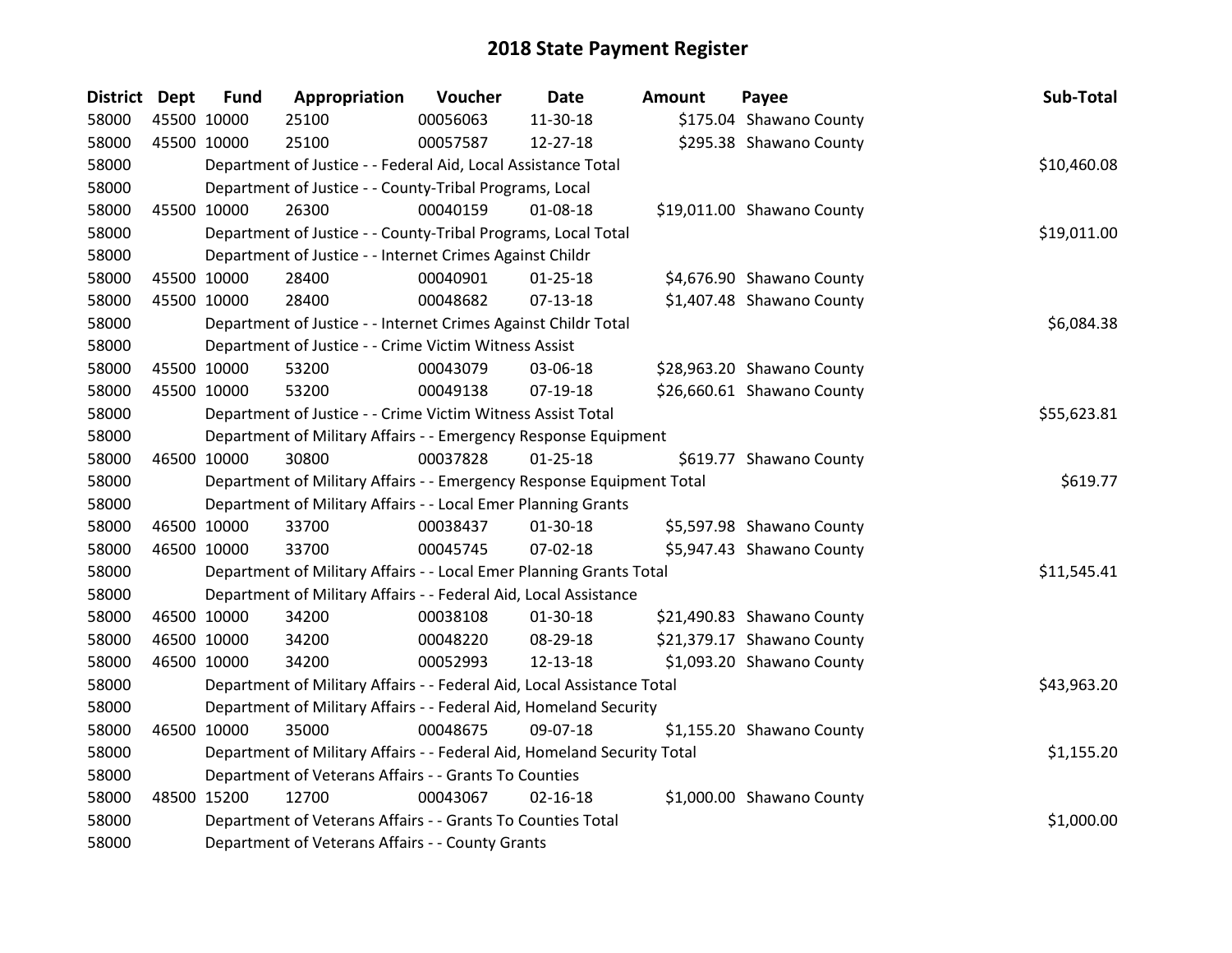# 2018 State Payment Register

| District | Dept | Fund | Appropriation | Voucher | Date | Amount | Payee | Sub-Total |
|---|---|---|---|---|---|---|---|---|
| 58000 | 45500 | 10000 | 25100 | 00056063 | 11-30-18 | $175.04 | Shawano County | |
| 58000 | 45500 | 10000 | 25100 | 00057587 | 12-27-18 | $295.38 | Shawano County | |
| 58000 | | | Department of Justice - - Federal Aid, Local Assistance Total | | | | | $10,460.08 |
| 58000 | | | Department of Justice - - County-Tribal Programs, Local | | | | | |
| 58000 | 45500 | 10000 | 26300 | 00040159 | 01-08-18 | $19,011.00 | Shawano County | |
| 58000 | | | Department of Justice - - County-Tribal Programs, Local Total | | | | | $19,011.00 |
| 58000 | | | Department of Justice - - Internet Crimes Against Childr | | | | | |
| 58000 | 45500 | 10000 | 28400 | 00040901 | 01-25-18 | $4,676.90 | Shawano County | |
| 58000 | 45500 | 10000 | 28400 | 00048682 | 07-13-18 | $1,407.48 | Shawano County | |
| 58000 | | | Department of Justice - - Internet Crimes Against Childr Total | | | | | $6,084.38 |
| 58000 | | | Department of Justice - - Crime Victim Witness Assist | | | | | |
| 58000 | 45500 | 10000 | 53200 | 00043079 | 03-06-18 | $28,963.20 | Shawano County | |
| 58000 | 45500 | 10000 | 53200 | 00049138 | 07-19-18 | $26,660.61 | Shawano County | |
| 58000 | | | Department of Justice - - Crime Victim Witness Assist Total | | | | | $55,623.81 |
| 58000 | | | Department of Military Affairs - - Emergency Response Equipment | | | | | |
| 58000 | 46500 | 10000 | 30800 | 00037828 | 01-25-18 | $619.77 | Shawano County | |
| 58000 | | | Department of Military Affairs - - Emergency Response Equipment Total | | | | | $619.77 |
| 58000 | | | Department of Military Affairs - - Local Emer Planning Grants | | | | | |
| 58000 | 46500 | 10000 | 33700 | 00038437 | 01-30-18 | $5,597.98 | Shawano County | |
| 58000 | 46500 | 10000 | 33700 | 00045745 | 07-02-18 | $5,947.43 | Shawano County | |
| 58000 | | | Department of Military Affairs - - Local Emer Planning Grants Total | | | | | $11,545.41 |
| 58000 | | | Department of Military Affairs - - Federal Aid, Local Assistance | | | | | |
| 58000 | 46500 | 10000 | 34200 | 00038108 | 01-30-18 | $21,490.83 | Shawano County | |
| 58000 | 46500 | 10000 | 34200 | 00048220 | 08-29-18 | $21,379.17 | Shawano County | |
| 58000 | 46500 | 10000 | 34200 | 00052993 | 12-13-18 | $1,093.20 | Shawano County | |
| 58000 | | | Department of Military Affairs - - Federal Aid, Local Assistance Total | | | | | $43,963.20 |
| 58000 | | | Department of Military Affairs - - Federal Aid, Homeland Security | | | | | |
| 58000 | 46500 | 10000 | 35000 | 00048675 | 09-07-18 | $1,155.20 | Shawano County | |
| 58000 | | | Department of Military Affairs - - Federal Aid, Homeland Security Total | | | | | $1,155.20 |
| 58000 | | | Department of Veterans Affairs - - Grants To Counties | | | | | |
| 58000 | 48500 | 15200 | 12700 | 00043067 | 02-16-18 | $1,000.00 | Shawano County | |
| 58000 | | | Department of Veterans Affairs - - Grants To Counties Total | | | | | $1,000.00 |
| 58000 | | | Department of Veterans Affairs - - County Grants | | | | | |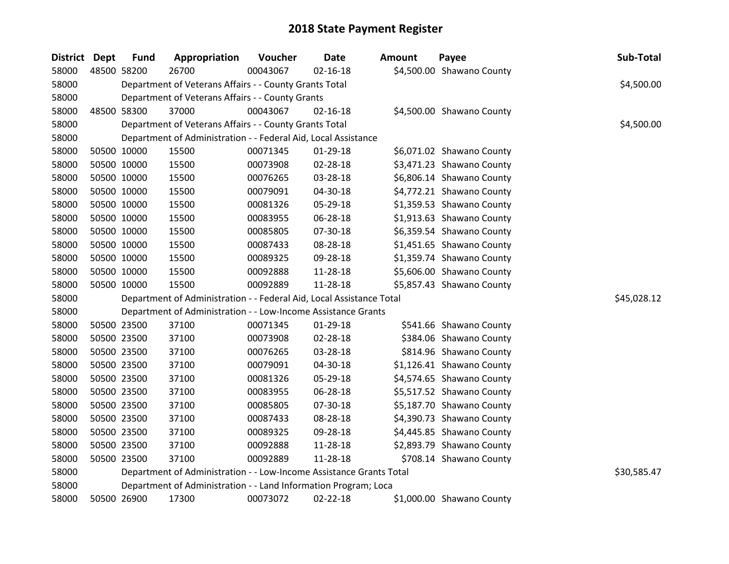# 2018 State Payment Register

| District | Dept | Fund | Appropriation | Voucher | Date | Amount | Payee | Sub-Total |
|---|---|---|---|---|---|---|---|---|
| 58000 | 48500 | 58200 | 26700 | 00043067 | 02-16-18 | $4,500.00 | Shawano County | |
| 58000 | | Department of Veterans Affairs - - County Grants Total | | | | | | $4,500.00 |
| 58000 | | Department of Veterans Affairs - - County Grants | | | | | | |
| 58000 | 48500 | 58300 | 37000 | 00043067 | 02-16-18 | $4,500.00 | Shawano County | |
| 58000 | | Department of Veterans Affairs - - County Grants Total | | | | | | $4,500.00 |
| 58000 | | Department of Administration - - Federal Aid, Local Assistance | | | | | | |
| 58000 | 50500 | 10000 | 15500 | 00071345 | 01-29-18 | $6,071.02 | Shawano County | |
| 58000 | 50500 | 10000 | 15500 | 00073908 | 02-28-18 | $3,471.23 | Shawano County | |
| 58000 | 50500 | 10000 | 15500 | 00076265 | 03-28-18 | $6,806.14 | Shawano County | |
| 58000 | 50500 | 10000 | 15500 | 00079091 | 04-30-18 | $4,772.21 | Shawano County | |
| 58000 | 50500 | 10000 | 15500 | 00081326 | 05-29-18 | $1,359.53 | Shawano County | |
| 58000 | 50500 | 10000 | 15500 | 00083955 | 06-28-18 | $1,913.63 | Shawano County | |
| 58000 | 50500 | 10000 | 15500 | 00085805 | 07-30-18 | $6,359.54 | Shawano County | |
| 58000 | 50500 | 10000 | 15500 | 00087433 | 08-28-18 | $1,451.65 | Shawano County | |
| 58000 | 50500 | 10000 | 15500 | 00089325 | 09-28-18 | $1,359.74 | Shawano County | |
| 58000 | 50500 | 10000 | 15500 | 00092888 | 11-28-18 | $5,606.00 | Shawano County | |
| 58000 | 50500 | 10000 | 15500 | 00092889 | 11-28-18 | $5,857.43 | Shawano County | |
| 58000 | | Department of Administration - - Federal Aid, Local Assistance Total | | | | | | $45,028.12 |
| 58000 | | Department of Administration - - Low-Income Assistance Grants | | | | | | |
| 58000 | 50500 | 23500 | 37100 | 00071345 | 01-29-18 | $541.66 | Shawano County | |
| 58000 | 50500 | 23500 | 37100 | 00073908 | 02-28-18 | $384.06 | Shawano County | |
| 58000 | 50500 | 23500 | 37100 | 00076265 | 03-28-18 | $814.96 | Shawano County | |
| 58000 | 50500 | 23500 | 37100 | 00079091 | 04-30-18 | $1,126.41 | Shawano County | |
| 58000 | 50500 | 23500 | 37100 | 00081326 | 05-29-18 | $4,574.65 | Shawano County | |
| 58000 | 50500 | 23500 | 37100 | 00083955 | 06-28-18 | $5,517.52 | Shawano County | |
| 58000 | 50500 | 23500 | 37100 | 00085805 | 07-30-18 | $5,187.70 | Shawano County | |
| 58000 | 50500 | 23500 | 37100 | 00087433 | 08-28-18 | $4,390.73 | Shawano County | |
| 58000 | 50500 | 23500 | 37100 | 00089325 | 09-28-18 | $4,445.85 | Shawano County | |
| 58000 | 50500 | 23500 | 37100 | 00092888 | 11-28-18 | $2,893.79 | Shawano County | |
| 58000 | 50500 | 23500 | 37100 | 00092889 | 11-28-18 | $708.14 | Shawano County | |
| 58000 | | Department of Administration - - Low-Income Assistance Grants Total | | | | | | $30,585.47 |
| 58000 | | Department of Administration - - Land Information Program; Loca | | | | | | |
| 58000 | 50500 | 26900 | 17300 | 00073072 | 02-22-18 | $1,000.00 | Shawano County | |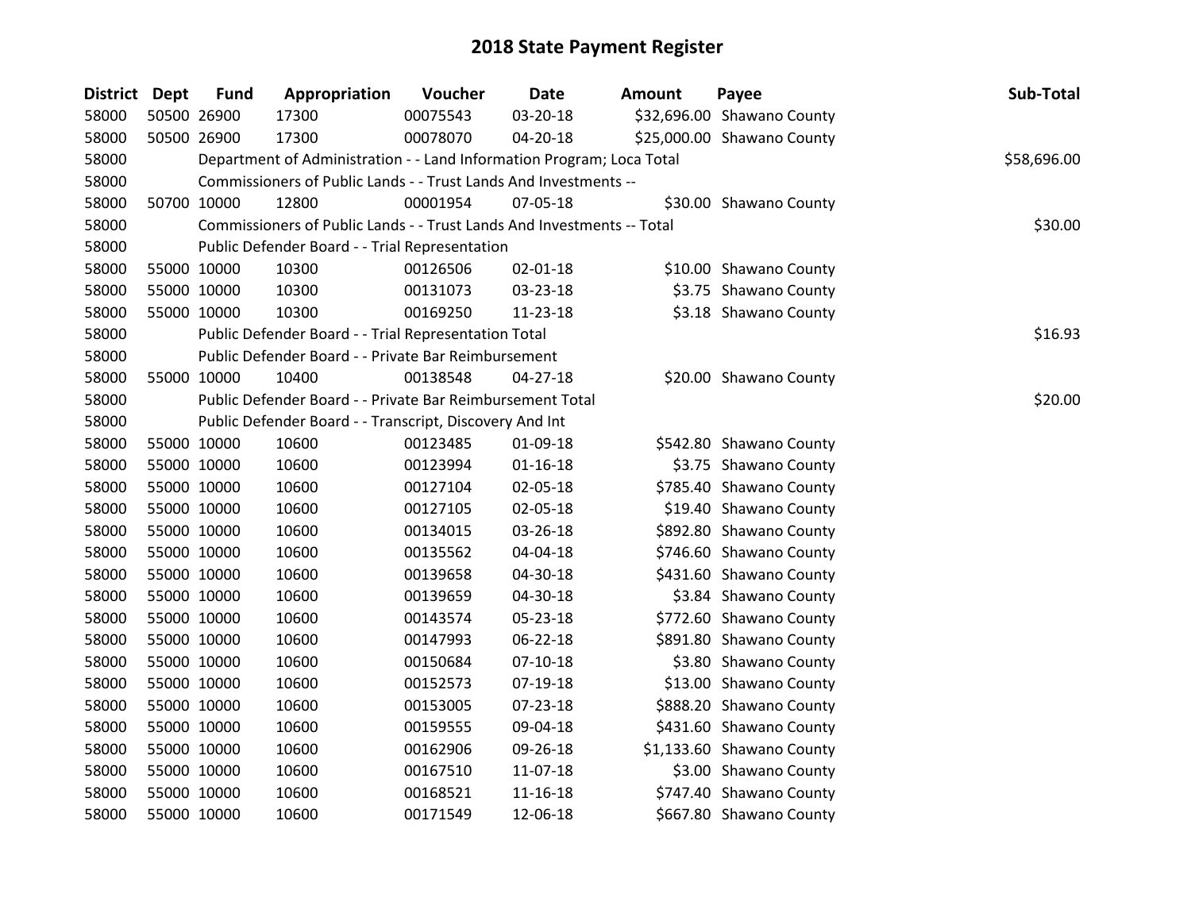# 2018 State Payment Register

| District | Dept | Fund | Appropriation | Voucher | Date | Amount | Payee | Sub-Total |
|---|---|---|---|---|---|---|---|---|
| 58000 | 50500 | 26900 | 17300 | 00075543 | 03-20-18 | $32,696.00 | Shawano County | |
| 58000 | 50500 | 26900 | 17300 | 00078070 | 04-20-18 | $25,000.00 | Shawano County | |
| 58000 | Department of Administration - - Land Information Program; Loca Total | | | | | | | $58,696.00 |
| 58000 | Commissioners of Public Lands - - Trust Lands And Investments -- | | | | | | | |
| 58000 | 50700 | 10000 | 12800 | 00001954 | 07-05-18 | $30.00 | Shawano County | |
| 58000 | Commissioners of Public Lands - - Trust Lands And Investments -- Total | | | | | | | $30.00 |
| 58000 | Public Defender Board - - Trial Representation | | | | | | | |
| 58000 | 55000 | 10000 | 10300 | 00126506 | 02-01-18 | $10.00 | Shawano County | |
| 58000 | 55000 | 10000 | 10300 | 00131073 | 03-23-18 | $3.75 | Shawano County | |
| 58000 | 55000 | 10000 | 10300 | 00169250 | 11-23-18 | $3.18 | Shawano County | |
| 58000 | Public Defender Board - - Trial Representation Total | | | | | | | $16.93 |
| 58000 | Public Defender Board - - Private Bar Reimbursement | | | | | | | |
| 58000 | 55000 | 10000 | 10400 | 00138548 | 04-27-18 | $20.00 | Shawano County | |
| 58000 | Public Defender Board - - Private Bar Reimbursement Total | | | | | | | $20.00 |
| 58000 | Public Defender Board - - Transcript, Discovery And Int | | | | | | | |
| 58000 | 55000 | 10000 | 10600 | 00123485 | 01-09-18 | $542.80 | Shawano County | |
| 58000 | 55000 | 10000 | 10600 | 00123994 | 01-16-18 | $3.75 | Shawano County | |
| 58000 | 55000 | 10000 | 10600 | 00127104 | 02-05-18 | $785.40 | Shawano County | |
| 58000 | 55000 | 10000 | 10600 | 00127105 | 02-05-18 | $19.40 | Shawano County | |
| 58000 | 55000 | 10000 | 10600 | 00134015 | 03-26-18 | $892.80 | Shawano County | |
| 58000 | 55000 | 10000 | 10600 | 00135562 | 04-04-18 | $746.60 | Shawano County | |
| 58000 | 55000 | 10000 | 10600 | 00139658 | 04-30-18 | $431.60 | Shawano County | |
| 58000 | 55000 | 10000 | 10600 | 00139659 | 04-30-18 | $3.84 | Shawano County | |
| 58000 | 55000 | 10000 | 10600 | 00143574 | 05-23-18 | $772.60 | Shawano County | |
| 58000 | 55000 | 10000 | 10600 | 00147993 | 06-22-18 | $891.80 | Shawano County | |
| 58000 | 55000 | 10000 | 10600 | 00150684 | 07-10-18 | $3.80 | Shawano County | |
| 58000 | 55000 | 10000 | 10600 | 00152573 | 07-19-18 | $13.00 | Shawano County | |
| 58000 | 55000 | 10000 | 10600 | 00153005 | 07-23-18 | $888.20 | Shawano County | |
| 58000 | 55000 | 10000 | 10600 | 00159555 | 09-04-18 | $431.60 | Shawano County | |
| 58000 | 55000 | 10000 | 10600 | 00162906 | 09-26-18 | $1,133.60 | Shawano County | |
| 58000 | 55000 | 10000 | 10600 | 00167510 | 11-07-18 | $3.00 | Shawano County | |
| 58000 | 55000 | 10000 | 10600 | 00168521 | 11-16-18 | $747.40 | Shawano County | |
| 58000 | 55000 | 10000 | 10600 | 00171549 | 12-06-18 | $667.80 | Shawano County | |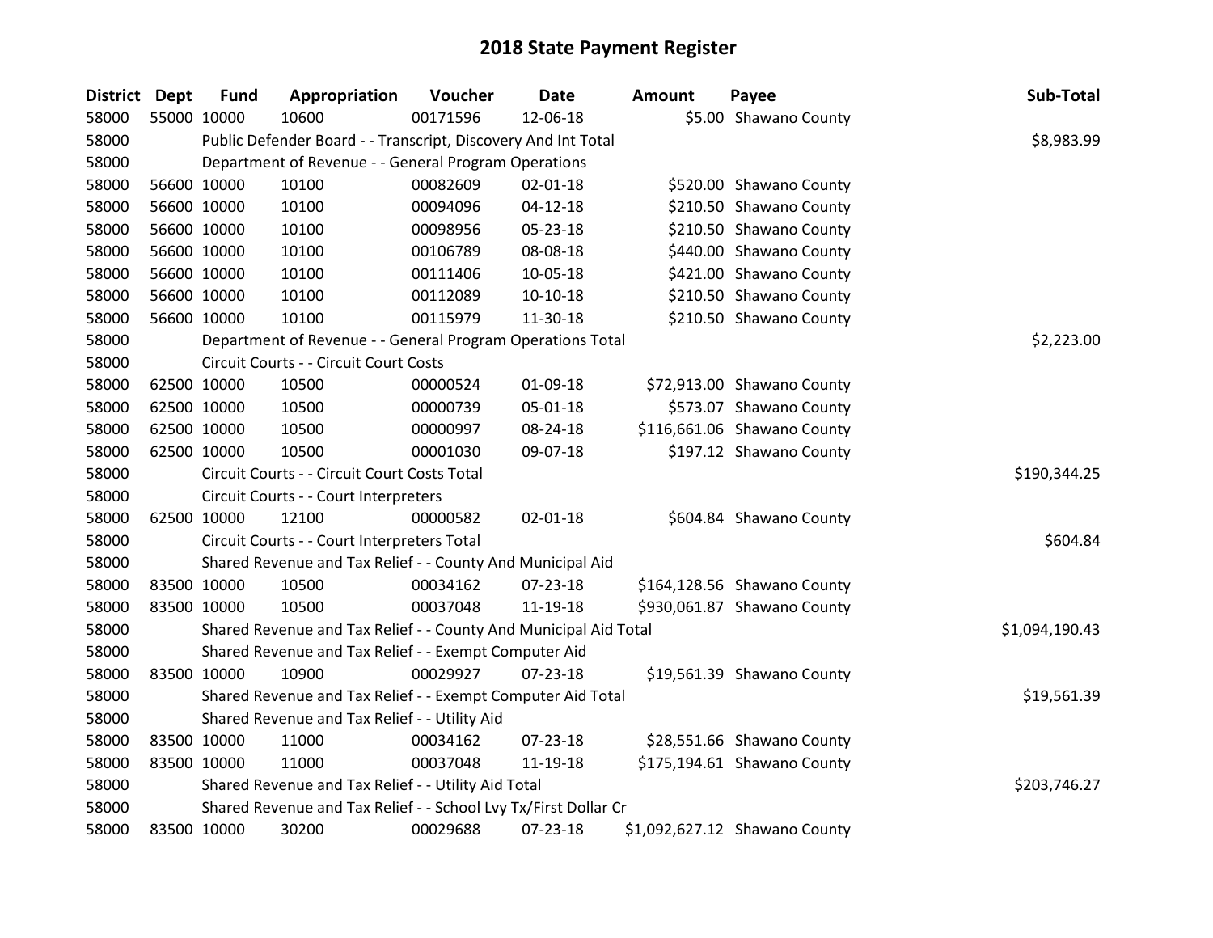# 2018 State Payment Register

| District | Dept | Fund | Appropriation | Voucher | Date | Amount | Payee | Sub-Total |
|---|---|---|---|---|---|---|---|---|
| 58000 | 55000 | 10000 | 10600 | 00171596 | 12-06-18 | $5.00 | Shawano County | |
| 58000 | | Public Defender Board - - Transcript, Discovery And Int Total | | | | | | $8,983.99 |
| 58000 | | Department of Revenue - - General Program Operations | | | | | | |
| 58000 | 56600 | 10000 | 10100 | 00082609 | 02-01-18 | $520.00 | Shawano County | |
| 58000 | 56600 | 10000 | 10100 | 00094096 | 04-12-18 | $210.50 | Shawano County | |
| 58000 | 56600 | 10000 | 10100 | 00098956 | 05-23-18 | $210.50 | Shawano County | |
| 58000 | 56600 | 10000 | 10100 | 00106789 | 08-08-18 | $440.00 | Shawano County | |
| 58000 | 56600 | 10000 | 10100 | 00111406 | 10-05-18 | $421.00 | Shawano County | |
| 58000 | 56600 | 10000 | 10100 | 00112089 | 10-10-18 | $210.50 | Shawano County | |
| 58000 | 56600 | 10000 | 10100 | 00115979 | 11-30-18 | $210.50 | Shawano County | |
| 58000 | | Department of Revenue - - General Program Operations Total | | | | | | $2,223.00 |
| 58000 | | Circuit Courts - - Circuit Court Costs | | | | | | |
| 58000 | 62500 | 10000 | 10500 | 00000524 | 01-09-18 | $72,913.00 | Shawano County | |
| 58000 | 62500 | 10000 | 10500 | 00000739 | 05-01-18 | $573.07 | Shawano County | |
| 58000 | 62500 | 10000 | 10500 | 00000997 | 08-24-18 | $116,661.06 | Shawano County | |
| 58000 | 62500 | 10000 | 10500 | 00001030 | 09-07-18 | $197.12 | Shawano County | |
| 58000 | | Circuit Courts - - Circuit Court Costs Total | | | | | | $190,344.25 |
| 58000 | | Circuit Courts - - Court Interpreters | | | | | | |
| 58000 | 62500 | 10000 | 12100 | 00000582 | 02-01-18 | $604.84 | Shawano County | |
| 58000 | | Circuit Courts - - Court Interpreters Total | | | | | | $604.84 |
| 58000 | | Shared Revenue and Tax Relief - - County And Municipal Aid | | | | | | |
| 58000 | 83500 | 10000 | 10500 | 00034162 | 07-23-18 | $164,128.56 | Shawano County | |
| 58000 | 83500 | 10000 | 10500 | 00037048 | 11-19-18 | $930,061.87 | Shawano County | |
| 58000 | | Shared Revenue and Tax Relief - - County And Municipal Aid Total | | | | | | $1,094,190.43 |
| 58000 | | Shared Revenue and Tax Relief - - Exempt Computer Aid | | | | | | |
| 58000 | 83500 | 10000 | 10900 | 00029927 | 07-23-18 | $19,561.39 | Shawano County | |
| 58000 | | Shared Revenue and Tax Relief - - Exempt Computer Aid Total | | | | | | $19,561.39 |
| 58000 | | Shared Revenue and Tax Relief - - Utility Aid | | | | | | |
| 58000 | 83500 | 10000 | 11000 | 00034162 | 07-23-18 | $28,551.66 | Shawano County | |
| 58000 | 83500 | 10000 | 11000 | 00037048 | 11-19-18 | $175,194.61 | Shawano County | |
| 58000 | | Shared Revenue and Tax Relief - - Utility Aid Total | | | | | | $203,746.27 |
| 58000 | | Shared Revenue and Tax Relief - - School Lvy Tx/First Dollar Cr | | | | | | |
| 58000 | 83500 | 10000 | 30200 | 00029688 | 07-23-18 | $1,092,627.12 | Shawano County | |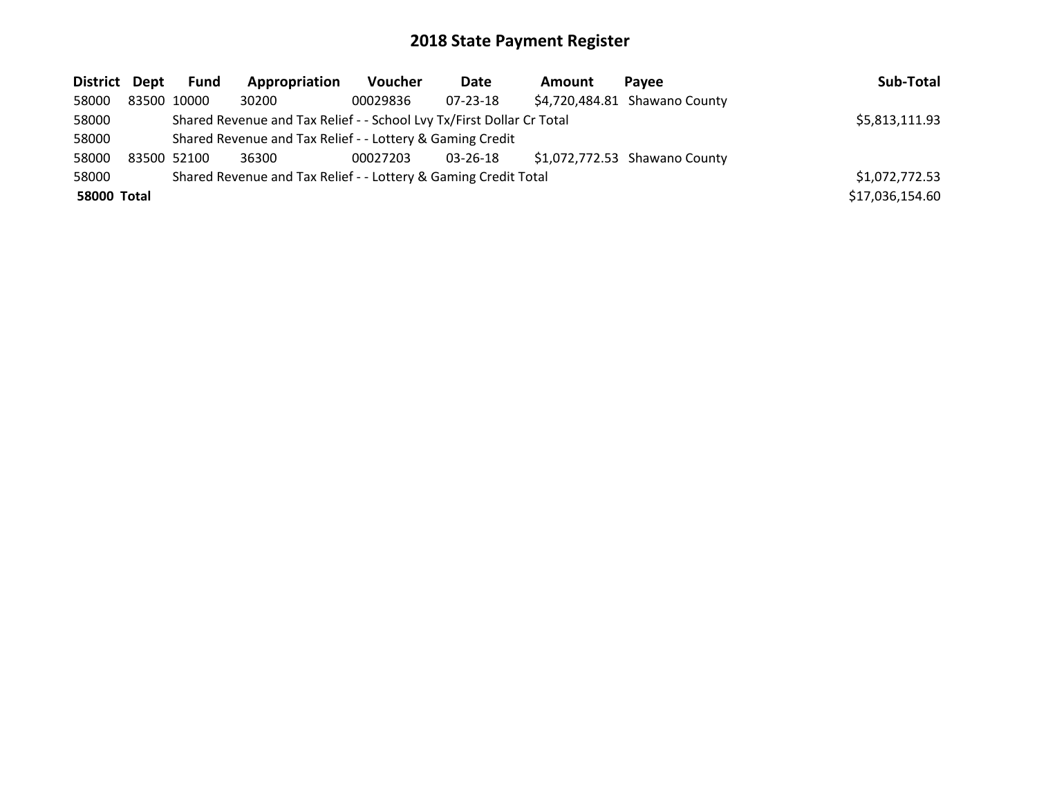# 2018 State Payment Register

| District | Dept | Fund | Appropriation | Voucher | Date | Amount | Payee | Sub-Total |
|---|---|---|---|---|---|---|---|---|
| 58000 | 83500 | 10000 | 30200 | 00029836 | 07-23-18 | $4,720,484.81 | Shawano County | |
| 58000 | | Shared Revenue and Tax Relief - - School Lvy Tx/First Dollar Cr Total | | | | | | $5,813,111.93 |
| 58000 | | Shared Revenue and Tax Relief - - Lottery & Gaming Credit | | | | | | |
| 58000 | 83500 | 52100 | 36300 | 00027203 | 03-26-18 | $1,072,772.53 | Shawano County | |
| 58000 | | Shared Revenue and Tax Relief - - Lottery & Gaming Credit Total | | | | | | $1,072,772.53 |
| **58000 Total** | | | | | | | | $17,036,154.60 |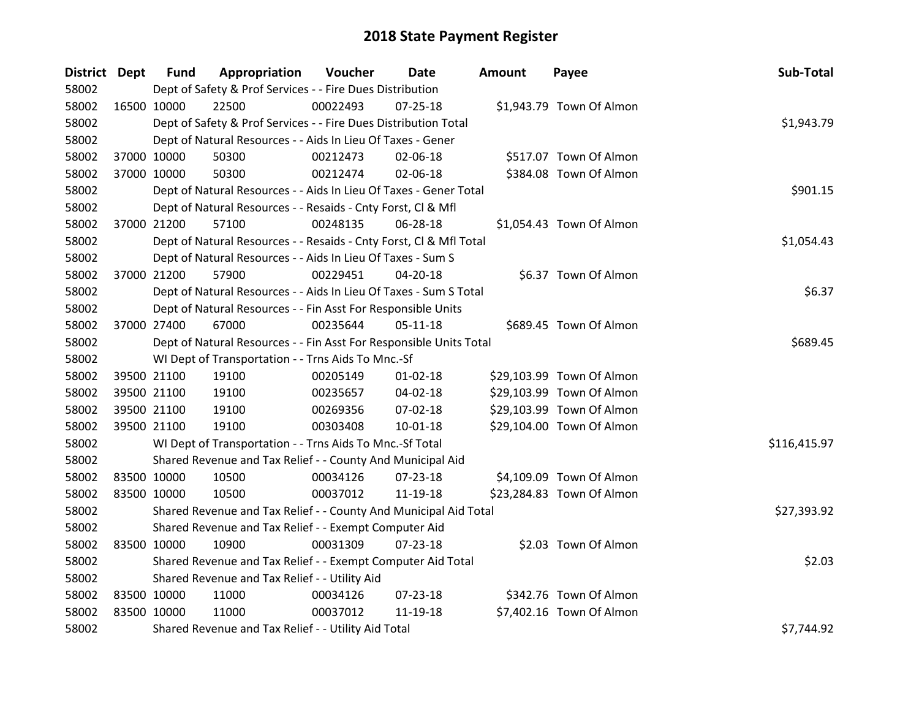# 2018 State Payment Register

| District | Dept | Fund | Appropriation | Voucher | Date | Amount | Payee | Sub-Total |
|---|---|---|---|---|---|---|---|---|
| 58002 | | Dept of Safety & Prof Services - - Fire Dues Distribution | | | | | | |
| 58002 | 16500 | 10000 | 22500 | 00022493 | 07-25-18 | $1,943.79 | Town Of Almon | |
| 58002 | | Dept of Safety & Prof Services - - Fire Dues Distribution Total | | | | | | $1,943.79 |
| 58002 | | Dept of Natural Resources - - Aids In Lieu Of Taxes - Gener | | | | | | |
| 58002 | 37000 | 10000 | 50300 | 00212473 | 02-06-18 | $517.07 | Town Of Almon | |
| 58002 | 37000 | 10000 | 50300 | 00212474 | 02-06-18 | $384.08 | Town Of Almon | |
| 58002 | | Dept of Natural Resources - - Aids In Lieu Of Taxes - Gener Total | | | | | | $901.15 |
| 58002 | | Dept of Natural Resources - - Resaids - Cnty Forst, Cl & Mfl | | | | | | |
| 58002 | 37000 | 21200 | 57100 | 00248135 | 06-28-18 | $1,054.43 | Town Of Almon | |
| 58002 | | Dept of Natural Resources - - Resaids - Cnty Forst, Cl & Mfl Total | | | | | | $1,054.43 |
| 58002 | | Dept of Natural Resources - - Aids In Lieu Of Taxes - Sum S | | | | | | |
| 58002 | 37000 | 21200 | 57900 | 00229451 | 04-20-18 | $6.37 | Town Of Almon | |
| 58002 | | Dept of Natural Resources - - Aids In Lieu Of Taxes - Sum S Total | | | | | | $6.37 |
| 58002 | | Dept of Natural Resources - - Fin Asst For Responsible Units | | | | | | |
| 58002 | 37000 | 27400 | 67000 | 00235644 | 05-11-18 | $689.45 | Town Of Almon | |
| 58002 | | Dept of Natural Resources - - Fin Asst For Responsible Units Total | | | | | | $689.45 |
| 58002 | | WI Dept of Transportation - - Trns Aids To Mnc.-Sf | | | | | | |
| 58002 | 39500 | 21100 | 19100 | 00205149 | 01-02-18 | $29,103.99 | Town Of Almon | |
| 58002 | 39500 | 21100 | 19100 | 00235657 | 04-02-18 | $29,103.99 | Town Of Almon | |
| 58002 | 39500 | 21100 | 19100 | 00269356 | 07-02-18 | $29,103.99 | Town Of Almon | |
| 58002 | 39500 | 21100 | 19100 | 00303408 | 10-01-18 | $29,104.00 | Town Of Almon | |
| 58002 | | WI Dept of Transportation - - Trns Aids To Mnc.-Sf Total | | | | | | $116,415.97 |
| 58002 | | Shared Revenue and Tax Relief - - County And Municipal Aid | | | | | | |
| 58002 | 83500 | 10000 | 10500 | 00034126 | 07-23-18 | $4,109.09 | Town Of Almon | |
| 58002 | 83500 | 10000 | 10500 | 00037012 | 11-19-18 | $23,284.83 | Town Of Almon | |
| 58002 | | Shared Revenue and Tax Relief - - County And Municipal Aid Total | | | | | | $27,393.92 |
| 58002 | | Shared Revenue and Tax Relief - - Exempt Computer Aid | | | | | | |
| 58002 | 83500 | 10000 | 10900 | 00031309 | 07-23-18 | $2.03 | Town Of Almon | |
| 58002 | | Shared Revenue and Tax Relief - - Exempt Computer Aid Total | | | | | | $2.03 |
| 58002 | | Shared Revenue and Tax Relief - - Utility Aid | | | | | | |
| 58002 | 83500 | 10000 | 11000 | 00034126 | 07-23-18 | $342.76 | Town Of Almon | |
| 58002 | 83500 | 10000 | 11000 | 00037012 | 11-19-18 | $7,402.16 | Town Of Almon | |
| 58002 | | Shared Revenue and Tax Relief - - Utility Aid Total | | | | | | $7,744.92 |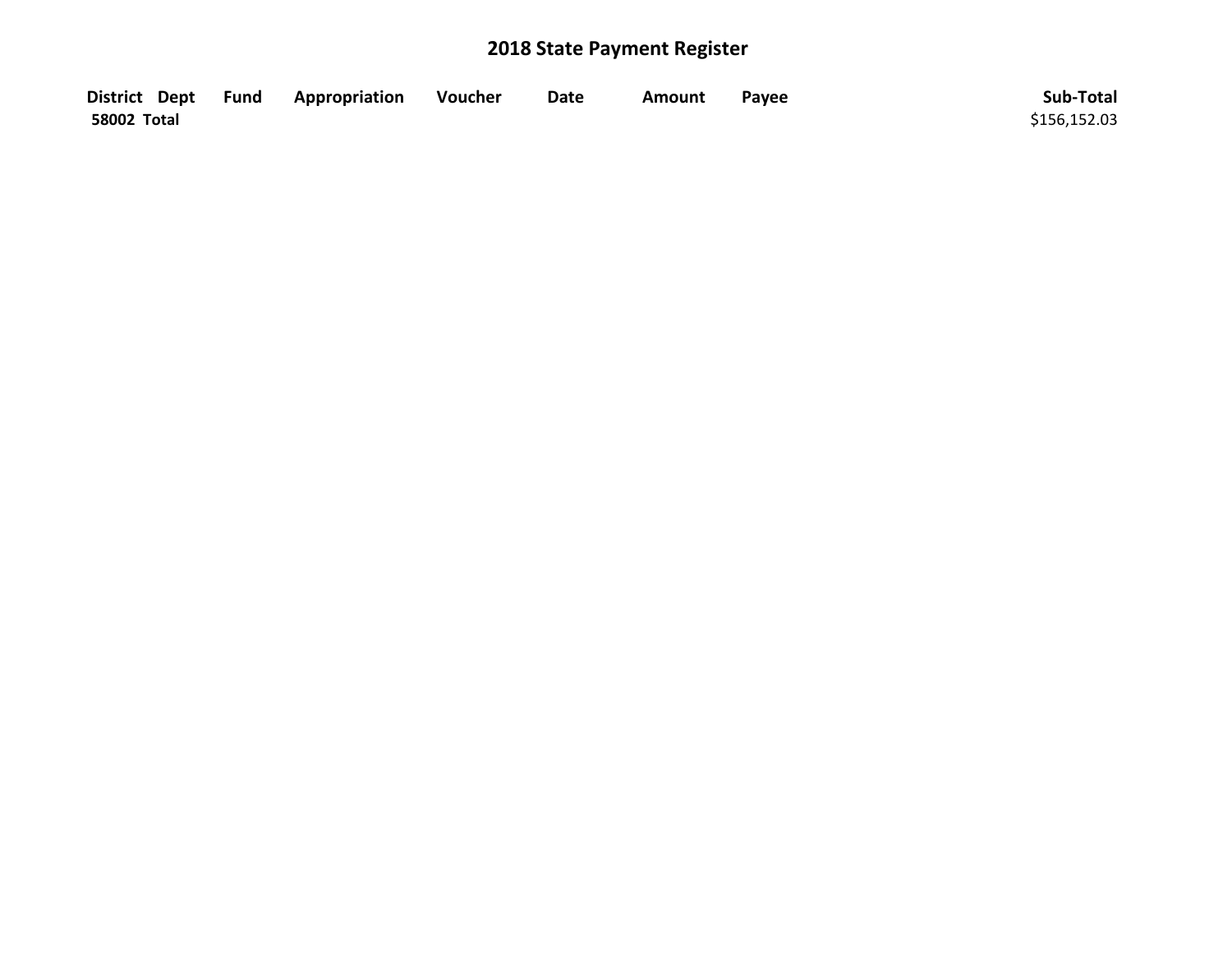# 2018 State Payment Register

| District | Dept | Fund | Appropriation | Voucher | Date | Amount | Payee | Sub-Total |
|---|---|---|---|---|---|---|---|---|
| 58002 Total | | | | | | | | $156,152.03 |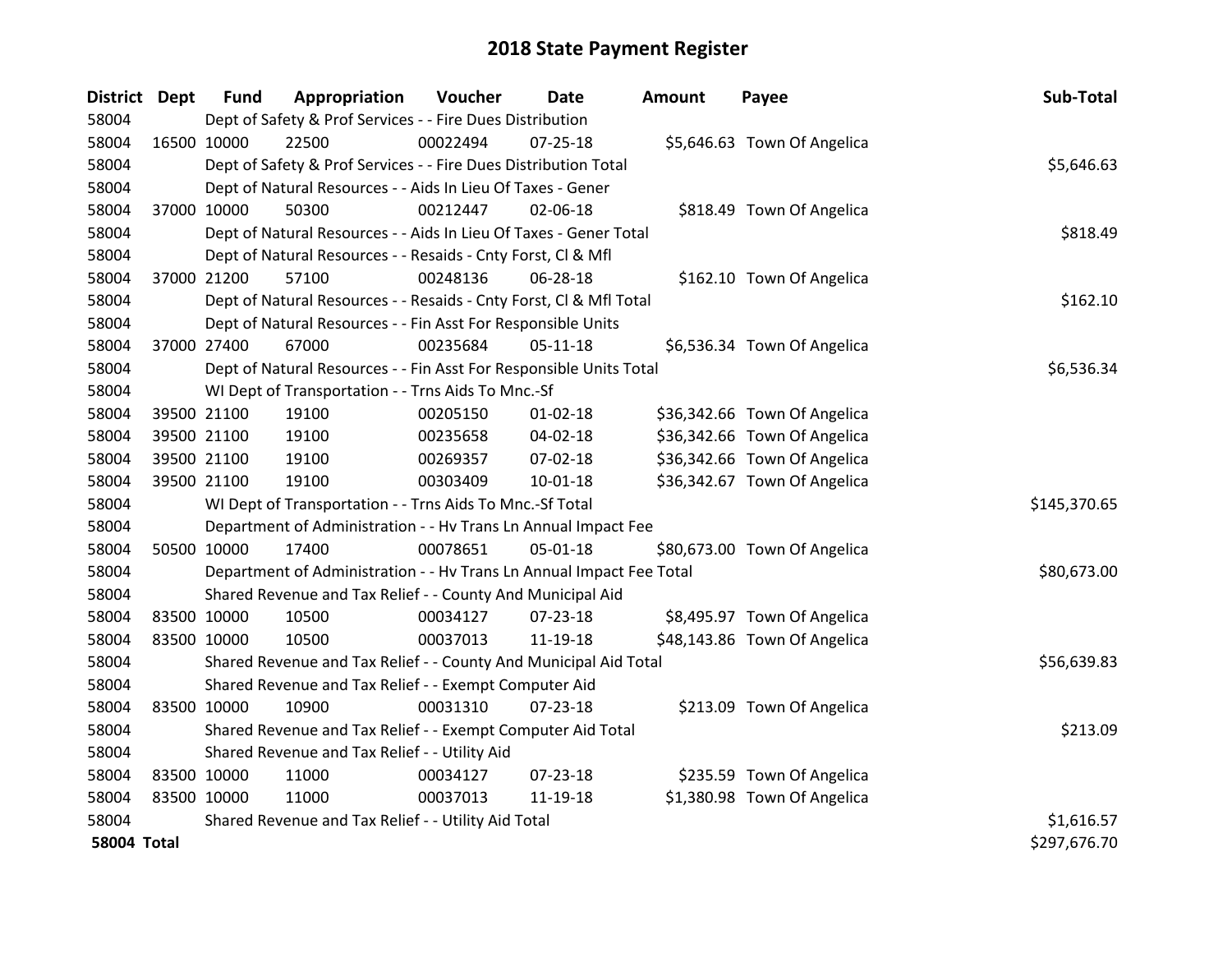# 2018 State Payment Register

| District | Dept | Fund | Appropriation | Voucher | Date | Amount | Payee | Sub-Total |
|---|---|---|---|---|---|---|---|---|
| 58004 | | Dept of Safety & Prof Services - - Fire Dues Distribution | | | | | | |
| 58004 | 16500 | 10000 | 22500 | 00022494 | 07-25-18 | $5,646.63 | Town Of Angelica | |
| 58004 | | Dept of Safety & Prof Services - - Fire Dues Distribution Total | | | | | | $5,646.63 |
| 58004 | | Dept of Natural Resources - - Aids In Lieu Of Taxes - Gener | | | | | | |
| 58004 | 37000 | 10000 | 50300 | 00212447 | 02-06-18 | $818.49 | Town Of Angelica | |
| 58004 | | Dept of Natural Resources - - Aids In Lieu Of Taxes - Gener Total | | | | | | $818.49 |
| 58004 | | Dept of Natural Resources - - Resaids - Cnty Forst, Cl & Mfl | | | | | | |
| 58004 | 37000 | 21200 | 57100 | 00248136 | 06-28-18 | $162.10 | Town Of Angelica | |
| 58004 | | Dept of Natural Resources - - Resaids - Cnty Forst, Cl & Mfl Total | | | | | | $162.10 |
| 58004 | | Dept of Natural Resources - - Fin Asst For Responsible Units | | | | | | |
| 58004 | 37000 | 27400 | 67000 | 00235684 | 05-11-18 | $6,536.34 | Town Of Angelica | |
| 58004 | | Dept of Natural Resources - - Fin Asst For Responsible Units Total | | | | | | $6,536.34 |
| 58004 | | WI Dept of Transportation - - Trns Aids To Mnc.-Sf | | | | | | |
| 58004 | 39500 | 21100 | 19100 | 00205150 | 01-02-18 | $36,342.66 | Town Of Angelica | |
| 58004 | 39500 | 21100 | 19100 | 00235658 | 04-02-18 | $36,342.66 | Town Of Angelica | |
| 58004 | 39500 | 21100 | 19100 | 00269357 | 07-02-18 | $36,342.66 | Town Of Angelica | |
| 58004 | 39500 | 21100 | 19100 | 00303409 | 10-01-18 | $36,342.67 | Town Of Angelica | |
| 58004 | | WI Dept of Transportation - - Trns Aids To Mnc.-Sf Total | | | | | | $145,370.65 |
| 58004 | | Department of Administration - - Hv Trans Ln Annual Impact Fee | | | | | | |
| 58004 | 50500 | 10000 | 17400 | 00078651 | 05-01-18 | $80,673.00 | Town Of Angelica | |
| 58004 | | Department of Administration - - Hv Trans Ln Annual Impact Fee Total | | | | | | $80,673.00 |
| 58004 | | Shared Revenue and Tax Relief - - County And Municipal Aid | | | | | | |
| 58004 | 83500 | 10000 | 10500 | 00034127 | 07-23-18 | $8,495.97 | Town Of Angelica | |
| 58004 | 83500 | 10000 | 10500 | 00037013 | 11-19-18 | $48,143.86 | Town Of Angelica | |
| 58004 | | Shared Revenue and Tax Relief - - County And Municipal Aid Total | | | | | | $56,639.83 |
| 58004 | | Shared Revenue and Tax Relief - - Exempt Computer Aid | | | | | | |
| 58004 | 83500 | 10000 | 10900 | 00031310 | 07-23-18 | $213.09 | Town Of Angelica | |
| 58004 | | Shared Revenue and Tax Relief - - Exempt Computer Aid Total | | | | | | $213.09 |
| 58004 | | Shared Revenue and Tax Relief - - Utility Aid | | | | | | |
| 58004 | 83500 | 10000 | 11000 | 00034127 | 07-23-18 | $235.59 | Town Of Angelica | |
| 58004 | 83500 | 10000 | 11000 | 00037013 | 11-19-18 | $1,380.98 | Town Of Angelica | |
| 58004 | | Shared Revenue and Tax Relief - - Utility Aid Total | | | | | | $1,616.57 |
| **58004 Total** | | | | | | | | $297,676.70 |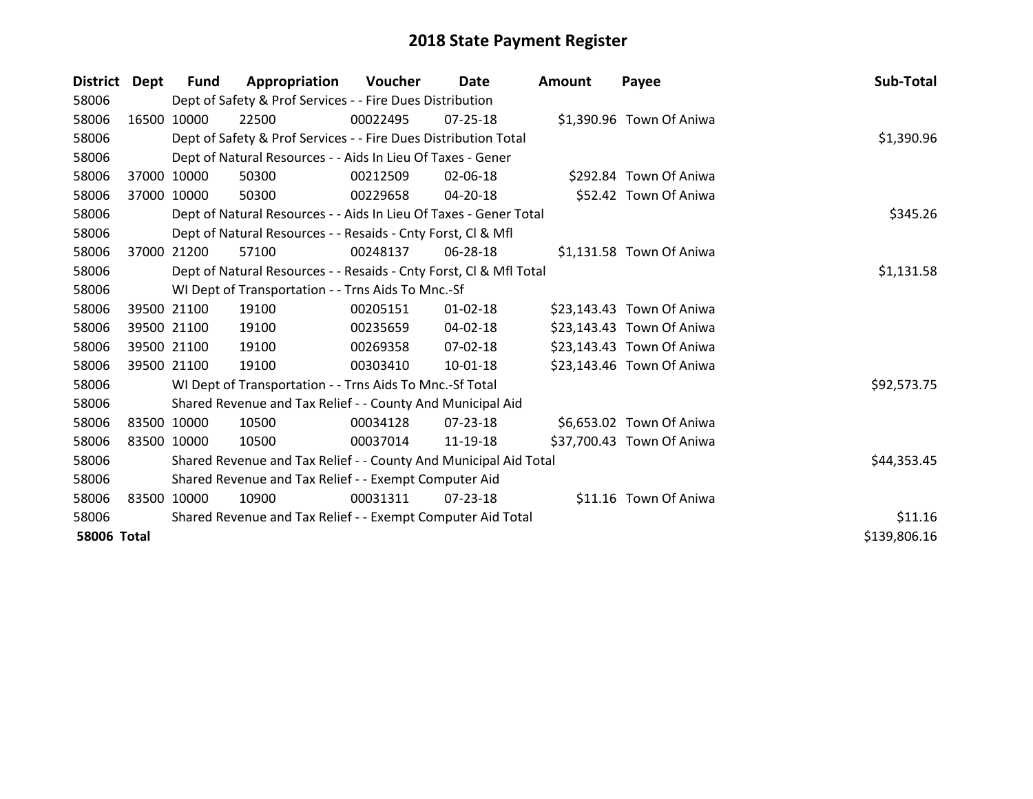# 2018 State Payment Register

| District | Dept | Fund | Appropriation | Voucher | Date | Amount | Payee | Sub-Total |
|---|---|---|---|---|---|---|---|---|
| 58006 | | Dept of Safety & Prof Services - - Fire Dues Distribution | | | | | | |
| 58006 | 16500 | 10000 | 22500 | 00022495 | 07-25-18 | $1,390.96 | Town Of Aniwa | |
| 58006 | | Dept of Safety & Prof Services - - Fire Dues Distribution Total | | | | | | $1,390.96 |
| 58006 | | Dept of Natural Resources - - Aids In Lieu Of Taxes - Gener | | | | | | |
| 58006 | 37000 | 10000 | 50300 | 00212509 | 02-06-18 | $292.84 | Town Of Aniwa | |
| 58006 | 37000 | 10000 | 50300 | 00229658 | 04-20-18 | $52.42 | Town Of Aniwa | |
| 58006 | | Dept of Natural Resources - - Aids In Lieu Of Taxes - Gener Total | | | | | | $345.26 |
| 58006 | | Dept of Natural Resources - - Resaids - Cnty Forst, Cl & Mfl | | | | | | |
| 58006 | 37000 | 21200 | 57100 | 00248137 | 06-28-18 | $1,131.58 | Town Of Aniwa | |
| 58006 | | Dept of Natural Resources - - Resaids - Cnty Forst, Cl & Mfl Total | | | | | | $1,131.58 |
| 58006 | | WI Dept of Transportation - - Trns Aids To Mnc.-Sf | | | | | | |
| 58006 | 39500 | 21100 | 19100 | 00205151 | 01-02-18 | $23,143.43 | Town Of Aniwa | |
| 58006 | 39500 | 21100 | 19100 | 00235659 | 04-02-18 | $23,143.43 | Town Of Aniwa | |
| 58006 | 39500 | 21100 | 19100 | 00269358 | 07-02-18 | $23,143.43 | Town Of Aniwa | |
| 58006 | 39500 | 21100 | 19100 | 00303410 | 10-01-18 | $23,143.46 | Town Of Aniwa | |
| 58006 | | WI Dept of Transportation - - Trns Aids To Mnc.-Sf Total | | | | | | $92,573.75 |
| 58006 | | Shared Revenue and Tax Relief - - County And Municipal Aid | | | | | | |
| 58006 | 83500 | 10000 | 10500 | 00034128 | 07-23-18 | $6,653.02 | Town Of Aniwa | |
| 58006 | 83500 | 10000 | 10500 | 00037014 | 11-19-18 | $37,700.43 | Town Of Aniwa | |
| 58006 | | Shared Revenue and Tax Relief - - County And Municipal Aid Total | | | | | | $44,353.45 |
| 58006 | | Shared Revenue and Tax Relief - - Exempt Computer Aid | | | | | | |
| 58006 | 83500 | 10000 | 10900 | 00031311 | 07-23-18 | $11.16 | Town Of Aniwa | |
| 58006 | | Shared Revenue and Tax Relief - - Exempt Computer Aid Total | | | | | | $11.16 |
| **58006 Total** | | | | | | | | $139,806.16 |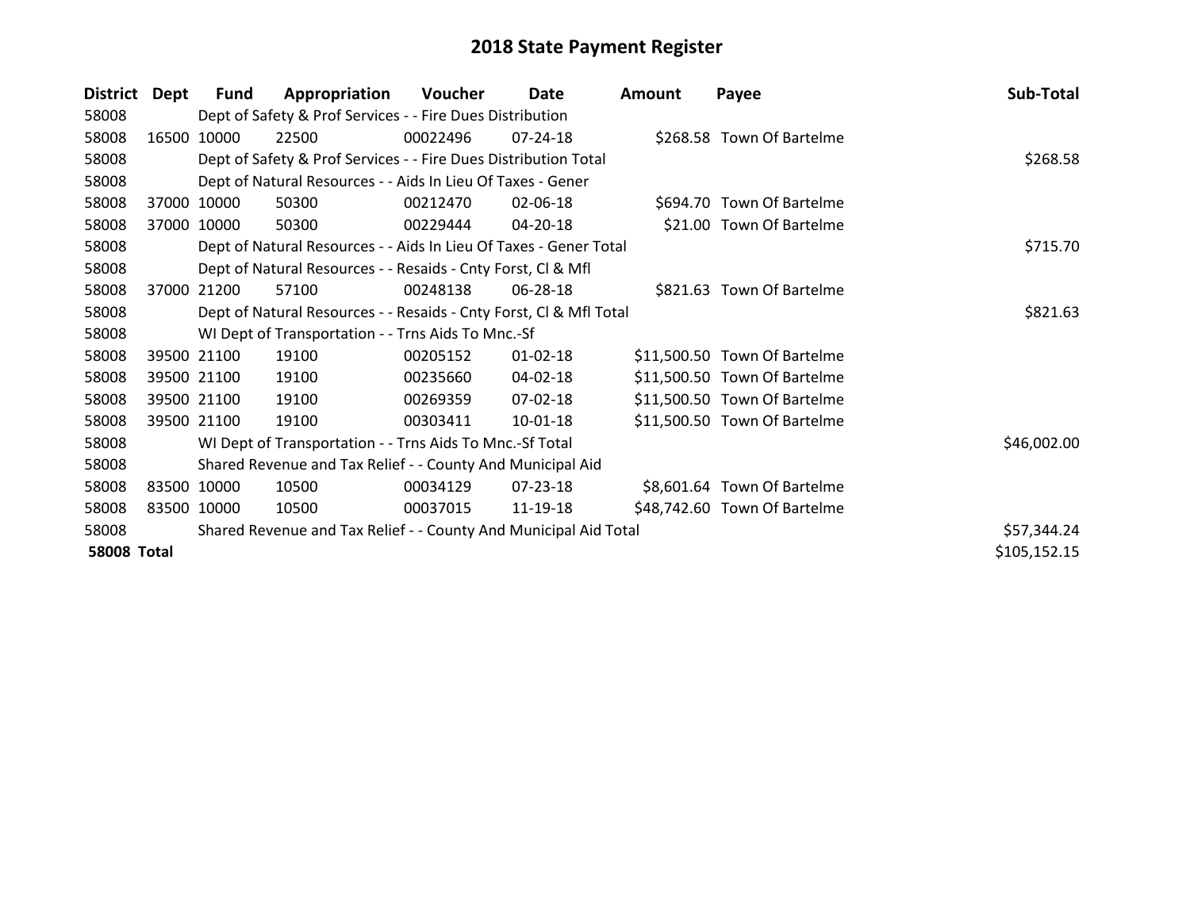# 2018 State Payment Register

| District | Dept | Fund | Appropriation | Voucher | Date | Amount | Payee | Sub-Total |
|---|---|---|---|---|---|---|---|---|
| 58008 | | Dept of Safety & Prof Services - - Fire Dues Distribution | | | | | | |
| 58008 | 16500 | 10000 | 22500 | 00022496 | 07-24-18 | $268.58 | Town Of Bartelme | |
| 58008 | | Dept of Safety & Prof Services - - Fire Dues Distribution Total | | | | | | $268.58 |
| 58008 | | Dept of Natural Resources - - Aids In Lieu Of Taxes - Gener | | | | | | |
| 58008 | 37000 | 10000 | 50300 | 00212470 | 02-06-18 | $694.70 | Town Of Bartelme | |
| 58008 | 37000 | 10000 | 50300 | 00229444 | 04-20-18 | $21.00 | Town Of Bartelme | |
| 58008 | | Dept of Natural Resources - - Aids In Lieu Of Taxes - Gener Total | | | | | | $715.70 |
| 58008 | | Dept of Natural Resources - - Resaids - Cnty Forst, Cl & Mfl | | | | | | |
| 58008 | 37000 | 21200 | 57100 | 00248138 | 06-28-18 | $821.63 | Town Of Bartelme | |
| 58008 | | Dept of Natural Resources - - Resaids - Cnty Forst, Cl & Mfl Total | | | | | | $821.63 |
| 58008 | | WI Dept of Transportation - - Trns Aids To Mnc.-Sf | | | | | | |
| 58008 | 39500 | 21100 | 19100 | 00205152 | 01-02-18 | $11,500.50 | Town Of Bartelme | |
| 58008 | 39500 | 21100 | 19100 | 00235660 | 04-02-18 | $11,500.50 | Town Of Bartelme | |
| 58008 | 39500 | 21100 | 19100 | 00269359 | 07-02-18 | $11,500.50 | Town Of Bartelme | |
| 58008 | 39500 | 21100 | 19100 | 00303411 | 10-01-18 | $11,500.50 | Town Of Bartelme | |
| 58008 | | WI Dept of Transportation - - Trns Aids To Mnc.-Sf Total | | | | | | $46,002.00 |
| 58008 | | Shared Revenue and Tax Relief - - County And Municipal Aid | | | | | | |
| 58008 | 83500 | 10000 | 10500 | 00034129 | 07-23-18 | $8,601.64 | Town Of Bartelme | |
| 58008 | 83500 | 10000 | 10500 | 00037015 | 11-19-18 | $48,742.60 | Town Of Bartelme | |
| 58008 | | Shared Revenue and Tax Relief - - County And Municipal Aid Total | | | | | | $57,344.24 |
| **58008 Total** | | | | | | | | $105,152.15 |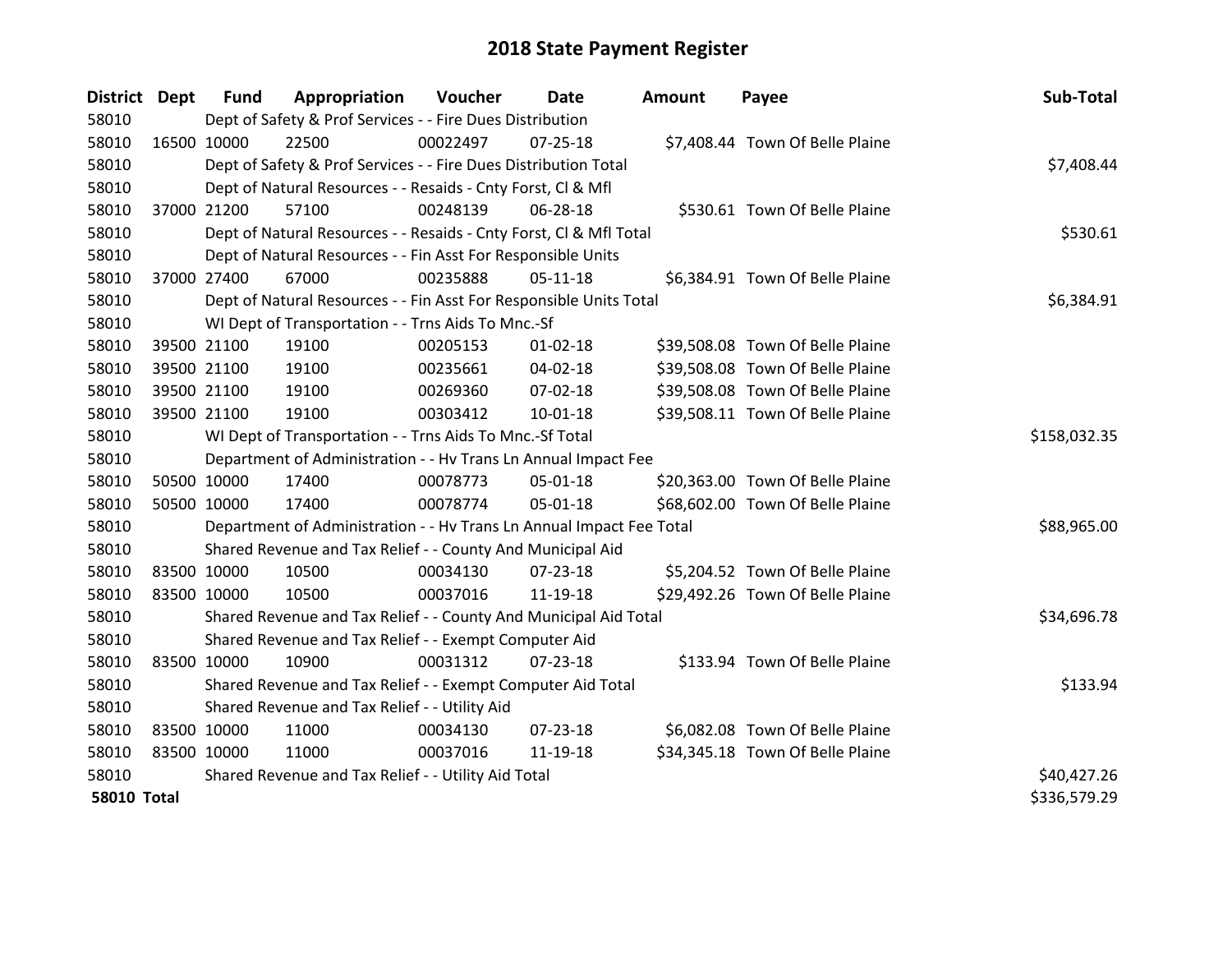# 2018 State Payment Register

| District | Dept | Fund | Appropriation | Voucher | Date | Amount | Payee | Sub-Total |
|---|---|---|---|---|---|---|---|---|
| 58010 | | Dept of Safety & Prof Services - - Fire Dues Distribution | | | | | | |
| 58010 | 16500 | 10000 | 22500 | 00022497 | 07-25-18 | $7,408.44 | Town Of Belle Plaine | |
| 58010 | | Dept of Safety & Prof Services - - Fire Dues Distribution Total | | | | | | $7,408.44 |
| 58010 | | Dept of Natural Resources - - Resaids - Cnty Forst, Cl & Mfl | | | | | | |
| 58010 | 37000 | 21200 | 57100 | 00248139 | 06-28-18 | $530.61 | Town Of Belle Plaine | |
| 58010 | | Dept of Natural Resources - - Resaids - Cnty Forst, Cl & Mfl Total | | | | | | $530.61 |
| 58010 | | Dept of Natural Resources - - Fin Asst For Responsible Units | | | | | | |
| 58010 | 37000 | 27400 | 67000 | 00235888 | 05-11-18 | $6,384.91 | Town Of Belle Plaine | |
| 58010 | | Dept of Natural Resources - - Fin Asst For Responsible Units Total | | | | | | $6,384.91 |
| 58010 | | WI Dept of Transportation - - Trns Aids To Mnc.-Sf | | | | | | |
| 58010 | 39500 | 21100 | 19100 | 00205153 | 01-02-18 | $39,508.08 | Town Of Belle Plaine | |
| 58010 | 39500 | 21100 | 19100 | 00235661 | 04-02-18 | $39,508.08 | Town Of Belle Plaine | |
| 58010 | 39500 | 21100 | 19100 | 00269360 | 07-02-18 | $39,508.08 | Town Of Belle Plaine | |
| 58010 | 39500 | 21100 | 19100 | 00303412 | 10-01-18 | $39,508.11 | Town Of Belle Plaine | |
| 58010 | | WI Dept of Transportation - - Trns Aids To Mnc.-Sf Total | | | | | | $158,032.35 |
| 58010 | | Department of Administration - - Hv Trans Ln Annual Impact Fee | | | | | | |
| 58010 | 50500 | 10000 | 17400 | 00078773 | 05-01-18 | $20,363.00 | Town Of Belle Plaine | |
| 58010 | 50500 | 10000 | 17400 | 00078774 | 05-01-18 | $68,602.00 | Town Of Belle Plaine | |
| 58010 | | Department of Administration - - Hv Trans Ln Annual Impact Fee Total | | | | | | $88,965.00 |
| 58010 | | Shared Revenue and Tax Relief - - County And Municipal Aid | | | | | | |
| 58010 | 83500 | 10000 | 10500 | 00034130 | 07-23-18 | $5,204.52 | Town Of Belle Plaine | |
| 58010 | 83500 | 10000 | 10500 | 00037016 | 11-19-18 | $29,492.26 | Town Of Belle Plaine | |
| 58010 | | Shared Revenue and Tax Relief - - County And Municipal Aid Total | | | | | | $34,696.78 |
| 58010 | | Shared Revenue and Tax Relief - - Exempt Computer Aid | | | | | | |
| 58010 | 83500 | 10000 | 10900 | 00031312 | 07-23-18 | $133.94 | Town Of Belle Plaine | |
| 58010 | | Shared Revenue and Tax Relief - - Exempt Computer Aid Total | | | | | | $133.94 |
| 58010 | | Shared Revenue and Tax Relief - - Utility Aid | | | | | | |
| 58010 | 83500 | 10000 | 11000 | 00034130 | 07-23-18 | $6,082.08 | Town Of Belle Plaine | |
| 58010 | 83500 | 10000 | 11000 | 00037016 | 11-19-18 | $34,345.18 | Town Of Belle Plaine | |
| 58010 | | Shared Revenue and Tax Relief - - Utility Aid Total | | | | | | $40,427.26 |
| **58010 Total** | | | | | | | | $336,579.29 |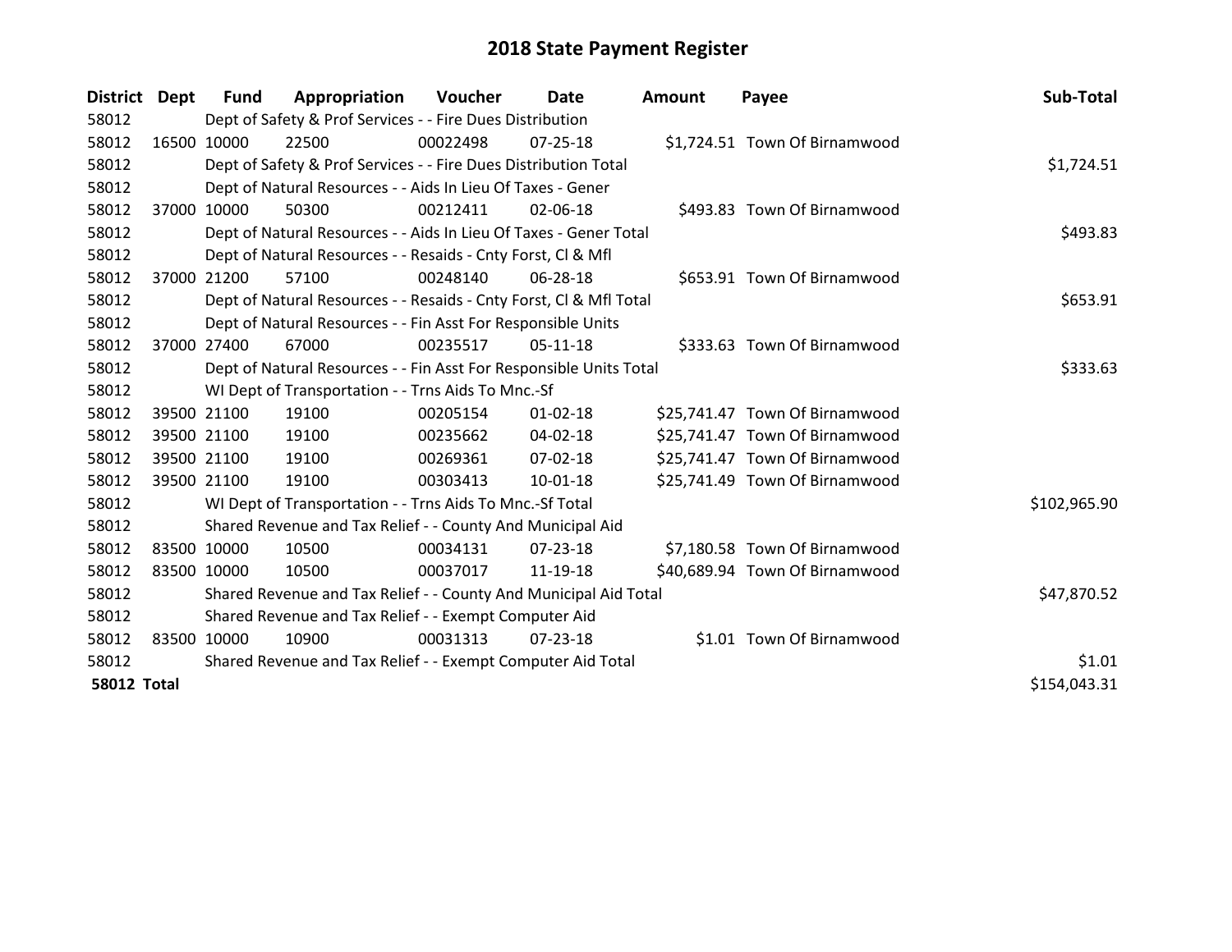# 2018 State Payment Register

| District | Dept | Fund | Appropriation | Voucher | Date | Amount | Payee | Sub-Total |
|---|---|---|---|---|---|---|---|---|
| 58012 | | Dept of Safety & Prof Services - - Fire Dues Distribution | | | | | | |
| 58012 | 16500 | 10000 | 22500 | 00022498 | 07-25-18 | $1,724.51 | Town Of Birnamwood | |
| 58012 | | Dept of Safety & Prof Services - - Fire Dues Distribution Total | | | | | | $1,724.51 |
| 58012 | | Dept of Natural Resources - - Aids In Lieu Of Taxes - Gener | | | | | | |
| 58012 | 37000 | 10000 | 50300 | 00212411 | 02-06-18 | $493.83 | Town Of Birnamwood | |
| 58012 | | Dept of Natural Resources - - Aids In Lieu Of Taxes - Gener Total | | | | | | $493.83 |
| 58012 | | Dept of Natural Resources - - Resaids - Cnty Forst, Cl & Mfl | | | | | | |
| 58012 | 37000 | 21200 | 57100 | 00248140 | 06-28-18 | $653.91 | Town Of Birnamwood | |
| 58012 | | Dept of Natural Resources - - Resaids - Cnty Forst, Cl & Mfl Total | | | | | | $653.91 |
| 58012 | | Dept of Natural Resources - - Fin Asst For Responsible Units | | | | | | |
| 58012 | 37000 | 27400 | 67000 | 00235517 | 05-11-18 | $333.63 | Town Of Birnamwood | |
| 58012 | | Dept of Natural Resources - - Fin Asst For Responsible Units Total | | | | | | $333.63 |
| 58012 | | WI Dept of Transportation - - Trns Aids To Mnc.-Sf | | | | | | |
| 58012 | 39500 | 21100 | 19100 | 00205154 | 01-02-18 | $25,741.47 | Town Of Birnamwood | |
| 58012 | 39500 | 21100 | 19100 | 00235662 | 04-02-18 | $25,741.47 | Town Of Birnamwood | |
| 58012 | 39500 | 21100 | 19100 | 00269361 | 07-02-18 | $25,741.47 | Town Of Birnamwood | |
| 58012 | 39500 | 21100 | 19100 | 00303413 | 10-01-18 | $25,741.49 | Town Of Birnamwood | |
| 58012 | | WI Dept of Transportation - - Trns Aids To Mnc.-Sf Total | | | | | | $102,965.90 |
| 58012 | | Shared Revenue and Tax Relief - - County And Municipal Aid | | | | | | |
| 58012 | 83500 | 10000 | 10500 | 00034131 | 07-23-18 | $7,180.58 | Town Of Birnamwood | |
| 58012 | 83500 | 10000 | 10500 | 00037017 | 11-19-18 | $40,689.94 | Town Of Birnamwood | |
| 58012 | | Shared Revenue and Tax Relief - - County And Municipal Aid Total | | | | | | $47,870.52 |
| 58012 | | Shared Revenue and Tax Relief - - Exempt Computer Aid | | | | | | |
| 58012 | 83500 | 10000 | 10900 | 00031313 | 07-23-18 | $1.01 | Town Of Birnamwood | |
| 58012 | | Shared Revenue and Tax Relief - - Exempt Computer Aid Total | | | | | | $1.01 |
| **58012 Total** | | | | | | | | $154,043.31 |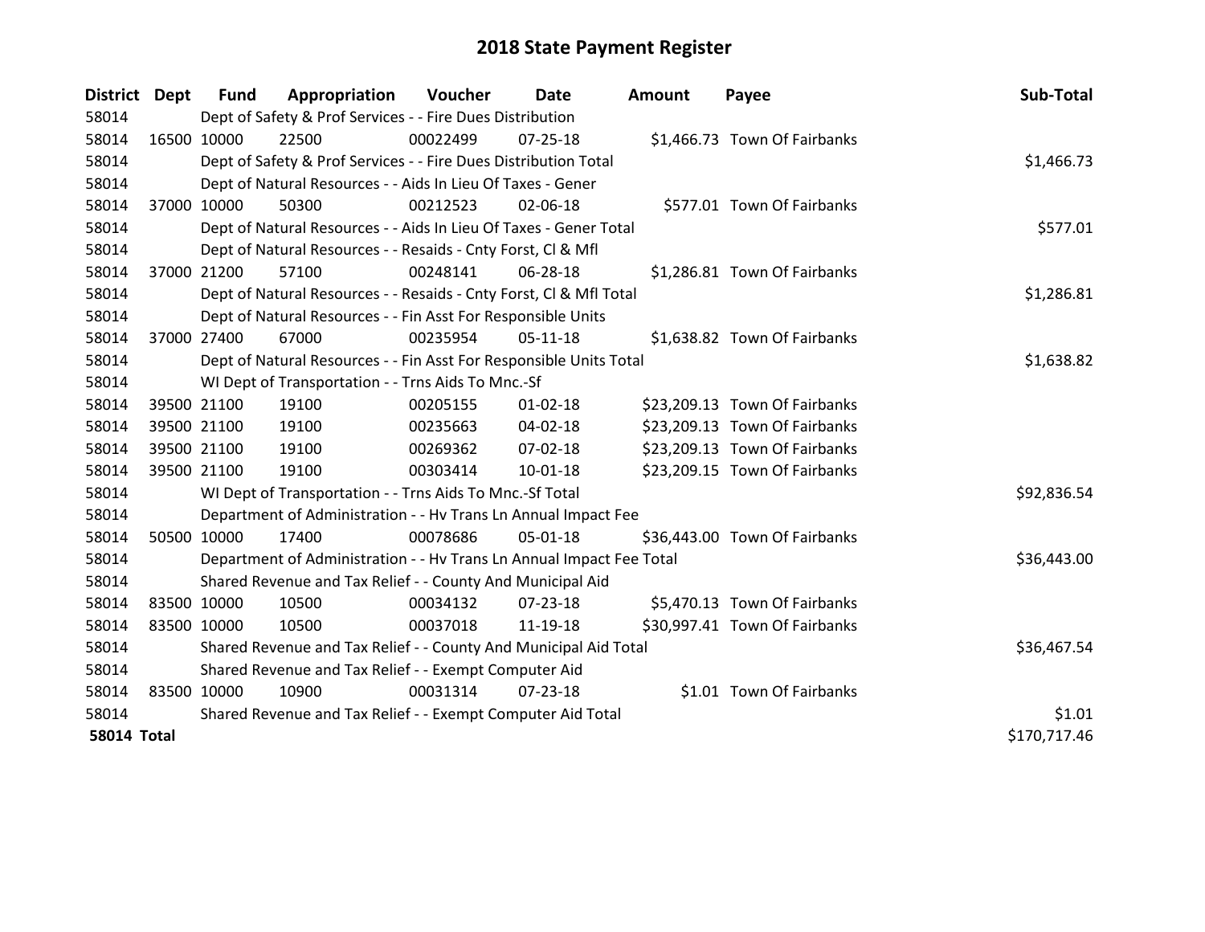# 2018 State Payment Register

| District | Dept | Fund | Appropriation | Voucher | Date | Amount | Payee | Sub-Total |
|---|---|---|---|---|---|---|---|---|
| 58014 | | Dept of Safety & Prof Services - - Fire Dues Distribution | | | | | | |
| 58014 | 16500 | 10000 | 22500 | 00022499 | 07-25-18 | $1,466.73 | Town Of Fairbanks | |
| 58014 | | Dept of Safety & Prof Services - - Fire Dues Distribution Total | | | | | | $1,466.73 |
| 58014 | | Dept of Natural Resources - - Aids In Lieu Of Taxes - Gener | | | | | | |
| 58014 | 37000 | 10000 | 50300 | 00212523 | 02-06-18 | $577.01 | Town Of Fairbanks | |
| 58014 | | Dept of Natural Resources - - Aids In Lieu Of Taxes - Gener Total | | | | | | $577.01 |
| 58014 | | Dept of Natural Resources - - Resaids - Cnty Forst, Cl & Mfl | | | | | | |
| 58014 | 37000 | 21200 | 57100 | 00248141 | 06-28-18 | $1,286.81 | Town Of Fairbanks | |
| 58014 | | Dept of Natural Resources - - Resaids - Cnty Forst, Cl & Mfl Total | | | | | | $1,286.81 |
| 58014 | | Dept of Natural Resources - - Fin Asst For Responsible Units | | | | | | |
| 58014 | 37000 | 27400 | 67000 | 00235954 | 05-11-18 | $1,638.82 | Town Of Fairbanks | |
| 58014 | | Dept of Natural Resources - - Fin Asst For Responsible Units Total | | | | | | $1,638.82 |
| 58014 | | WI Dept of Transportation - - Trns Aids To Mnc.-Sf | | | | | | |
| 58014 | 39500 | 21100 | 19100 | 00205155 | 01-02-18 | $23,209.13 | Town Of Fairbanks | |
| 58014 | 39500 | 21100 | 19100 | 00235663 | 04-02-18 | $23,209.13 | Town Of Fairbanks | |
| 58014 | 39500 | 21100 | 19100 | 00269362 | 07-02-18 | $23,209.13 | Town Of Fairbanks | |
| 58014 | 39500 | 21100 | 19100 | 00303414 | 10-01-18 | $23,209.15 | Town Of Fairbanks | |
| 58014 | | WI Dept of Transportation - - Trns Aids To Mnc.-Sf Total | | | | | | $92,836.54 |
| 58014 | | Department of Administration - - Hv Trans Ln Annual Impact Fee | | | | | | |
| 58014 | 50500 | 10000 | 17400 | 00078686 | 05-01-18 | $36,443.00 | Town Of Fairbanks | |
| 58014 | | Department of Administration - - Hv Trans Ln Annual Impact Fee Total | | | | | | $36,443.00 |
| 58014 | | Shared Revenue and Tax Relief - - County And Municipal Aid | | | | | | |
| 58014 | 83500 | 10000 | 10500 | 00034132 | 07-23-18 | $5,470.13 | Town Of Fairbanks | |
| 58014 | 83500 | 10000 | 10500 | 00037018 | 11-19-18 | $30,997.41 | Town Of Fairbanks | |
| 58014 | | Shared Revenue and Tax Relief - - County And Municipal Aid Total | | | | | | $36,467.54 |
| 58014 | | Shared Revenue and Tax Relief - - Exempt Computer Aid | | | | | | |
| 58014 | 83500 | 10000 | 10900 | 00031314 | 07-23-18 | $1.01 | Town Of Fairbanks | |
| 58014 | | Shared Revenue and Tax Relief - - Exempt Computer Aid Total | | | | | | $1.01 |
| **58014 Total** | | | | | | | | $170,717.46 |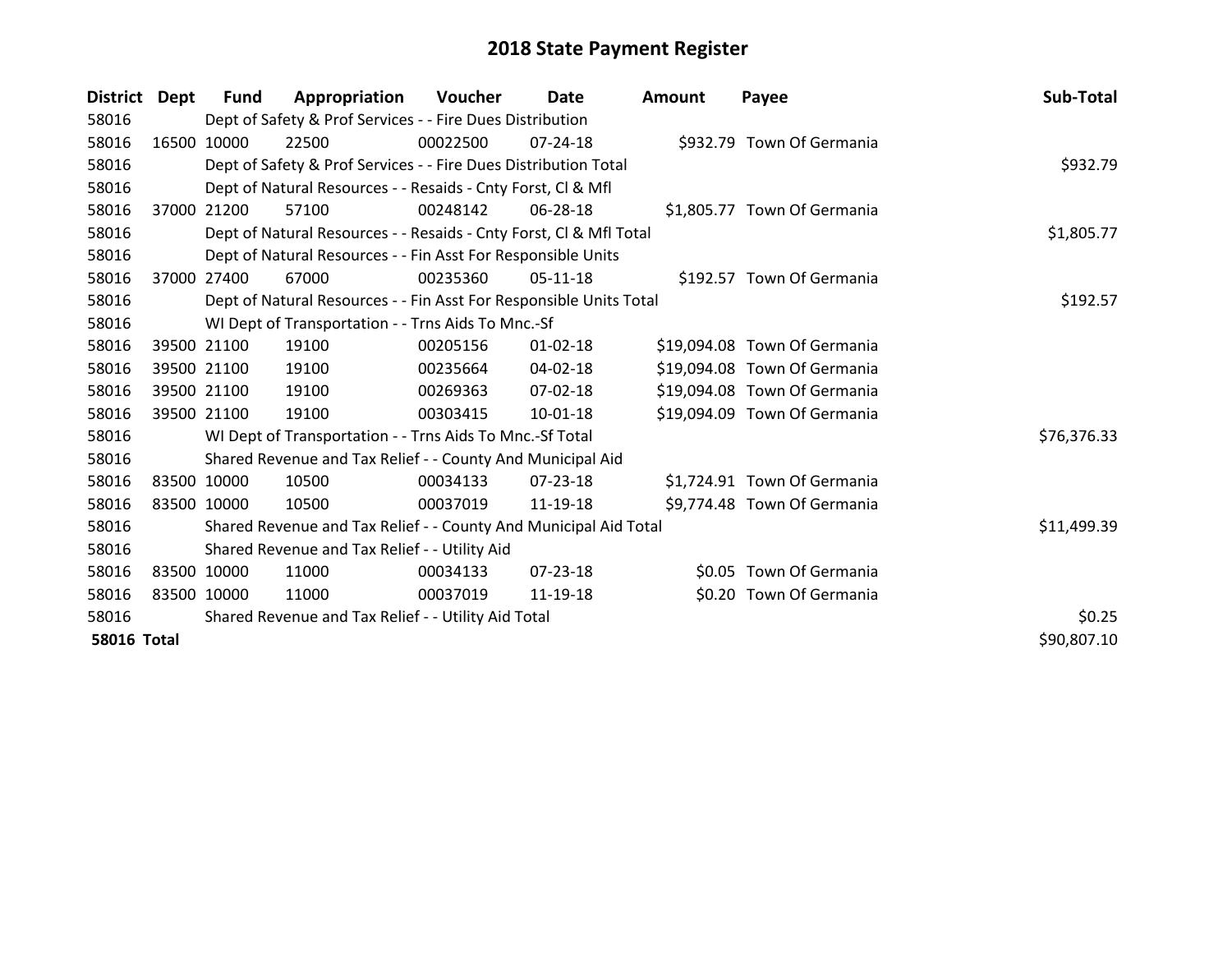# 2018 State Payment Register

| District | Dept | Fund | Appropriation | Voucher | Date | Amount | Payee | Sub-Total |
|---|---|---|---|---|---|---|---|---|
| 58016 | | Dept of Safety & Prof Services - - Fire Dues Distribution | | | | | | |
| 58016 | 16500 | 10000 | 22500 | 00022500 | 07-24-18 | $932.79 | Town Of Germania | |
| 58016 | | Dept of Safety & Prof Services - - Fire Dues Distribution Total | | | | | | $932.79 |
| 58016 | | Dept of Natural Resources - - Resaids - Cnty Forst, Cl & Mfl | | | | | | |
| 58016 | 37000 | 21200 | 57100 | 00248142 | 06-28-18 | $1,805.77 | Town Of Germania | |
| 58016 | | Dept of Natural Resources - - Resaids - Cnty Forst, Cl & Mfl Total | | | | | | $1,805.77 |
| 58016 | | Dept of Natural Resources - - Fin Asst For Responsible Units | | | | | | |
| 58016 | 37000 | 27400 | 67000 | 00235360 | 05-11-18 | $192.57 | Town Of Germania | |
| 58016 | | Dept of Natural Resources - - Fin Asst For Responsible Units Total | | | | | | $192.57 |
| 58016 | | WI Dept of Transportation - - Trns Aids To Mnc.-Sf | | | | | | |
| 58016 | 39500 | 21100 | 19100 | 00205156 | 01-02-18 | $19,094.08 | Town Of Germania | |
| 58016 | 39500 | 21100 | 19100 | 00235664 | 04-02-18 | $19,094.08 | Town Of Germania | |
| 58016 | 39500 | 21100 | 19100 | 00269363 | 07-02-18 | $19,094.08 | Town Of Germania | |
| 58016 | 39500 | 21100 | 19100 | 00303415 | 10-01-18 | $19,094.09 | Town Of Germania | |
| 58016 | | WI Dept of Transportation - - Trns Aids To Mnc.-Sf Total | | | | | | $76,376.33 |
| 58016 | | Shared Revenue and Tax Relief - - County And Municipal Aid | | | | | | |
| 58016 | 83500 | 10000 | 10500 | 00034133 | 07-23-18 | $1,724.91 | Town Of Germania | |
| 58016 | 83500 | 10000 | 10500 | 00037019 | 11-19-18 | $9,774.48 | Town Of Germania | |
| 58016 | | Shared Revenue and Tax Relief - - County And Municipal Aid Total | | | | | | $11,499.39 |
| 58016 | | Shared Revenue and Tax Relief - - Utility Aid | | | | | | |
| 58016 | 83500 | 10000 | 11000 | 00034133 | 07-23-18 | $0.05 | Town Of Germania | |
| 58016 | 83500 | 10000 | 11000 | 00037019 | 11-19-18 | $0.20 | Town Of Germania | |
| 58016 | | Shared Revenue and Tax Relief - - Utility Aid Total | | | | | | $0.25 |
| **58016 Total** | | | | | | | | $90,807.10 |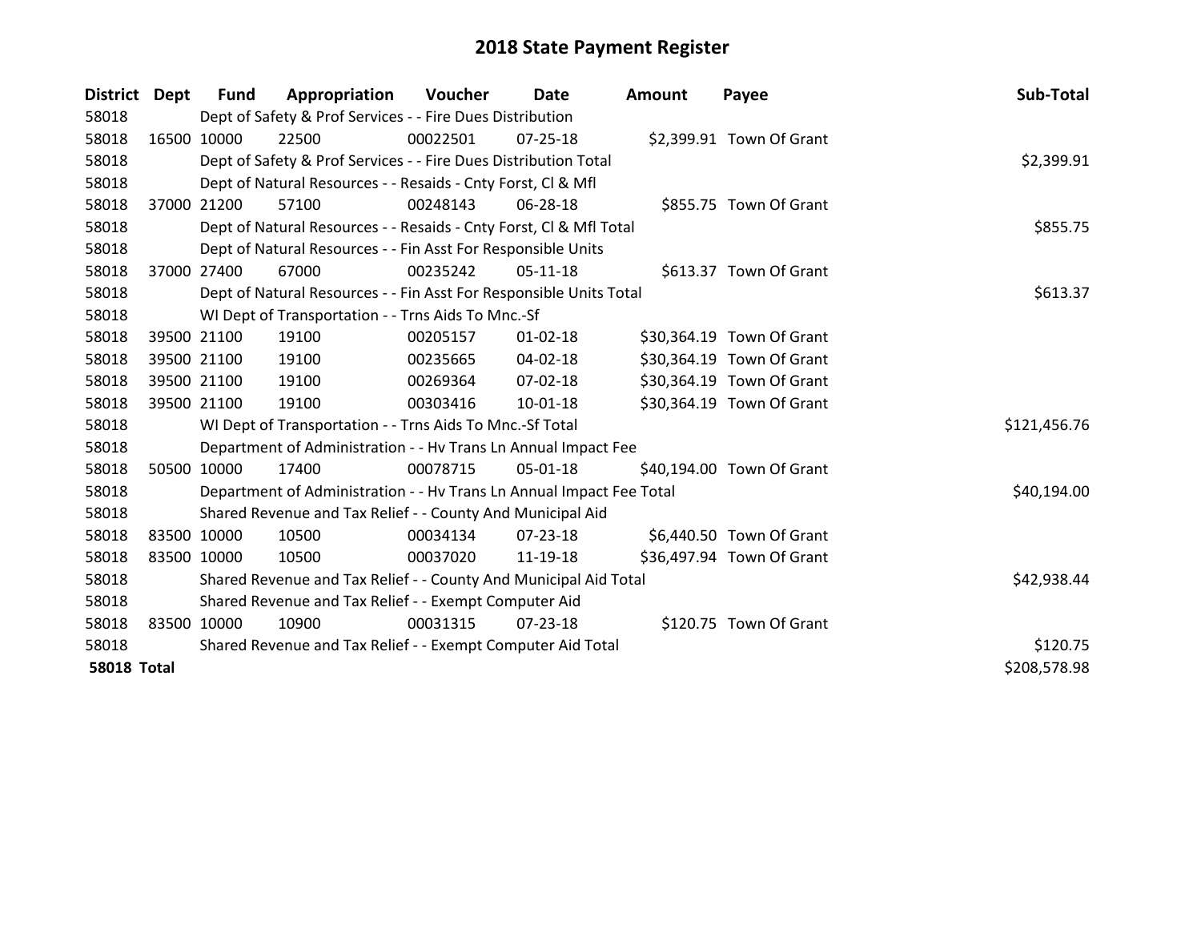# 2018 State Payment Register

| District | Dept | Fund | Appropriation | Voucher | Date | Amount | Payee | Sub-Total |
|---|---|---|---|---|---|---|---|---|
| 58018 | Dept of Safety & Prof Services - - Fire Dues Distribution | | | | | | | |
| 58018 | 16500 | 10000 | 22500 | 00022501 | 07-25-18 | $2,399.91 | Town Of Grant | |
| 58018 | Dept of Safety & Prof Services - - Fire Dues Distribution Total | | | | | | | $2,399.91 |
| 58018 | Dept of Natural Resources - - Resaids - Cnty Forst, Cl & Mfl | | | | | | | |
| 58018 | 37000 | 21200 | 57100 | 00248143 | 06-28-18 | $855.75 | Town Of Grant | |
| 58018 | Dept of Natural Resources - - Resaids - Cnty Forst, Cl & Mfl Total | | | | | | | $855.75 |
| 58018 | Dept of Natural Resources - - Fin Asst For Responsible Units | | | | | | | |
| 58018 | 37000 | 27400 | 67000 | 00235242 | 05-11-18 | $613.37 | Town Of Grant | |
| 58018 | Dept of Natural Resources - - Fin Asst For Responsible Units Total | | | | | | | $613.37 |
| 58018 | WI Dept of Transportation - - Trns Aids To Mnc.-Sf | | | | | | | |
| 58018 | 39500 | 21100 | 19100 | 00205157 | 01-02-18 | $30,364.19 | Town Of Grant | |
| 58018 | 39500 | 21100 | 19100 | 00235665 | 04-02-18 | $30,364.19 | Town Of Grant | |
| 58018 | 39500 | 21100 | 19100 | 00269364 | 07-02-18 | $30,364.19 | Town Of Grant | |
| 58018 | 39500 | 21100 | 19100 | 00303416 | 10-01-18 | $30,364.19 | Town Of Grant | |
| 58018 | WI Dept of Transportation - - Trns Aids To Mnc.-Sf Total | | | | | | | $121,456.76 |
| 58018 | Department of Administration - - Hv Trans Ln Annual Impact Fee | | | | | | | |
| 58018 | 50500 | 10000 | 17400 | 00078715 | 05-01-18 | $40,194.00 | Town Of Grant | |
| 58018 | Department of Administration - - Hv Trans Ln Annual Impact Fee Total | | | | | | | $40,194.00 |
| 58018 | Shared Revenue and Tax Relief - - County And Municipal Aid | | | | | | | |
| 58018 | 83500 | 10000 | 10500 | 00034134 | 07-23-18 | $6,440.50 | Town Of Grant | |
| 58018 | 83500 | 10000 | 10500 | 00037020 | 11-19-18 | $36,497.94 | Town Of Grant | |
| 58018 | Shared Revenue and Tax Relief - - County And Municipal Aid Total | | | | | | | $42,938.44 |
| 58018 | Shared Revenue and Tax Relief - - Exempt Computer Aid | | | | | | | |
| 58018 | 83500 | 10000 | 10900 | 00031315 | 07-23-18 | $120.75 | Town Of Grant | |
| 58018 | Shared Revenue and Tax Relief - - Exempt Computer Aid Total | | | | | | | $120.75 |
| **58018 Total** | | | | | | | | $208,578.98 |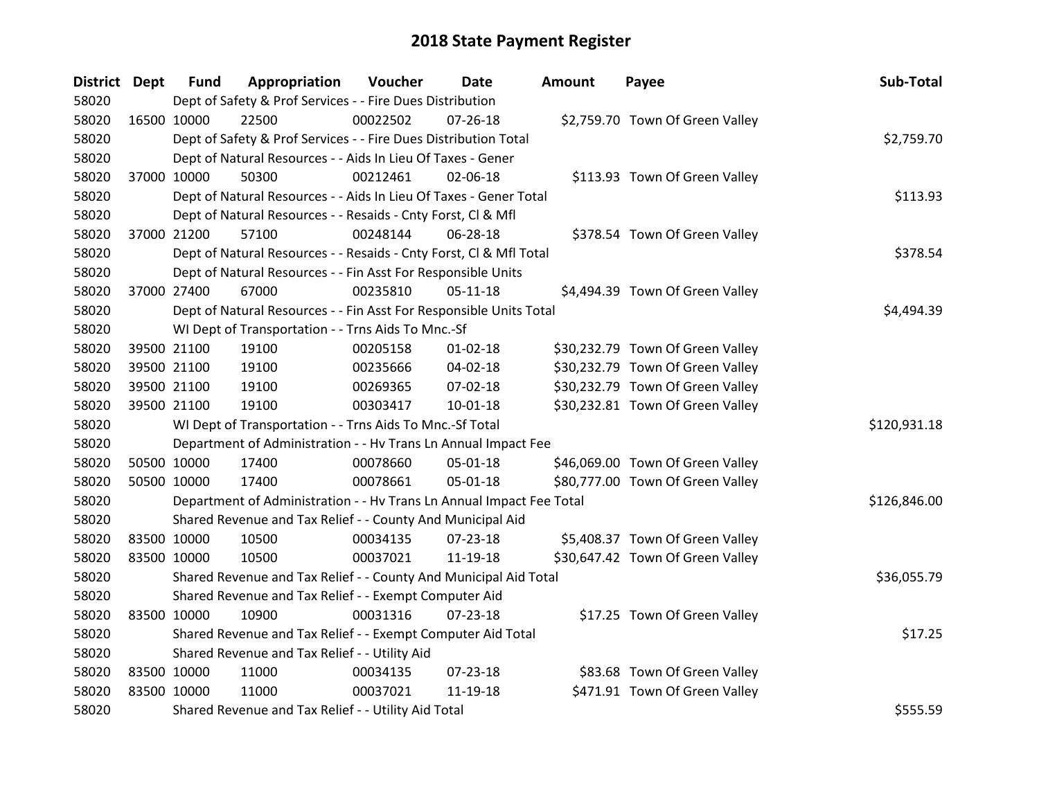# 2018 State Payment Register

| District | Dept | Fund | Appropriation | Voucher | Date | Amount | Payee | Sub-Total |
|---|---|---|---|---|---|---|---|---|
| 58020 | | Dept of Safety & Prof Services - - Fire Dues Distribution | | | | | | |
| 58020 | 16500 | 10000 | 22500 | 00022502 | 07-26-18 | $2,759.70 | Town Of Green Valley | |
| 58020 | | Dept of Safety & Prof Services - - Fire Dues Distribution Total | | | | | | $2,759.70 |
| 58020 | | Dept of Natural Resources - - Aids In Lieu Of Taxes - Gener | | | | | | |
| 58020 | 37000 | 10000 | 50300 | 00212461 | 02-06-18 | $113.93 | Town Of Green Valley | |
| 58020 | | Dept of Natural Resources - - Aids In Lieu Of Taxes - Gener Total | | | | | | $113.93 |
| 58020 | | Dept of Natural Resources - - Resaids - Cnty Forst, Cl & Mfl | | | | | | |
| 58020 | 37000 | 21200 | 57100 | 00248144 | 06-28-18 | $378.54 | Town Of Green Valley | |
| 58020 | | Dept of Natural Resources - - Resaids - Cnty Forst, Cl & Mfl Total | | | | | | $378.54 |
| 58020 | | Dept of Natural Resources - - Fin Asst For Responsible Units | | | | | | |
| 58020 | 37000 | 27400 | 67000 | 00235810 | 05-11-18 | $4,494.39 | Town Of Green Valley | |
| 58020 | | Dept of Natural Resources - - Fin Asst For Responsible Units Total | | | | | | $4,494.39 |
| 58020 | | WI Dept of Transportation - - Trns Aids To Mnc.-Sf | | | | | | |
| 58020 | 39500 | 21100 | 19100 | 00205158 | 01-02-18 | $30,232.79 | Town Of Green Valley | |
| 58020 | 39500 | 21100 | 19100 | 00235666 | 04-02-18 | $30,232.79 | Town Of Green Valley | |
| 58020 | 39500 | 21100 | 19100 | 00269365 | 07-02-18 | $30,232.79 | Town Of Green Valley | |
| 58020 | 39500 | 21100 | 19100 | 00303417 | 10-01-18 | $30,232.81 | Town Of Green Valley | |
| 58020 | | WI Dept of Transportation - - Trns Aids To Mnc.-Sf Total | | | | | | $120,931.18 |
| 58020 | | Department of Administration - - Hv Trans Ln Annual Impact Fee | | | | | | |
| 58020 | 50500 | 10000 | 17400 | 00078660 | 05-01-18 | $46,069.00 | Town Of Green Valley | |
| 58020 | 50500 | 10000 | 17400 | 00078661 | 05-01-18 | $80,777.00 | Town Of Green Valley | |
| 58020 | | Department of Administration - - Hv Trans Ln Annual Impact Fee Total | | | | | | $126,846.00 |
| 58020 | | Shared Revenue and Tax Relief - - County And Municipal Aid | | | | | | |
| 58020 | 83500 | 10000 | 10500 | 00034135 | 07-23-18 | $5,408.37 | Town Of Green Valley | |
| 58020 | 83500 | 10000 | 10500 | 00037021 | 11-19-18 | $30,647.42 | Town Of Green Valley | |
| 58020 | | Shared Revenue and Tax Relief - - County And Municipal Aid Total | | | | | | $36,055.79 |
| 58020 | | Shared Revenue and Tax Relief - - Exempt Computer Aid | | | | | | |
| 58020 | 83500 | 10000 | 10900 | 00031316 | 07-23-18 | $17.25 | Town Of Green Valley | |
| 58020 | | Shared Revenue and Tax Relief - - Exempt Computer Aid Total | | | | | | $17.25 |
| 58020 | | Shared Revenue and Tax Relief - - Utility Aid | | | | | | |
| 58020 | 83500 | 10000 | 11000 | 00034135 | 07-23-18 | $83.68 | Town Of Green Valley | |
| 58020 | 83500 | 10000 | 11000 | 00037021 | 11-19-18 | $471.91 | Town Of Green Valley | |
| 58020 | | Shared Revenue and Tax Relief - - Utility Aid Total | | | | | | $555.59 |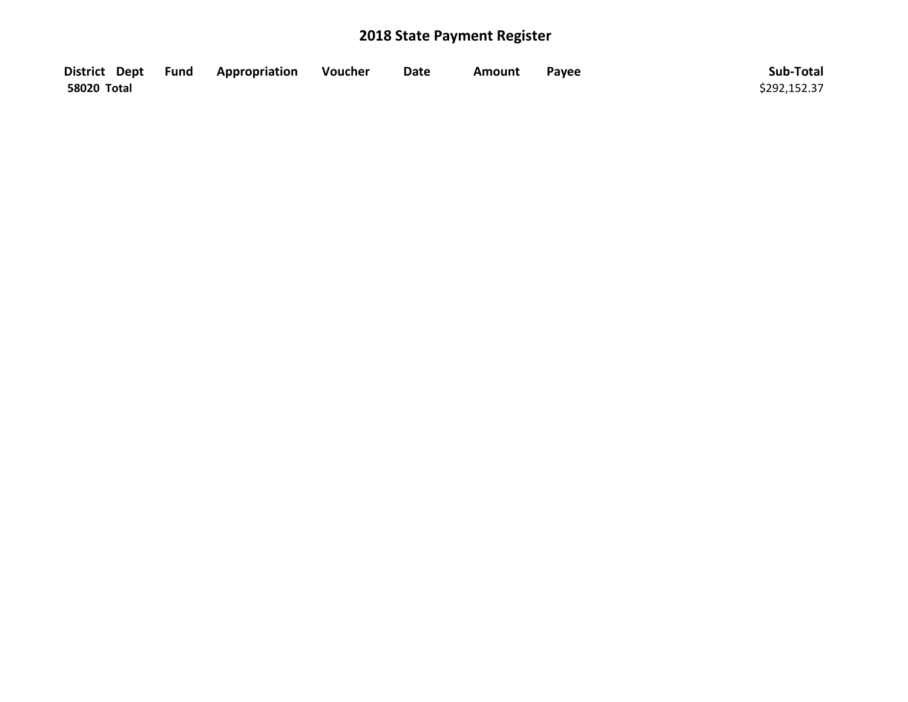# 2018 State Payment Register

| District | Dept | Fund | Appropriation | Voucher | Date | Amount | Payee | Sub-Total |
|---|---|---|---|---|---|---|---|---|
| 58020 Total | | | | | | | | $292,152.37 |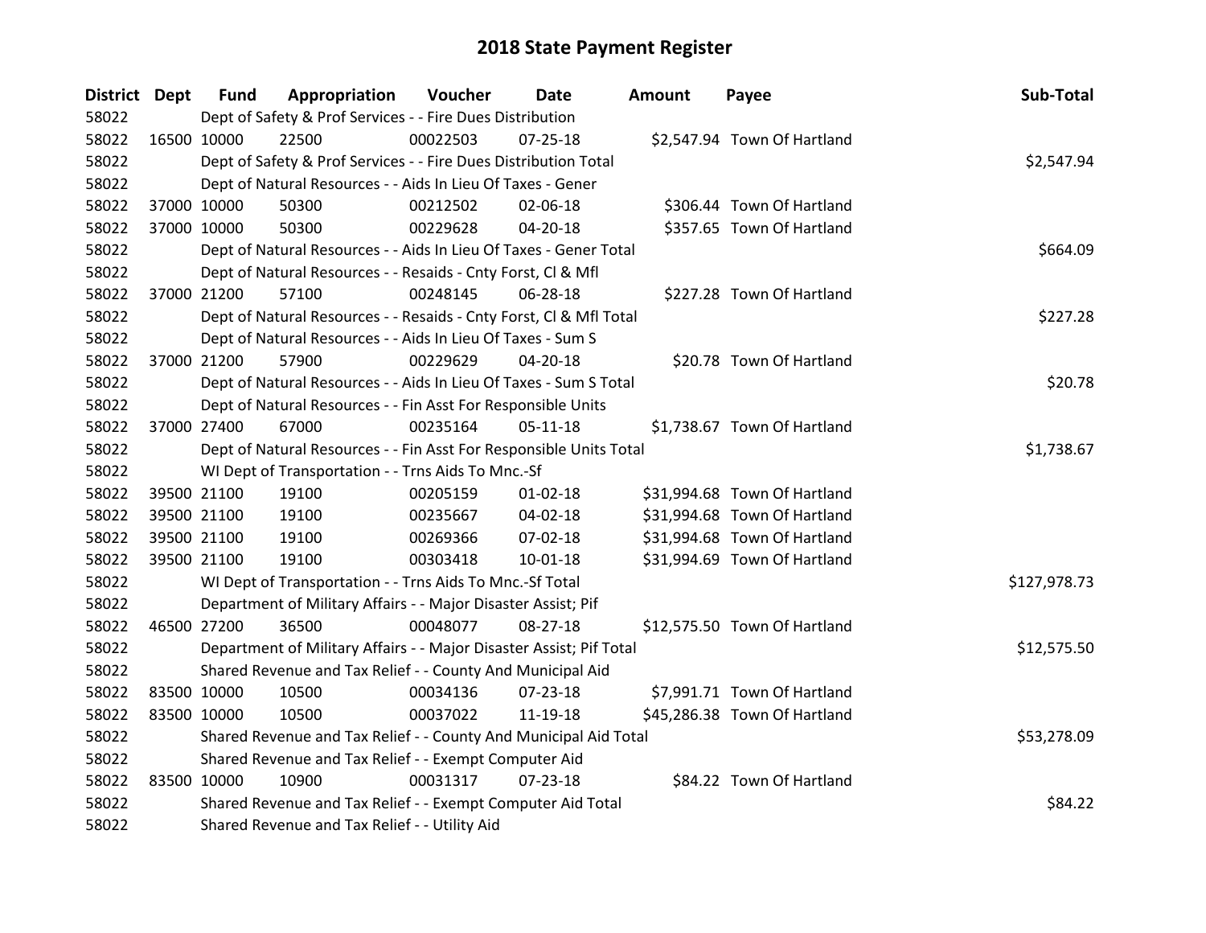# 2018 State Payment Register

| District | Dept | Fund | Appropriation | Voucher | Date | Amount | Payee | Sub-Total |
|---|---|---|---|---|---|---|---|---|
| 58022 | | Dept of Safety & Prof Services - - Fire Dues Distribution | | | | | | |
| 58022 | 16500 | 10000 | 22500 | 00022503 | 07-25-18 | $2,547.94 | Town Of Hartland | |
| 58022 | | Dept of Safety & Prof Services - - Fire Dues Distribution Total | | | | | | $2,547.94 |
| 58022 | | Dept of Natural Resources - - Aids In Lieu Of Taxes - Gener | | | | | | |
| 58022 | 37000 | 10000 | 50300 | 00212502 | 02-06-18 | $306.44 | Town Of Hartland | |
| 58022 | 37000 | 10000 | 50300 | 00229628 | 04-20-18 | $357.65 | Town Of Hartland | |
| 58022 | | Dept of Natural Resources - - Aids In Lieu Of Taxes - Gener Total | | | | | | $664.09 |
| 58022 | | Dept of Natural Resources - - Resaids - Cnty Forst, Cl & Mfl | | | | | | |
| 58022 | 37000 | 21200 | 57100 | 00248145 | 06-28-18 | $227.28 | Town Of Hartland | |
| 58022 | | Dept of Natural Resources - - Resaids - Cnty Forst, Cl & Mfl Total | | | | | | $227.28 |
| 58022 | | Dept of Natural Resources - - Aids In Lieu Of Taxes - Sum S | | | | | | |
| 58022 | 37000 | 21200 | 57900 | 00229629 | 04-20-18 | $20.78 | Town Of Hartland | |
| 58022 | | Dept of Natural Resources - - Aids In Lieu Of Taxes - Sum S Total | | | | | | $20.78 |
| 58022 | | Dept of Natural Resources - - Fin Asst For Responsible Units | | | | | | |
| 58022 | 37000 | 27400 | 67000 | 00235164 | 05-11-18 | $1,738.67 | Town Of Hartland | |
| 58022 | | Dept of Natural Resources - - Fin Asst For Responsible Units Total | | | | | | $1,738.67 |
| 58022 | | WI Dept of Transportation - - Trns Aids To Mnc.-Sf | | | | | | |
| 58022 | 39500 | 21100 | 19100 | 00205159 | 01-02-18 | $31,994.68 | Town Of Hartland | |
| 58022 | 39500 | 21100 | 19100 | 00235667 | 04-02-18 | $31,994.68 | Town Of Hartland | |
| 58022 | 39500 | 21100 | 19100 | 00269366 | 07-02-18 | $31,994.68 | Town Of Hartland | |
| 58022 | 39500 | 21100 | 19100 | 00303418 | 10-01-18 | $31,994.69 | Town Of Hartland | |
| 58022 | | WI Dept of Transportation - - Trns Aids To Mnc.-Sf Total | | | | | | $127,978.73 |
| 58022 | | Department of Military Affairs - - Major Disaster Assist; Pif | | | | | | |
| 58022 | 46500 | 27200 | 36500 | 00048077 | 08-27-18 | $12,575.50 | Town Of Hartland | |
| 58022 | | Department of Military Affairs - - Major Disaster Assist; Pif Total | | | | | | $12,575.50 |
| 58022 | | Shared Revenue and Tax Relief - - County And Municipal Aid | | | | | | |
| 58022 | 83500 | 10000 | 10500 | 00034136 | 07-23-18 | $7,991.71 | Town Of Hartland | |
| 58022 | 83500 | 10000 | 10500 | 00037022 | 11-19-18 | $45,286.38 | Town Of Hartland | |
| 58022 | | Shared Revenue and Tax Relief - - County And Municipal Aid Total | | | | | | $53,278.09 |
| 58022 | | Shared Revenue and Tax Relief - - Exempt Computer Aid | | | | | | |
| 58022 | 83500 | 10000 | 10900 | 00031317 | 07-23-18 | $84.22 | Town Of Hartland | |
| 58022 | | Shared Revenue and Tax Relief - - Exempt Computer Aid Total | | | | | | $84.22 |
| 58022 | | Shared Revenue and Tax Relief - - Utility Aid | | | | | | |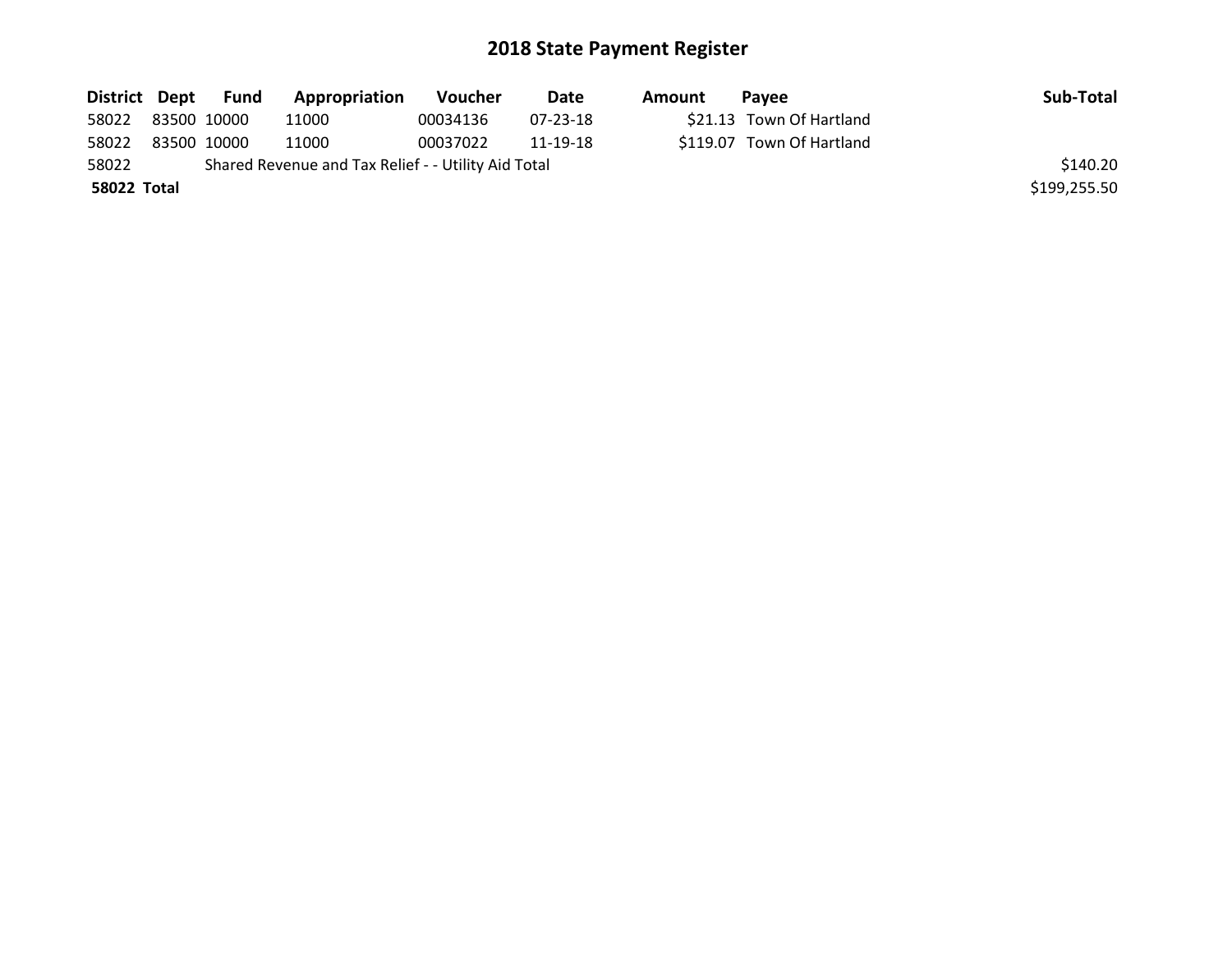## 2018 State Payment Register

| District | Dept | Fund | Appropriation | Voucher | Date | Amount | Payee | Sub-Total |
|---|---|---|---|---|---|---|---|---|
| 58022 | 83500 | 10000 | 11000 | 00034136 | 07-23-18 | $21.13 | Town Of Hartland | |
| 58022 | 83500 | 10000 | 11000 | 00037022 | 11-19-18 | $119.07 | Town Of Hartland | |
| 58022 | Shared Revenue and Tax Relief - - Utility Aid Total | | | | | | | $140.20 |
| **58022 Total** | | | | | | | | $199,255.50 |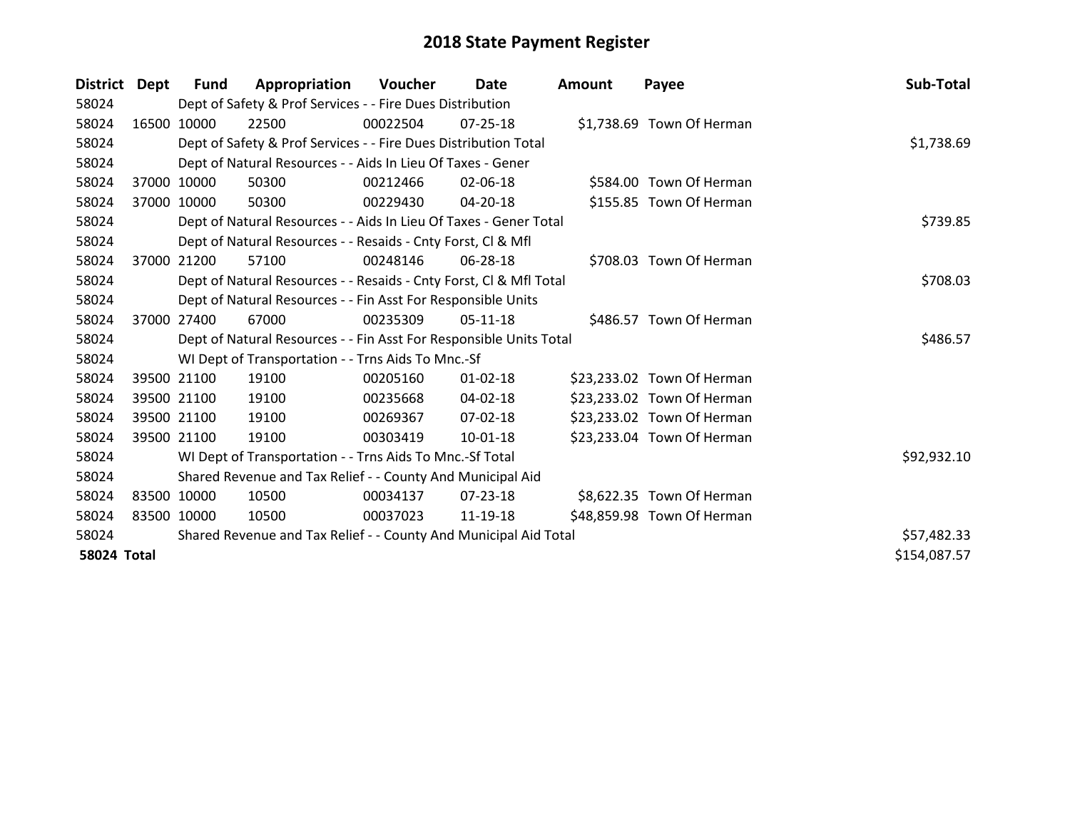# 2018 State Payment Register

| District | Dept | Fund | Appropriation | Voucher | Date | Amount | Payee | Sub-Total |
|---|---|---|---|---|---|---|---|---|
| 58024 | | Dept of Safety & Prof Services - - Fire Dues Distribution | | | | | | |
| 58024 | 16500 | 10000 | 22500 | 00022504 | 07-25-18 | $1,738.69 | Town Of Herman | |
| 58024 | | Dept of Safety & Prof Services - - Fire Dues Distribution Total | | | | | | $1,738.69 |
| 58024 | | Dept of Natural Resources - - Aids In Lieu Of Taxes - Gener | | | | | | |
| 58024 | 37000 | 10000 | 50300 | 00212466 | 02-06-18 | $584.00 | Town Of Herman | |
| 58024 | 37000 | 10000 | 50300 | 00229430 | 04-20-18 | $155.85 | Town Of Herman | |
| 58024 | | Dept of Natural Resources - - Aids In Lieu Of Taxes - Gener Total | | | | | | $739.85 |
| 58024 | | Dept of Natural Resources - - Resaids - Cnty Forst, Cl & Mfl | | | | | | |
| 58024 | 37000 | 21200 | 57100 | 00248146 | 06-28-18 | $708.03 | Town Of Herman | |
| 58024 | | Dept of Natural Resources - - Resaids - Cnty Forst, Cl & Mfl Total | | | | | | $708.03 |
| 58024 | | Dept of Natural Resources - - Fin Asst For Responsible Units | | | | | | |
| 58024 | 37000 | 27400 | 67000 | 00235309 | 05-11-18 | $486.57 | Town Of Herman | |
| 58024 | | Dept of Natural Resources - - Fin Asst For Responsible Units Total | | | | | | $486.57 |
| 58024 | | WI Dept of Transportation - - Trns Aids To Mnc.-Sf | | | | | | |
| 58024 | 39500 | 21100 | 19100 | 00205160 | 01-02-18 | $23,233.02 | Town Of Herman | |
| 58024 | 39500 | 21100 | 19100 | 00235668 | 04-02-18 | $23,233.02 | Town Of Herman | |
| 58024 | 39500 | 21100 | 19100 | 00269367 | 07-02-18 | $23,233.02 | Town Of Herman | |
| 58024 | 39500 | 21100 | 19100 | 00303419 | 10-01-18 | $23,233.04 | Town Of Herman | |
| 58024 | | WI Dept of Transportation - - Trns Aids To Mnc.-Sf Total | | | | | | $92,932.10 |
| 58024 | | Shared Revenue and Tax Relief - - County And Municipal Aid | | | | | | |
| 58024 | 83500 | 10000 | 10500 | 00034137 | 07-23-18 | $8,622.35 | Town Of Herman | |
| 58024 | 83500 | 10000 | 10500 | 00037023 | 11-19-18 | $48,859.98 | Town Of Herman | |
| 58024 | | Shared Revenue and Tax Relief - - County And Municipal Aid Total | | | | | | $57,482.33 |
| **58024 Total** | | | | | | | | $154,087.57 |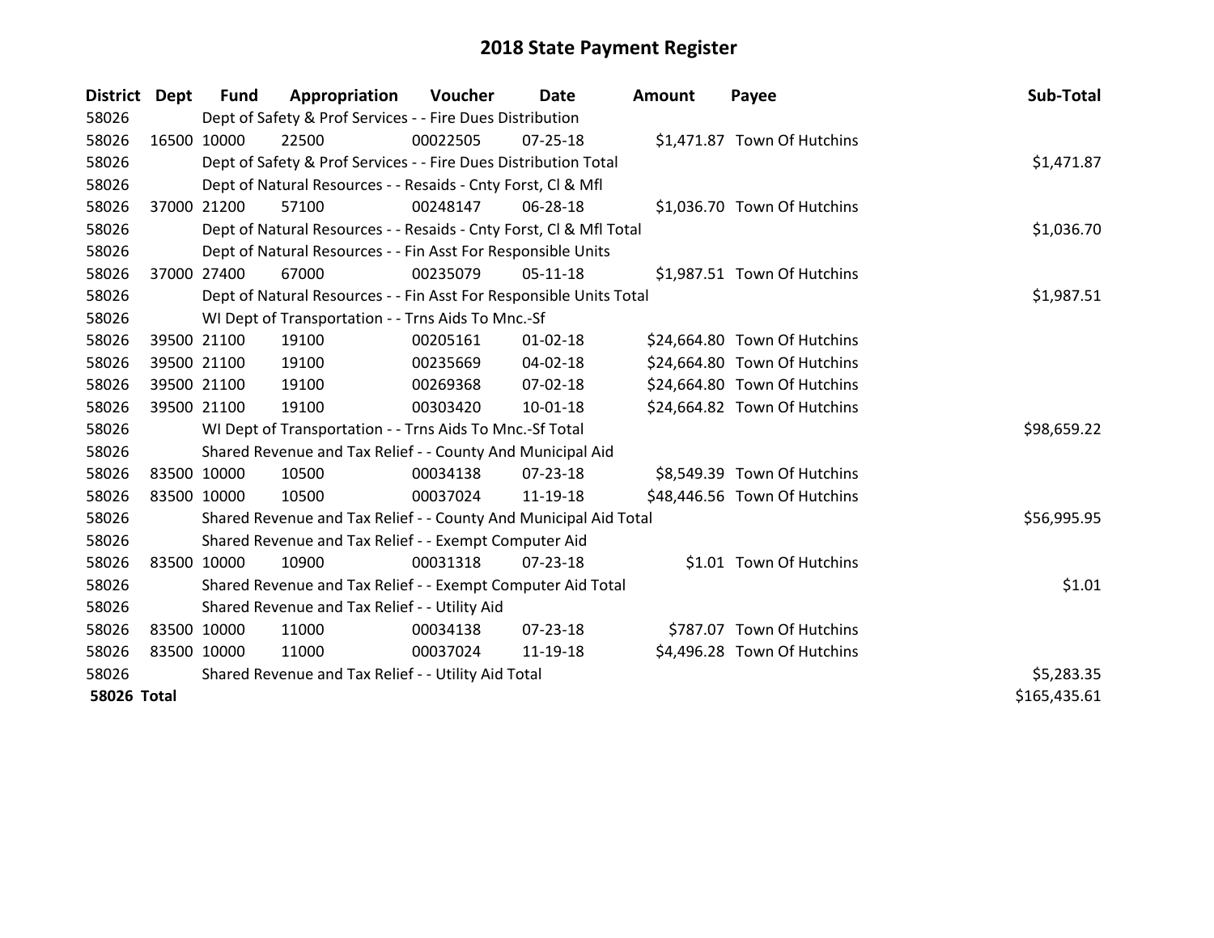# 2018 State Payment Register

| District | Dept | Fund | Appropriation | Voucher | Date | Amount | Payee | Sub-Total |
|---|---|---|---|---|---|---|---|---|
| 58026 | | Dept of Safety & Prof Services - - Fire Dues Distribution | | | | | | |
| 58026 | 16500 | 10000 | 22500 | 00022505 | 07-25-18 | $1,471.87 | Town Of Hutchins | |
| 58026 | | Dept of Safety & Prof Services - - Fire Dues Distribution Total | | | | | | $1,471.87 |
| 58026 | | Dept of Natural Resources - - Resaids - Cnty Forst, Cl & Mfl | | | | | | |
| 58026 | 37000 | 21200 | 57100 | 00248147 | 06-28-18 | $1,036.70 | Town Of Hutchins | |
| 58026 | | Dept of Natural Resources - - Resaids - Cnty Forst, Cl & Mfl Total | | | | | | $1,036.70 |
| 58026 | | Dept of Natural Resources - - Fin Asst For Responsible Units | | | | | | |
| 58026 | 37000 | 27400 | 67000 | 00235079 | 05-11-18 | $1,987.51 | Town Of Hutchins | |
| 58026 | | Dept of Natural Resources - - Fin Asst For Responsible Units Total | | | | | | $1,987.51 |
| 58026 | | WI Dept of Transportation - - Trns Aids To Mnc.-Sf | | | | | | |
| 58026 | 39500 | 21100 | 19100 | 00205161 | 01-02-18 | $24,664.80 | Town Of Hutchins | |
| 58026 | 39500 | 21100 | 19100 | 00235669 | 04-02-18 | $24,664.80 | Town Of Hutchins | |
| 58026 | 39500 | 21100 | 19100 | 00269368 | 07-02-18 | $24,664.80 | Town Of Hutchins | |
| 58026 | 39500 | 21100 | 19100 | 00303420 | 10-01-18 | $24,664.82 | Town Of Hutchins | |
| 58026 | | WI Dept of Transportation - - Trns Aids To Mnc.-Sf Total | | | | | | $98,659.22 |
| 58026 | | Shared Revenue and Tax Relief - - County And Municipal Aid | | | | | | |
| 58026 | 83500 | 10000 | 10500 | 00034138 | 07-23-18 | $8,549.39 | Town Of Hutchins | |
| 58026 | 83500 | 10000 | 10500 | 00037024 | 11-19-18 | $48,446.56 | Town Of Hutchins | |
| 58026 | | Shared Revenue and Tax Relief - - County And Municipal Aid Total | | | | | | $56,995.95 |
| 58026 | | Shared Revenue and Tax Relief - - Exempt Computer Aid | | | | | | |
| 58026 | 83500 | 10000 | 10900 | 00031318 | 07-23-18 | $1.01 | Town Of Hutchins | |
| 58026 | | Shared Revenue and Tax Relief - - Exempt Computer Aid Total | | | | | | $1.01 |
| 58026 | | Shared Revenue and Tax Relief - - Utility Aid | | | | | | |
| 58026 | 83500 | 10000 | 11000 | 00034138 | 07-23-18 | $787.07 | Town Of Hutchins | |
| 58026 | 83500 | 10000 | 11000 | 00037024 | 11-19-18 | $4,496.28 | Town Of Hutchins | |
| 58026 | | Shared Revenue and Tax Relief - - Utility Aid Total | | | | | | $5,283.35 |
| **58026 Total** | | | | | | | | $165,435.61 |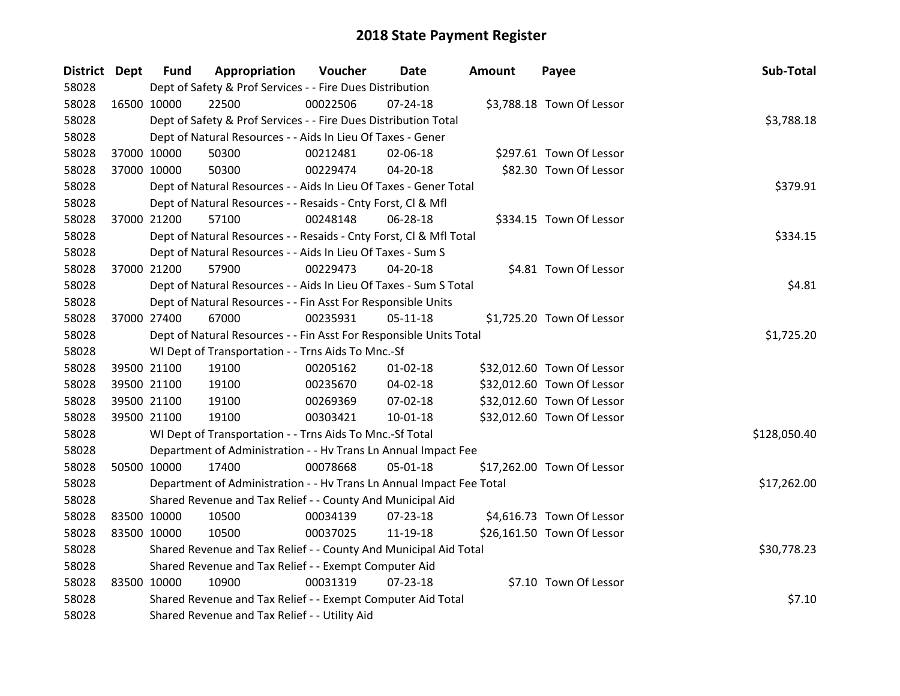# 2018 State Payment Register

| District | Dept | Fund | Appropriation | Voucher | Date | Amount | Payee | Sub-Total |
|---|---|---|---|---|---|---|---|---|
| 58028 | | Dept of Safety & Prof Services - - Fire Dues Distribution | | | | | | |
| 58028 | 16500 | 10000 | 22500 | 00022506 | 07-24-18 | $3,788.18 | Town Of Lessor | |
| 58028 | | Dept of Safety & Prof Services - - Fire Dues Distribution Total | | | | | | $3,788.18 |
| 58028 | | Dept of Natural Resources - - Aids In Lieu Of Taxes - Gener | | | | | | |
| 58028 | 37000 | 10000 | 50300 | 00212481 | 02-06-18 | $297.61 | Town Of Lessor | |
| 58028 | 37000 | 10000 | 50300 | 00229474 | 04-20-18 | $82.30 | Town Of Lessor | |
| 58028 | | Dept of Natural Resources - - Aids In Lieu Of Taxes - Gener Total | | | | | | $379.91 |
| 58028 | | Dept of Natural Resources - - Resaids - Cnty Forst, Cl & Mfl | | | | | | |
| 58028 | 37000 | 21200 | 57100 | 00248148 | 06-28-18 | $334.15 | Town Of Lessor | |
| 58028 | | Dept of Natural Resources - - Resaids - Cnty Forst, Cl & Mfl Total | | | | | | $334.15 |
| 58028 | | Dept of Natural Resources - - Aids In Lieu Of Taxes - Sum S | | | | | | |
| 58028 | 37000 | 21200 | 57900 | 00229473 | 04-20-18 | $4.81 | Town Of Lessor | |
| 58028 | | Dept of Natural Resources - - Aids In Lieu Of Taxes - Sum S Total | | | | | | $4.81 |
| 58028 | | Dept of Natural Resources - - Fin Asst For Responsible Units | | | | | | |
| 58028 | 37000 | 27400 | 67000 | 00235931 | 05-11-18 | $1,725.20 | Town Of Lessor | |
| 58028 | | Dept of Natural Resources - - Fin Asst For Responsible Units Total | | | | | | $1,725.20 |
| 58028 | | WI Dept of Transportation - - Trns Aids To Mnc.-Sf | | | | | | |
| 58028 | 39500 | 21100 | 19100 | 00205162 | 01-02-18 | $32,012.60 | Town Of Lessor | |
| 58028 | 39500 | 21100 | 19100 | 00235670 | 04-02-18 | $32,012.60 | Town Of Lessor | |
| 58028 | 39500 | 21100 | 19100 | 00269369 | 07-02-18 | $32,012.60 | Town Of Lessor | |
| 58028 | 39500 | 21100 | 19100 | 00303421 | 10-01-18 | $32,012.60 | Town Of Lessor | |
| 58028 | | WI Dept of Transportation - - Trns Aids To Mnc.-Sf Total | | | | | | $128,050.40 |
| 58028 | | Department of Administration - - Hv Trans Ln Annual Impact Fee | | | | | | |
| 58028 | 50500 | 10000 | 17400 | 00078668 | 05-01-18 | $17,262.00 | Town Of Lessor | |
| 58028 | | Department of Administration - - Hv Trans Ln Annual Impact Fee Total | | | | | | $17,262.00 |
| 58028 | | Shared Revenue and Tax Relief - - County And Municipal Aid | | | | | | |
| 58028 | 83500 | 10000 | 10500 | 00034139 | 07-23-18 | $4,616.73 | Town Of Lessor | |
| 58028 | 83500 | 10000 | 10500 | 00037025 | 11-19-18 | $26,161.50 | Town Of Lessor | |
| 58028 | | Shared Revenue and Tax Relief - - County And Municipal Aid Total | | | | | | $30,778.23 |
| 58028 | | Shared Revenue and Tax Relief - - Exempt Computer Aid | | | | | | |
| 58028 | 83500 | 10000 | 10900 | 00031319 | 07-23-18 | $7.10 | Town Of Lessor | |
| 58028 | | Shared Revenue and Tax Relief - - Exempt Computer Aid Total | | | | | | $7.10 |
| 58028 | | Shared Revenue and Tax Relief - - Utility Aid | | | | | | |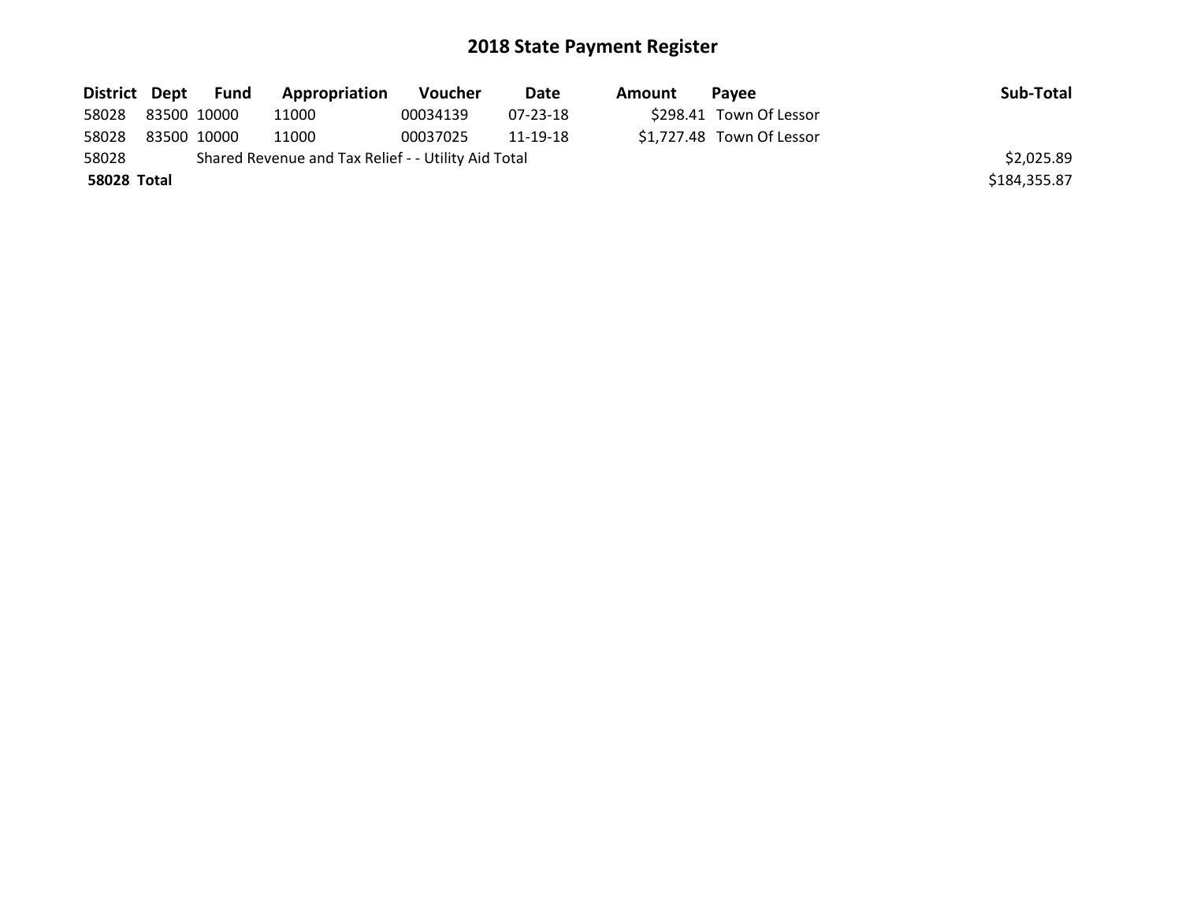# 2018 State Payment Register

| District | Dept | Fund | Appropriation | Voucher | Date | Amount | Payee | Sub-Total |
|---|---|---|---|---|---|---|---|---|
| 58028 | 83500 | 10000 | 11000 | 00034139 | 07-23-18 | $298.41 | Town Of Lessor | |
| 58028 | 83500 | 10000 | 11000 | 00037025 | 11-19-18 | $1,727.48 | Town Of Lessor | |
| 58028 | Shared Revenue and Tax Relief - - Utility Aid Total | | | | | | | $2,025.89 |
| **58028 Total** | | | | | | | | $184,355.87 |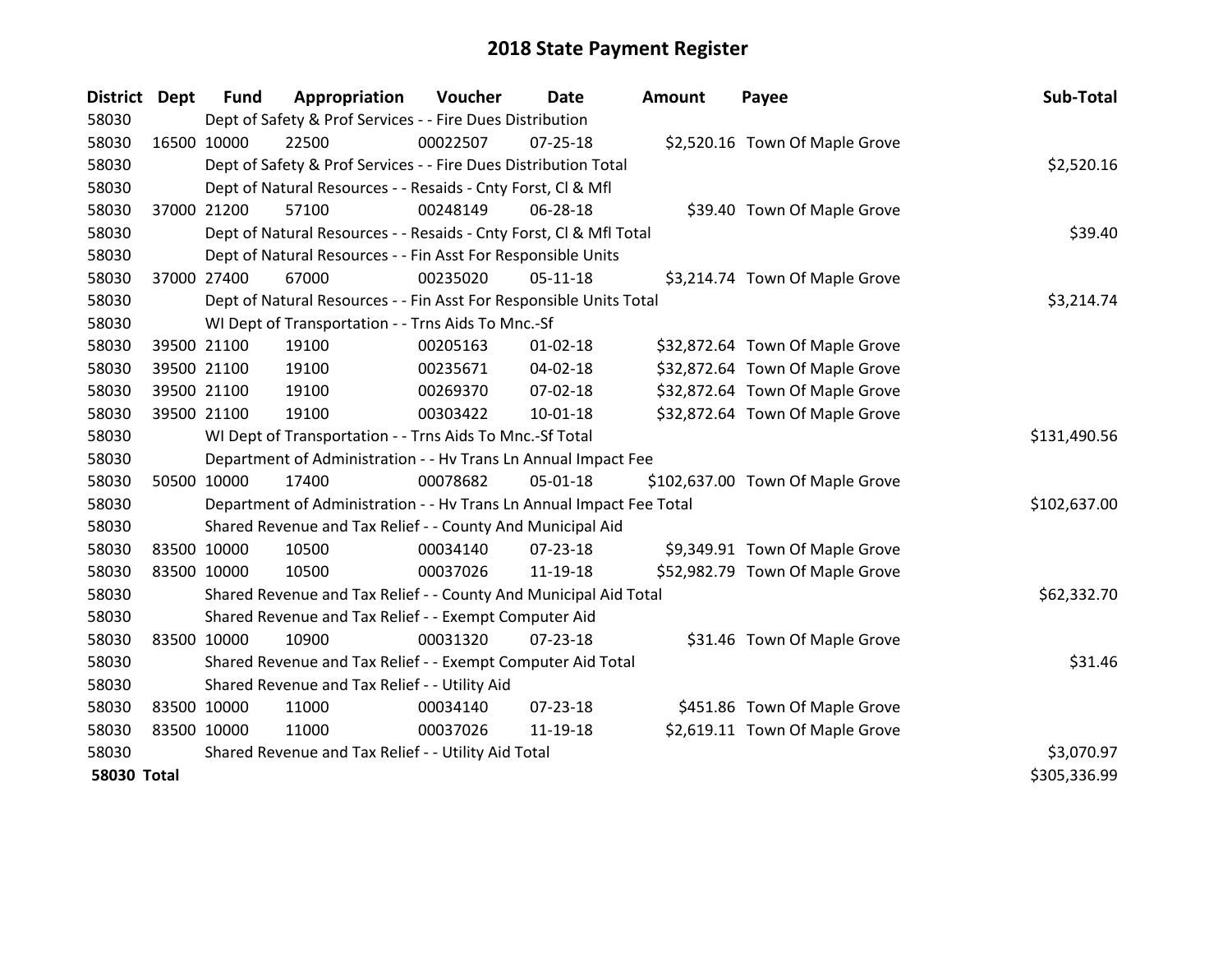# 2018 State Payment Register

| District | Dept | Fund | Appropriation | Voucher | Date | Amount | Payee | Sub-Total |
|---|---|---|---|---|---|---|---|---|
| 58030 | | Dept of Safety & Prof Services - - Fire Dues Distribution | | | | | | |
| 58030 | 16500 | 10000 | 22500 | 00022507 | 07-25-18 | $2,520.16 | Town Of Maple Grove | |
| 58030 | | Dept of Safety & Prof Services - - Fire Dues Distribution Total | | | | | | $2,520.16 |
| 58030 | | Dept of Natural Resources - - Resaids - Cnty Forst, Cl & Mfl | | | | | | |
| 58030 | 37000 | 21200 | 57100 | 00248149 | 06-28-18 | $39.40 | Town Of Maple Grove | |
| 58030 | | Dept of Natural Resources - - Resaids - Cnty Forst, Cl & Mfl Total | | | | | | $39.40 |
| 58030 | | Dept of Natural Resources - - Fin Asst For Responsible Units | | | | | | |
| 58030 | 37000 | 27400 | 67000 | 00235020 | 05-11-18 | $3,214.74 | Town Of Maple Grove | |
| 58030 | | Dept of Natural Resources - - Fin Asst For Responsible Units Total | | | | | | $3,214.74 |
| 58030 | | WI Dept of Transportation - - Trns Aids To Mnc.-Sf | | | | | | |
| 58030 | 39500 | 21100 | 19100 | 00205163 | 01-02-18 | $32,872.64 | Town Of Maple Grove | |
| 58030 | 39500 | 21100 | 19100 | 00235671 | 04-02-18 | $32,872.64 | Town Of Maple Grove | |
| 58030 | 39500 | 21100 | 19100 | 00269370 | 07-02-18 | $32,872.64 | Town Of Maple Grove | |
| 58030 | 39500 | 21100 | 19100 | 00303422 | 10-01-18 | $32,872.64 | Town Of Maple Grove | |
| 58030 | | WI Dept of Transportation - - Trns Aids To Mnc.-Sf Total | | | | | | $131,490.56 |
| 58030 | | Department of Administration - - Hv Trans Ln Annual Impact Fee | | | | | | |
| 58030 | 50500 | 10000 | 17400 | 00078682 | 05-01-18 | $102,637.00 | Town Of Maple Grove | |
| 58030 | | Department of Administration - - Hv Trans Ln Annual Impact Fee Total | | | | | | $102,637.00 |
| 58030 | | Shared Revenue and Tax Relief - - County And Municipal Aid | | | | | | |
| 58030 | 83500 | 10000 | 10500 | 00034140 | 07-23-18 | $9,349.91 | Town Of Maple Grove | |
| 58030 | 83500 | 10000 | 10500 | 00037026 | 11-19-18 | $52,982.79 | Town Of Maple Grove | |
| 58030 | | Shared Revenue and Tax Relief - - County And Municipal Aid Total | | | | | | $62,332.70 |
| 58030 | | Shared Revenue and Tax Relief - - Exempt Computer Aid | | | | | | |
| 58030 | 83500 | 10000 | 10900 | 00031320 | 07-23-18 | $31.46 | Town Of Maple Grove | |
| 58030 | | Shared Revenue and Tax Relief - - Exempt Computer Aid Total | | | | | | $31.46 |
| 58030 | | Shared Revenue and Tax Relief - - Utility Aid | | | | | | |
| 58030 | 83500 | 10000 | 11000 | 00034140 | 07-23-18 | $451.86 | Town Of Maple Grove | |
| 58030 | 83500 | 10000 | 11000 | 00037026 | 11-19-18 | $2,619.11 | Town Of Maple Grove | |
| 58030 | | Shared Revenue and Tax Relief - - Utility Aid Total | | | | | | $3,070.97 |
| **58030 Total** | | | | | | | | $305,336.99 |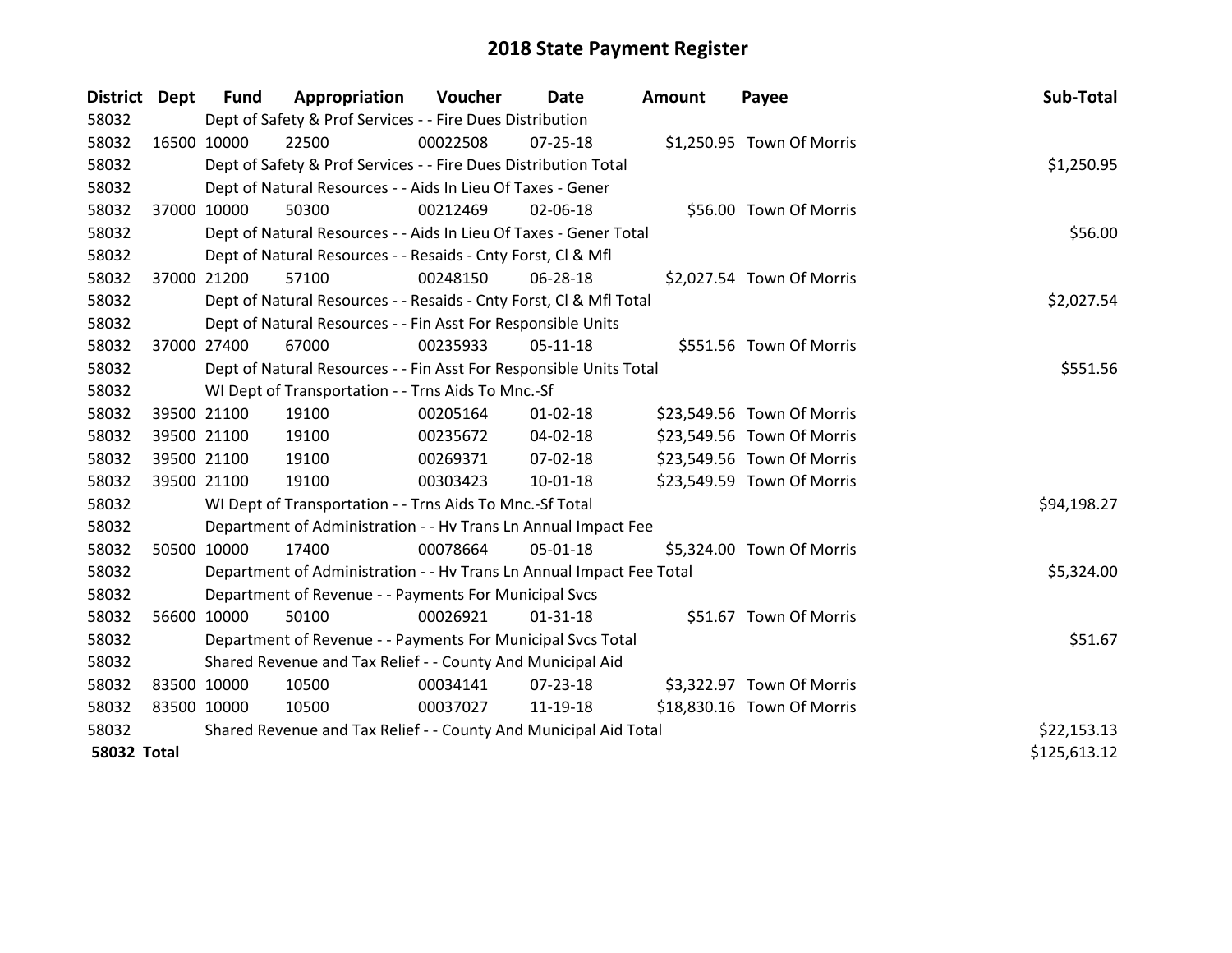# 2018 State Payment Register

| District | Dept | Fund | Appropriation | Voucher | Date | Amount | Payee | Sub-Total |
|---|---|---|---|---|---|---|---|---|
| 58032 | Dept of Safety & Prof Services - - Fire Dues Distribution | | | | | | | |
| 58032 | 16500 | 10000 | 22500 | 00022508 | 07-25-18 | $1,250.95 | Town Of Morris | |
| 58032 | Dept of Safety & Prof Services - - Fire Dues Distribution Total | | | | | | | $1,250.95 |
| 58032 | Dept of Natural Resources - - Aids In Lieu Of Taxes - Gener | | | | | | | |
| 58032 | 37000 | 10000 | 50300 | 00212469 | 02-06-18 | $56.00 | Town Of Morris | |
| 58032 | Dept of Natural Resources - - Aids In Lieu Of Taxes - Gener Total | | | | | | | $56.00 |
| 58032 | Dept of Natural Resources - - Resaids - Cnty Forst, Cl & Mfl | | | | | | | |
| 58032 | 37000 | 21200 | 57100 | 00248150 | 06-28-18 | $2,027.54 | Town Of Morris | |
| 58032 | Dept of Natural Resources - - Resaids - Cnty Forst, Cl & Mfl Total | | | | | | | $2,027.54 |
| 58032 | Dept of Natural Resources - - Fin Asst For Responsible Units | | | | | | | |
| 58032 | 37000 | 27400 | 67000 | 00235933 | 05-11-18 | $551.56 | Town Of Morris | |
| 58032 | Dept of Natural Resources - - Fin Asst For Responsible Units Total | | | | | | | $551.56 |
| 58032 | WI Dept of Transportation - - Trns Aids To Mnc.-Sf | | | | | | | |
| 58032 | 39500 | 21100 | 19100 | 00205164 | 01-02-18 | $23,549.56 | Town Of Morris | |
| 58032 | 39500 | 21100 | 19100 | 00235672 | 04-02-18 | $23,549.56 | Town Of Morris | |
| 58032 | 39500 | 21100 | 19100 | 00269371 | 07-02-18 | $23,549.56 | Town Of Morris | |
| 58032 | 39500 | 21100 | 19100 | 00303423 | 10-01-18 | $23,549.59 | Town Of Morris | |
| 58032 | WI Dept of Transportation - - Trns Aids To Mnc.-Sf Total | | | | | | | $94,198.27 |
| 58032 | Department of Administration - - Hv Trans Ln Annual Impact Fee | | | | | | | |
| 58032 | 50500 | 10000 | 17400 | 00078664 | 05-01-18 | $5,324.00 | Town Of Morris | |
| 58032 | Department of Administration - - Hv Trans Ln Annual Impact Fee Total | | | | | | | $5,324.00 |
| 58032 | Department of Revenue - - Payments For Municipal Svcs | | | | | | | |
| 58032 | 56600 | 10000 | 50100 | 00026921 | 01-31-18 | $51.67 | Town Of Morris | |
| 58032 | Department of Revenue - - Payments For Municipal Svcs Total | | | | | | | $51.67 |
| 58032 | Shared Revenue and Tax Relief - - County And Municipal Aid | | | | | | | |
| 58032 | 83500 | 10000 | 10500 | 00034141 | 07-23-18 | $3,322.97 | Town Of Morris | |
| 58032 | 83500 | 10000 | 10500 | 00037027 | 11-19-18 | $18,830.16 | Town Of Morris | |
| 58032 | Shared Revenue and Tax Relief - - County And Municipal Aid Total | | | | | | | $22,153.13 |
| **58032 Total** | | | | | | | | $125,613.12 |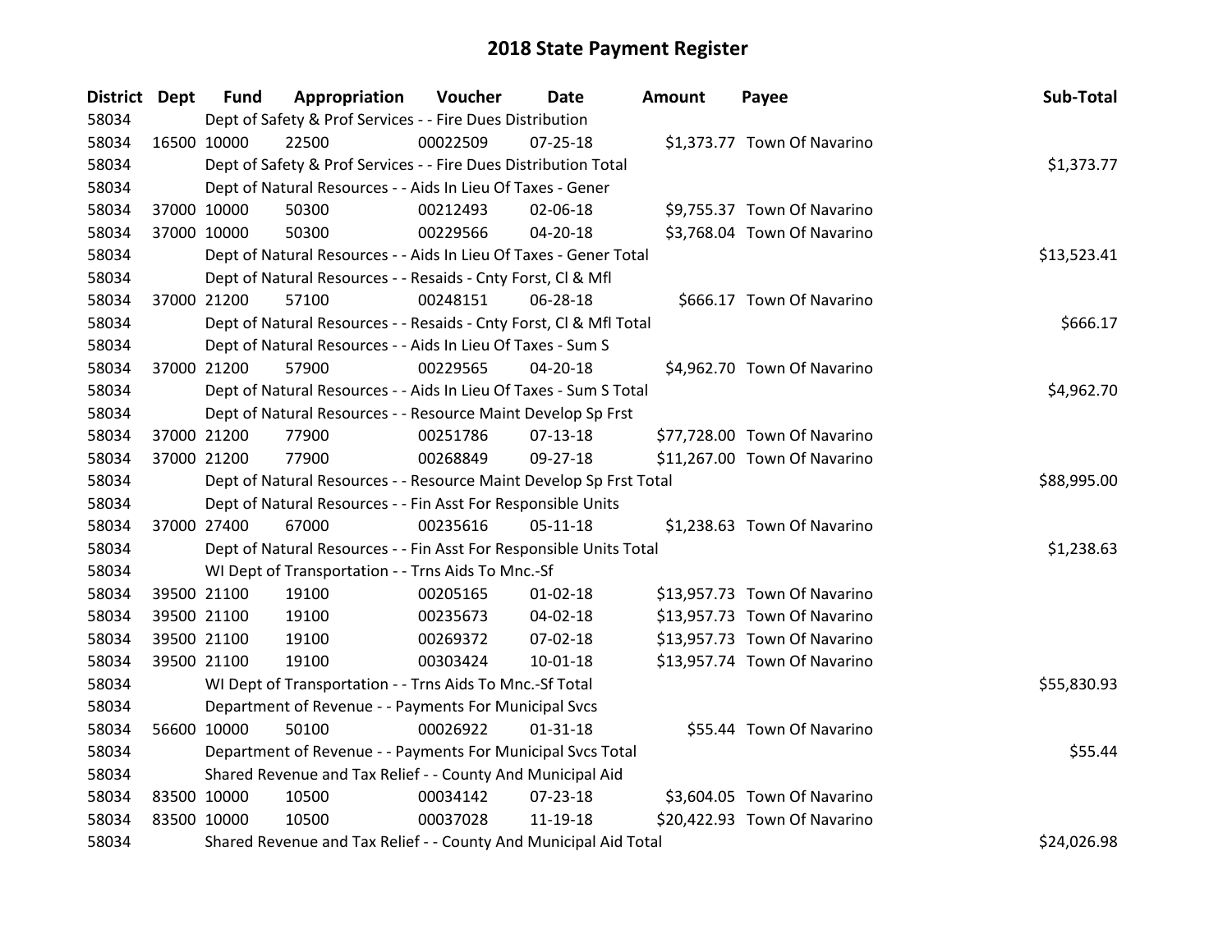# 2018 State Payment Register

| District | Dept | Fund | Appropriation | Voucher | Date | Amount | Payee | Sub-Total |
|---|---|---|---|---|---|---|---|---|
| 58034 | | Dept of Safety & Prof Services - - Fire Dues Distribution | | | | | | |
| 58034 | 16500 | 10000 | 22500 | 00022509 | 07-25-18 | $1,373.77 | Town Of Navarino | |
| 58034 | | Dept of Safety & Prof Services - - Fire Dues Distribution Total | | | | | | $1,373.77 |
| 58034 | | Dept of Natural Resources - - Aids In Lieu Of Taxes - Gener | | | | | | |
| 58034 | 37000 | 10000 | 50300 | 00212493 | 02-06-18 | $9,755.37 | Town Of Navarino | |
| 58034 | 37000 | 10000 | 50300 | 00229566 | 04-20-18 | $3,768.04 | Town Of Navarino | |
| 58034 | | Dept of Natural Resources - - Aids In Lieu Of Taxes - Gener Total | | | | | | $13,523.41 |
| 58034 | | Dept of Natural Resources - - Resaids - Cnty Forst, Cl & Mfl | | | | | | |
| 58034 | 37000 | 21200 | 57100 | 00248151 | 06-28-18 | $666.17 | Town Of Navarino | |
| 58034 | | Dept of Natural Resources - - Resaids - Cnty Forst, Cl & Mfl Total | | | | | | $666.17 |
| 58034 | | Dept of Natural Resources - - Aids In Lieu Of Taxes - Sum S | | | | | | |
| 58034 | 37000 | 21200 | 57900 | 00229565 | 04-20-18 | $4,962.70 | Town Of Navarino | |
| 58034 | | Dept of Natural Resources - - Aids In Lieu Of Taxes - Sum S Total | | | | | | $4,962.70 |
| 58034 | | Dept of Natural Resources - - Resource Maint Develop Sp Frst | | | | | | |
| 58034 | 37000 | 21200 | 77900 | 00251786 | 07-13-18 | $77,728.00 | Town Of Navarino | |
| 58034 | 37000 | 21200 | 77900 | 00268849 | 09-27-18 | $11,267.00 | Town Of Navarino | |
| 58034 | | Dept of Natural Resources - - Resource Maint Develop Sp Frst Total | | | | | | $88,995.00 |
| 58034 | | Dept of Natural Resources - - Fin Asst For Responsible Units | | | | | | |
| 58034 | 37000 | 27400 | 67000 | 00235616 | 05-11-18 | $1,238.63 | Town Of Navarino | |
| 58034 | | Dept of Natural Resources - - Fin Asst For Responsible Units Total | | | | | | $1,238.63 |
| 58034 | | WI Dept of Transportation - - Trns Aids To Mnc.-Sf | | | | | | |
| 58034 | 39500 | 21100 | 19100 | 00205165 | 01-02-18 | $13,957.73 | Town Of Navarino | |
| 58034 | 39500 | 21100 | 19100 | 00235673 | 04-02-18 | $13,957.73 | Town Of Navarino | |
| 58034 | 39500 | 21100 | 19100 | 00269372 | 07-02-18 | $13,957.73 | Town Of Navarino | |
| 58034 | 39500 | 21100 | 19100 | 00303424 | 10-01-18 | $13,957.74 | Town Of Navarino | |
| 58034 | | WI Dept of Transportation - - Trns Aids To Mnc.-Sf Total | | | | | | $55,830.93 |
| 58034 | | Department of Revenue - - Payments For Municipal Svcs | | | | | | |
| 58034 | 56600 | 10000 | 50100 | 00026922 | 01-31-18 | $55.44 | Town Of Navarino | |
| 58034 | | Department of Revenue - - Payments For Municipal Svcs Total | | | | | | $55.44 |
| 58034 | | Shared Revenue and Tax Relief - - County And Municipal Aid | | | | | | |
| 58034 | 83500 | 10000 | 10500 | 00034142 | 07-23-18 | $3,604.05 | Town Of Navarino | |
| 58034 | 83500 | 10000 | 10500 | 00037028 | 11-19-18 | $20,422.93 | Town Of Navarino | |
| 58034 | | Shared Revenue and Tax Relief - - County And Municipal Aid Total | | | | | | $24,026.98 |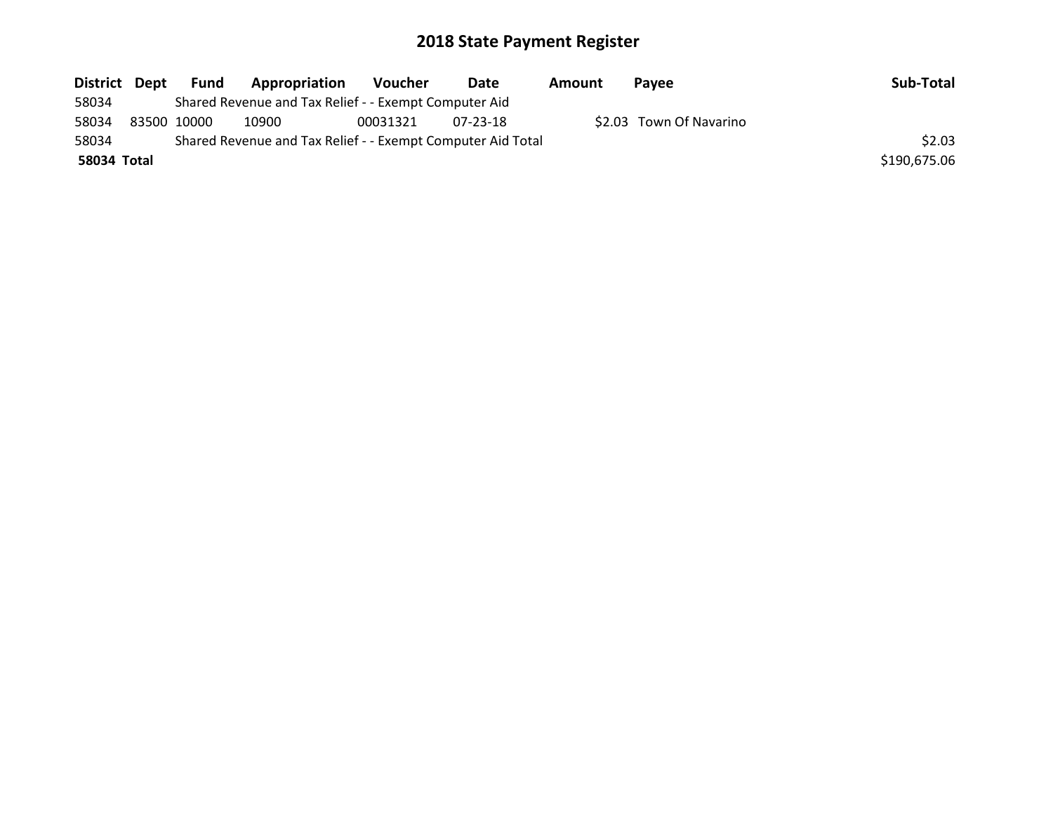# 2018 State Payment Register

| District | Dept | Fund | Appropriation | Voucher | Date | Amount | Payee | Sub-Total |
|---|---|---|---|---|---|---|---|---|
| 58034 | | Shared Revenue and Tax Relief - - Exempt Computer Aid | | | | | | |
| 58034 | 83500 | 10000 | 10900 | 00031321 | 07-23-18 | $2.03 | Town Of Navarino | |
| 58034 | | Shared Revenue and Tax Relief - - Exempt Computer Aid Total | | | | | | $2.03 |
| **58034 Total** | | | | | | | | $190,675.06 |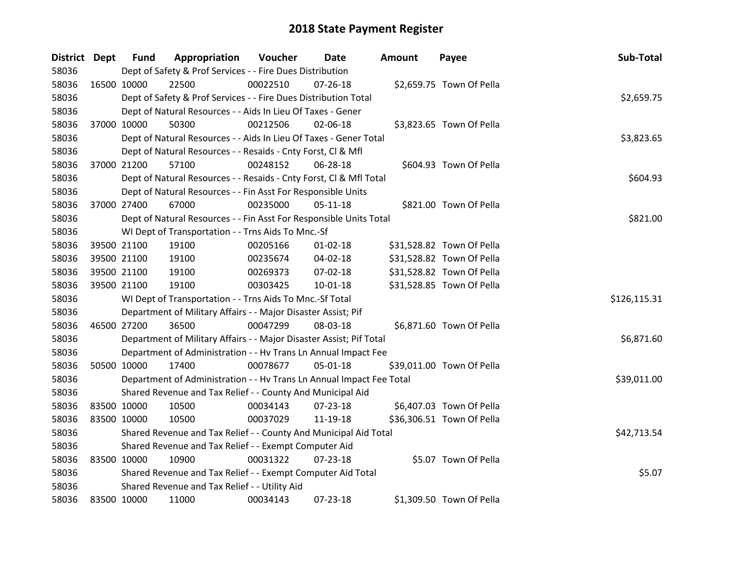# 2018 State Payment Register

| District | Dept | Fund | Appropriation | Voucher | Date | Amount | Payee | Sub-Total |
|---|---|---|---|---|---|---|---|---|
| 58036 | | Dept of Safety & Prof Services - - Fire Dues Distribution | | | | | | |
| 58036 | 16500 | 10000 | 22500 | 00022510 | 07-26-18 | $2,659.75 | Town Of Pella | |
| 58036 | | Dept of Safety & Prof Services - - Fire Dues Distribution Total | | | | | | $2,659.75 |
| 58036 | | Dept of Natural Resources - - Aids In Lieu Of Taxes - Gener | | | | | | |
| 58036 | 37000 | 10000 | 50300 | 00212506 | 02-06-18 | $3,823.65 | Town Of Pella | |
| 58036 | | Dept of Natural Resources - - Aids In Lieu Of Taxes - Gener Total | | | | | | $3,823.65 |
| 58036 | | Dept of Natural Resources - - Resaids - Cnty Forst, Cl & Mfl | | | | | | |
| 58036 | 37000 | 21200 | 57100 | 00248152 | 06-28-18 | $604.93 | Town Of Pella | |
| 58036 | | Dept of Natural Resources - - Resaids - Cnty Forst, Cl & Mfl Total | | | | | | $604.93 |
| 58036 | | Dept of Natural Resources - - Fin Asst For Responsible Units | | | | | | |
| 58036 | 37000 | 27400 | 67000 | 00235000 | 05-11-18 | $821.00 | Town Of Pella | |
| 58036 | | Dept of Natural Resources - - Fin Asst For Responsible Units Total | | | | | | $821.00 |
| 58036 | | WI Dept of Transportation - - Trns Aids To Mnc.-Sf | | | | | | |
| 58036 | 39500 | 21100 | 19100 | 00205166 | 01-02-18 | $31,528.82 | Town Of Pella | |
| 58036 | 39500 | 21100 | 19100 | 00235674 | 04-02-18 | $31,528.82 | Town Of Pella | |
| 58036 | 39500 | 21100 | 19100 | 00269373 | 07-02-18 | $31,528.82 | Town Of Pella | |
| 58036 | 39500 | 21100 | 19100 | 00303425 | 10-01-18 | $31,528.85 | Town Of Pella | |
| 58036 | | WI Dept of Transportation - - Trns Aids To Mnc.-Sf Total | | | | | | $126,115.31 |
| 58036 | | Department of Military Affairs - - Major Disaster Assist; Pif | | | | | | |
| 58036 | 46500 | 27200 | 36500 | 00047299 | 08-03-18 | $6,871.60 | Town Of Pella | |
| 58036 | | Department of Military Affairs - - Major Disaster Assist; Pif Total | | | | | | $6,871.60 |
| 58036 | | Department of Administration - - Hv Trans Ln Annual Impact Fee | | | | | | |
| 58036 | 50500 | 10000 | 17400 | 00078677 | 05-01-18 | $39,011.00 | Town Of Pella | |
| 58036 | | Department of Administration - - Hv Trans Ln Annual Impact Fee Total | | | | | | $39,011.00 |
| 58036 | | Shared Revenue and Tax Relief - - County And Municipal Aid | | | | | | |
| 58036 | 83500 | 10000 | 10500 | 00034143 | 07-23-18 | $6,407.03 | Town Of Pella | |
| 58036 | 83500 | 10000 | 10500 | 00037029 | 11-19-18 | $36,306.51 | Town Of Pella | |
| 58036 | | Shared Revenue and Tax Relief - - County And Municipal Aid Total | | | | | | $42,713.54 |
| 58036 | | Shared Revenue and Tax Relief - - Exempt Computer Aid | | | | | | |
| 58036 | 83500 | 10000 | 10900 | 00031322 | 07-23-18 | $5.07 | Town Of Pella | |
| 58036 | | Shared Revenue and Tax Relief - - Exempt Computer Aid Total | | | | | | $5.07 |
| 58036 | | Shared Revenue and Tax Relief - - Utility Aid | | | | | | |
| 58036 | 83500 | 10000 | 11000 | 00034143 | 07-23-18 | $1,309.50 | Town Of Pella | |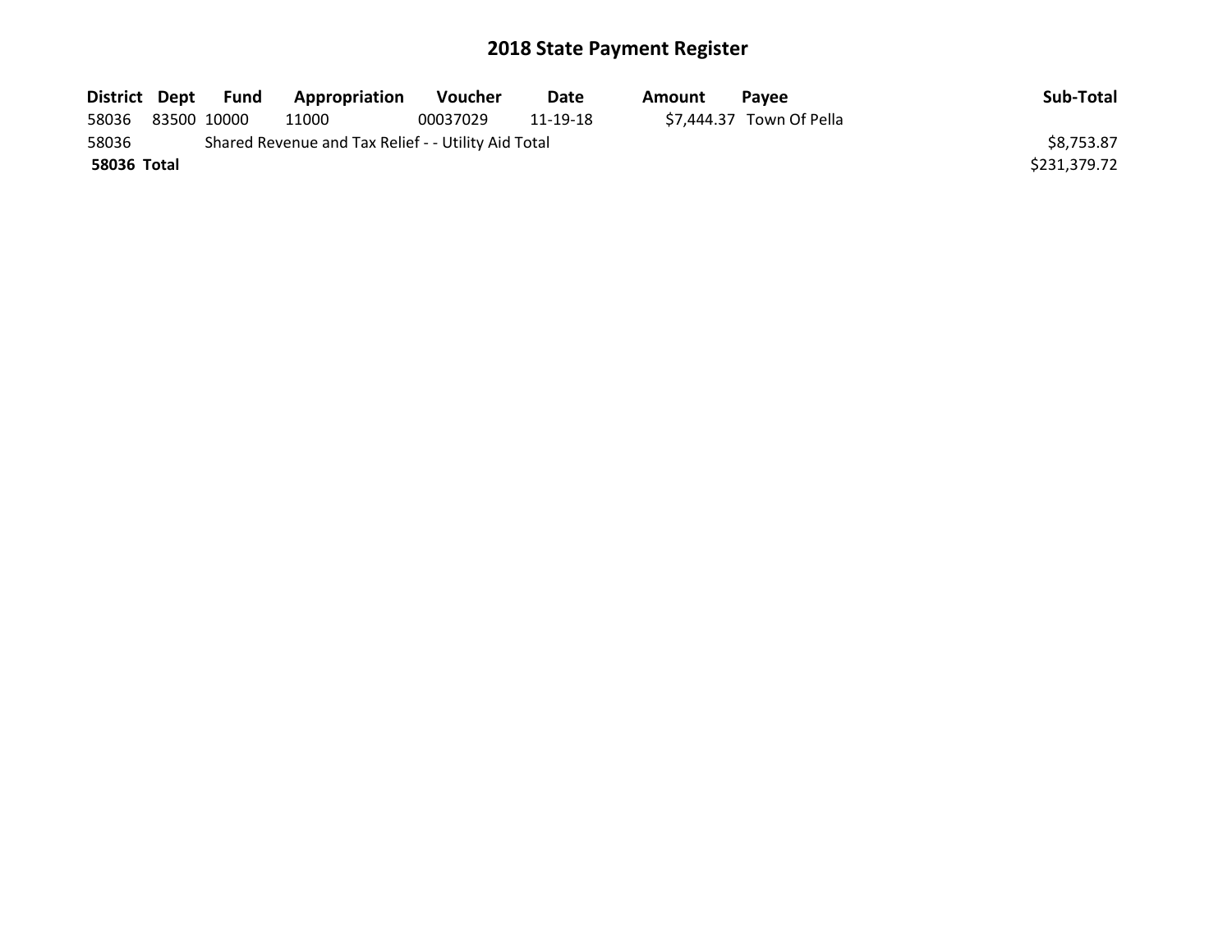# 2018 State Payment Register

| District | Dept | Fund | Appropriation | Voucher | Date | Amount | Payee | Sub-Total |
|---|---|---|---|---|---|---|---|---|
| 58036 | 83500 | 10000 | 11000 | 00037029 | 11-19-18 | $7,444.37 | Town Of Pella | |
| 58036 | | Shared Revenue and Tax Relief - - Utility Aid Total | | | | | | $8,753.87 |
| **58036** | **Total** | | | | | | | $231,379.72 |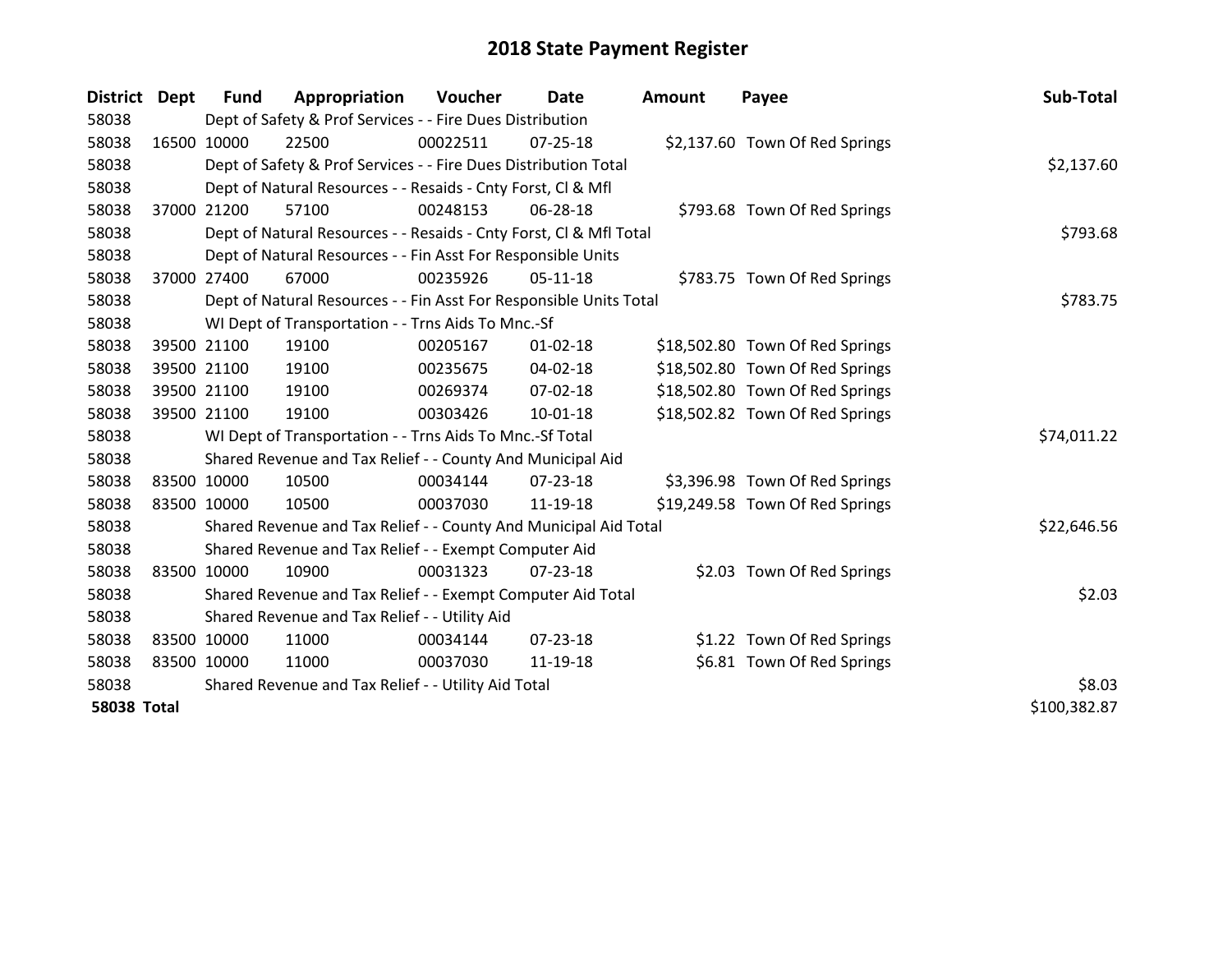# 2018 State Payment Register

| District | Dept | Fund | Appropriation | Voucher | Date | Amount | Payee | Sub-Total |
|---|---|---|---|---|---|---|---|---|
| 58038 | | Dept of Safety & Prof Services - - Fire Dues Distribution | | | | | | |
| 58038 | 16500 | 10000 | 22500 | 00022511 | 07-25-18 | $2,137.60 | Town Of Red Springs | |
| 58038 | | Dept of Safety & Prof Services - - Fire Dues Distribution Total | | | | | | $2,137.60 |
| 58038 | | Dept of Natural Resources - - Resaids - Cnty Forst, Cl & Mfl | | | | | | |
| 58038 | 37000 | 21200 | 57100 | 00248153 | 06-28-18 | $793.68 | Town Of Red Springs | |
| 58038 | | Dept of Natural Resources - - Resaids - Cnty Forst, Cl & Mfl Total | | | | | | $793.68 |
| 58038 | | Dept of Natural Resources - - Fin Asst For Responsible Units | | | | | | |
| 58038 | 37000 | 27400 | 67000 | 00235926 | 05-11-18 | $783.75 | Town Of Red Springs | |
| 58038 | | Dept of Natural Resources - - Fin Asst For Responsible Units Total | | | | | | $783.75 |
| 58038 | | WI Dept of Transportation - - Trns Aids To Mnc.-Sf | | | | | | |
| 58038 | 39500 | 21100 | 19100 | 00205167 | 01-02-18 | $18,502.80 | Town Of Red Springs | |
| 58038 | 39500 | 21100 | 19100 | 00235675 | 04-02-18 | $18,502.80 | Town Of Red Springs | |
| 58038 | 39500 | 21100 | 19100 | 00269374 | 07-02-18 | $18,502.80 | Town Of Red Springs | |
| 58038 | 39500 | 21100 | 19100 | 00303426 | 10-01-18 | $18,502.82 | Town Of Red Springs | |
| 58038 | | WI Dept of Transportation - - Trns Aids To Mnc.-Sf Total | | | | | | $74,011.22 |
| 58038 | | Shared Revenue and Tax Relief - - County And Municipal Aid | | | | | | |
| 58038 | 83500 | 10000 | 10500 | 00034144 | 07-23-18 | $3,396.98 | Town Of Red Springs | |
| 58038 | 83500 | 10000 | 10500 | 00037030 | 11-19-18 | $19,249.58 | Town Of Red Springs | |
| 58038 | | Shared Revenue and Tax Relief - - County And Municipal Aid Total | | | | | | $22,646.56 |
| 58038 | | Shared Revenue and Tax Relief - - Exempt Computer Aid | | | | | | |
| 58038 | 83500 | 10000 | 10900 | 00031323 | 07-23-18 | $2.03 | Town Of Red Springs | |
| 58038 | | Shared Revenue and Tax Relief - - Exempt Computer Aid Total | | | | | | $2.03 |
| 58038 | | Shared Revenue and Tax Relief - - Utility Aid | | | | | | |
| 58038 | 83500 | 10000 | 11000 | 00034144 | 07-23-18 | $1.22 | Town Of Red Springs | |
| 58038 | 83500 | 10000 | 11000 | 00037030 | 11-19-18 | $6.81 | Town Of Red Springs | |
| 58038 | | Shared Revenue and Tax Relief - - Utility Aid Total | | | | | | $8.03 |
| **58038 Total** | | | | | | | | $100,382.87 |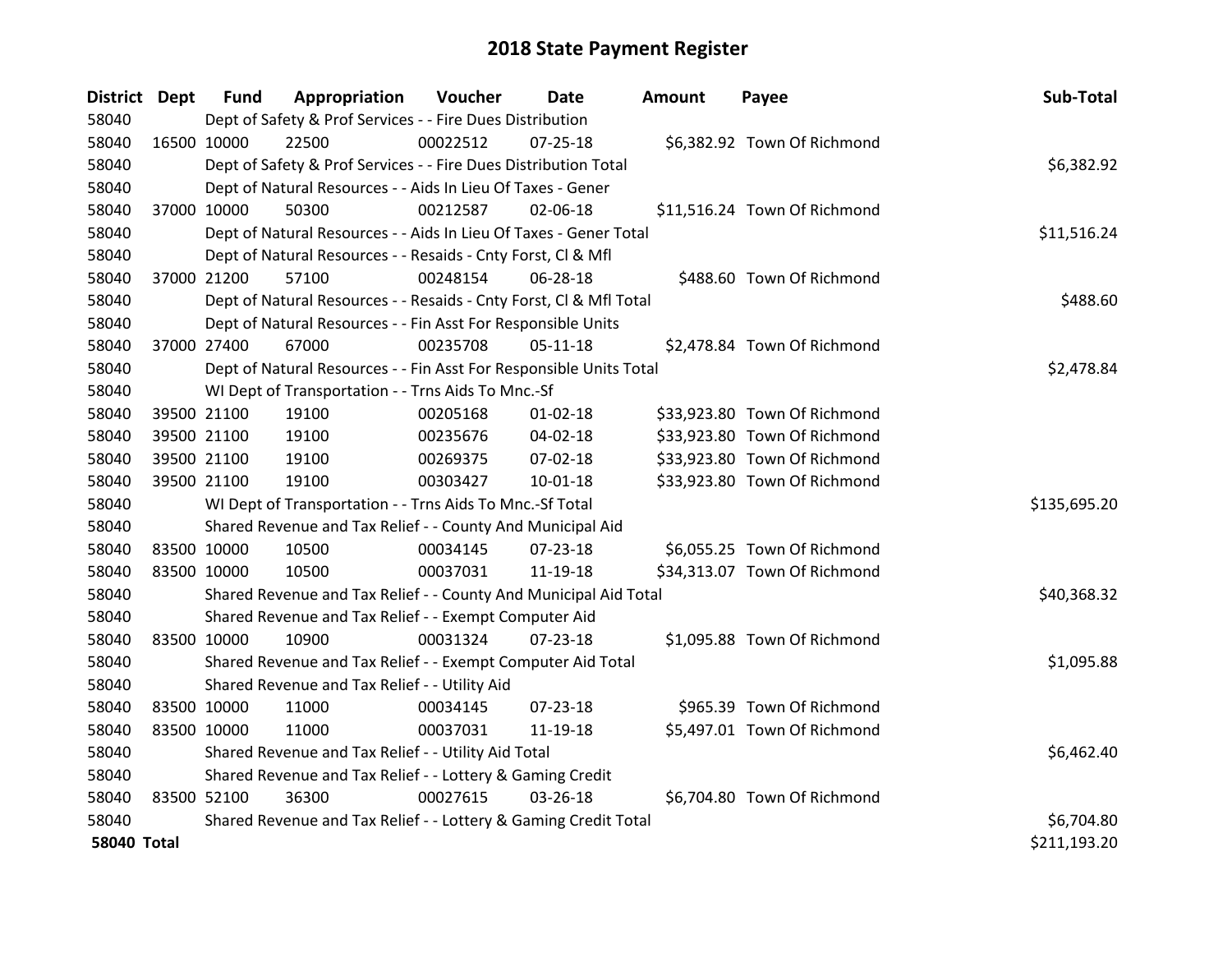# 2018 State Payment Register

| District | Dept | Fund | Appropriation | Voucher | Date | Amount | Payee | Sub-Total |
|---|---|---|---|---|---|---|---|---|
| 58040 | | Dept of Safety & Prof Services - - Fire Dues Distribution | | | | | | |
| 58040 | 16500 | 10000 | 22500 | 00022512 | 07-25-18 | $6,382.92 | Town Of Richmond | |
| 58040 | | Dept of Safety & Prof Services - - Fire Dues Distribution Total | | | | | | $6,382.92 |
| 58040 | | Dept of Natural Resources - - Aids In Lieu Of Taxes - Gener | | | | | | |
| 58040 | 37000 | 10000 | 50300 | 00212587 | 02-06-18 | $11,516.24 | Town Of Richmond | |
| 58040 | | Dept of Natural Resources - - Aids In Lieu Of Taxes - Gener Total | | | | | | $11,516.24 |
| 58040 | | Dept of Natural Resources - - Resaids - Cnty Forst, Cl & Mfl | | | | | | |
| 58040 | 37000 | 21200 | 57100 | 00248154 | 06-28-18 | $488.60 | Town Of Richmond | |
| 58040 | | Dept of Natural Resources - - Resaids - Cnty Forst, Cl & Mfl Total | | | | | | $488.60 |
| 58040 | | Dept of Natural Resources - - Fin Asst For Responsible Units | | | | | | |
| 58040 | 37000 | 27400 | 67000 | 00235708 | 05-11-18 | $2,478.84 | Town Of Richmond | |
| 58040 | | Dept of Natural Resources - - Fin Asst For Responsible Units Total | | | | | | $2,478.84 |
| 58040 | | WI Dept of Transportation - - Trns Aids To Mnc.-Sf | | | | | | |
| 58040 | 39500 | 21100 | 19100 | 00205168 | 01-02-18 | $33,923.80 | Town Of Richmond | |
| 58040 | 39500 | 21100 | 19100 | 00235676 | 04-02-18 | $33,923.80 | Town Of Richmond | |
| 58040 | 39500 | 21100 | 19100 | 00269375 | 07-02-18 | $33,923.80 | Town Of Richmond | |
| 58040 | 39500 | 21100 | 19100 | 00303427 | 10-01-18 | $33,923.80 | Town Of Richmond | |
| 58040 | | WI Dept of Transportation - - Trns Aids To Mnc.-Sf Total | | | | | | $135,695.20 |
| 58040 | | Shared Revenue and Tax Relief - - County And Municipal Aid | | | | | | |
| 58040 | 83500 | 10000 | 10500 | 00034145 | 07-23-18 | $6,055.25 | Town Of Richmond | |
| 58040 | 83500 | 10000 | 10500 | 00037031 | 11-19-18 | $34,313.07 | Town Of Richmond | |
| 58040 | | Shared Revenue and Tax Relief - - County And Municipal Aid Total | | | | | | $40,368.32 |
| 58040 | | Shared Revenue and Tax Relief - - Exempt Computer Aid | | | | | | |
| 58040 | 83500 | 10000 | 10900 | 00031324 | 07-23-18 | $1,095.88 | Town Of Richmond | |
| 58040 | | Shared Revenue and Tax Relief - - Exempt Computer Aid Total | | | | | | $1,095.88 |
| 58040 | | Shared Revenue and Tax Relief - - Utility Aid | | | | | | |
| 58040 | 83500 | 10000 | 11000 | 00034145 | 07-23-18 | $965.39 | Town Of Richmond | |
| 58040 | 83500 | 10000 | 11000 | 00037031 | 11-19-18 | $5,497.01 | Town Of Richmond | |
| 58040 | | Shared Revenue and Tax Relief - - Utility Aid Total | | | | | | $6,462.40 |
| 58040 | | Shared Revenue and Tax Relief - - Lottery & Gaming Credit | | | | | | |
| 58040 | 83500 | 52100 | 36300 | 00027615 | 03-26-18 | $6,704.80 | Town Of Richmond | |
| 58040 | | Shared Revenue and Tax Relief - - Lottery & Gaming Credit Total | | | | | | $6,704.80 |
| **58040 Total** | | | | | | | | $211,193.20 |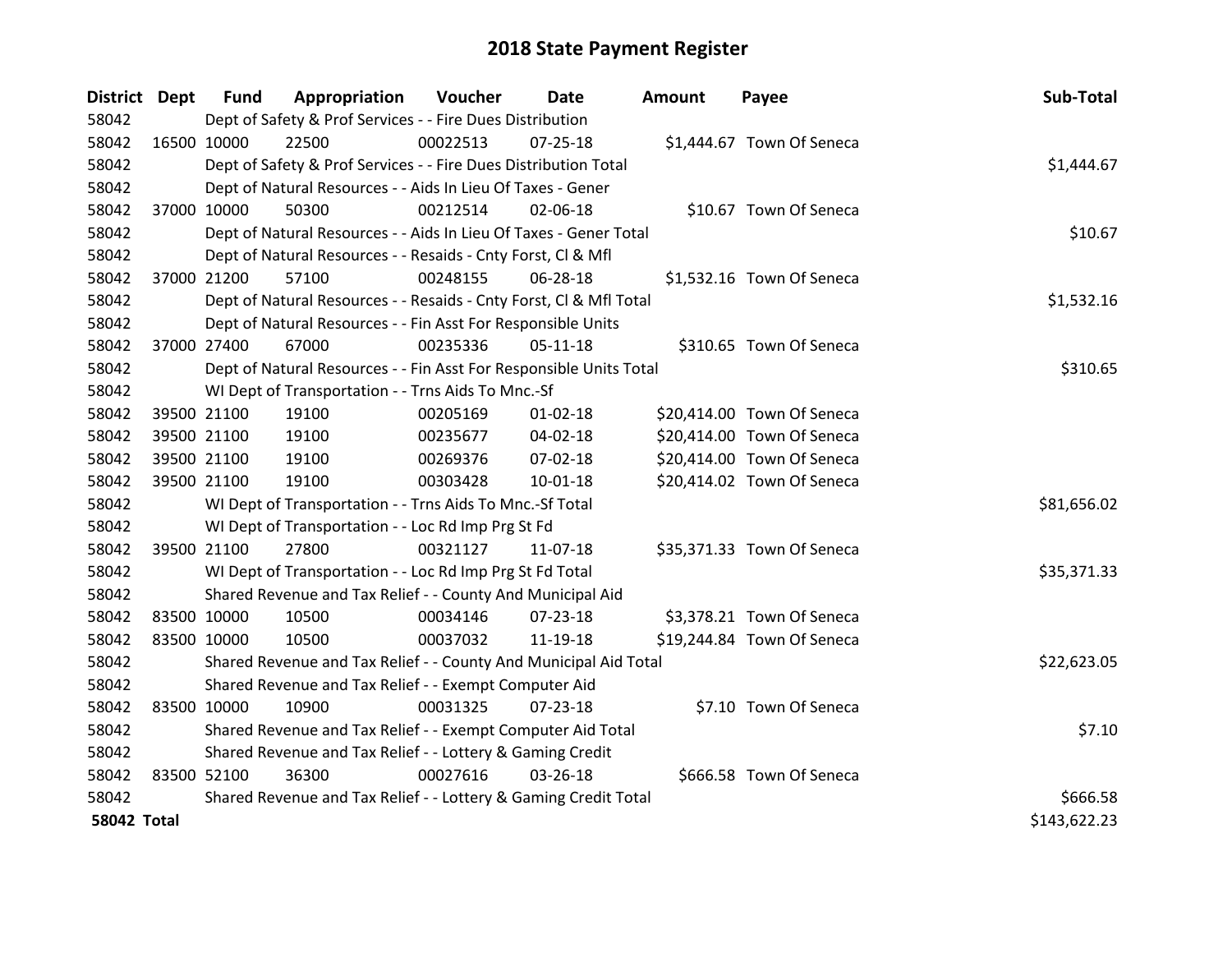# 2018 State Payment Register

| District | Dept | Fund | Appropriation | Voucher | Date | Amount | Payee | Sub-Total |
|---|---|---|---|---|---|---|---|---|
| 58042 | | Dept of Safety & Prof Services - - Fire Dues Distribution | | | | | | |
| 58042 | 16500 | 10000 | 22500 | 00022513 | 07-25-18 | $1,444.67 | Town Of Seneca | |
| 58042 | | Dept of Safety & Prof Services - - Fire Dues Distribution Total | | | | | | $1,444.67 |
| 58042 | | Dept of Natural Resources - - Aids In Lieu Of Taxes - Gener | | | | | | |
| 58042 | 37000 | 10000 | 50300 | 00212514 | 02-06-18 | $10.67 | Town Of Seneca | |
| 58042 | | Dept of Natural Resources - - Aids In Lieu Of Taxes - Gener Total | | | | | | $10.67 |
| 58042 | | Dept of Natural Resources - - Resaids - Cnty Forst, Cl & Mfl | | | | | | |
| 58042 | 37000 | 21200 | 57100 | 00248155 | 06-28-18 | $1,532.16 | Town Of Seneca | |
| 58042 | | Dept of Natural Resources - - Resaids - Cnty Forst, Cl & Mfl Total | | | | | | $1,532.16 |
| 58042 | | Dept of Natural Resources - - Fin Asst For Responsible Units | | | | | | |
| 58042 | 37000 | 27400 | 67000 | 00235336 | 05-11-18 | $310.65 | Town Of Seneca | |
| 58042 | | Dept of Natural Resources - - Fin Asst For Responsible Units Total | | | | | | $310.65 |
| 58042 | | WI Dept of Transportation - - Trns Aids To Mnc.-Sf | | | | | | |
| 58042 | 39500 | 21100 | 19100 | 00205169 | 01-02-18 | $20,414.00 | Town Of Seneca | |
| 58042 | 39500 | 21100 | 19100 | 00235677 | 04-02-18 | $20,414.00 | Town Of Seneca | |
| 58042 | 39500 | 21100 | 19100 | 00269376 | 07-02-18 | $20,414.00 | Town Of Seneca | |
| 58042 | 39500 | 21100 | 19100 | 00303428 | 10-01-18 | $20,414.02 | Town Of Seneca | |
| 58042 | | WI Dept of Transportation - - Trns Aids To Mnc.-Sf Total | | | | | | $81,656.02 |
| 58042 | | WI Dept of Transportation - - Loc Rd Imp Prg St Fd | | | | | | |
| 58042 | 39500 | 21100 | 27800 | 00321127 | 11-07-18 | $35,371.33 | Town Of Seneca | |
| 58042 | | WI Dept of Transportation - - Loc Rd Imp Prg St Fd Total | | | | | | $35,371.33 |
| 58042 | | Shared Revenue and Tax Relief - - County And Municipal Aid | | | | | | |
| 58042 | 83500 | 10000 | 10500 | 00034146 | 07-23-18 | $3,378.21 | Town Of Seneca | |
| 58042 | 83500 | 10000 | 10500 | 00037032 | 11-19-18 | $19,244.84 | Town Of Seneca | |
| 58042 | | Shared Revenue and Tax Relief - - County And Municipal Aid Total | | | | | | $22,623.05 |
| 58042 | | Shared Revenue and Tax Relief - - Exempt Computer Aid | | | | | | |
| 58042 | 83500 | 10000 | 10900 | 00031325 | 07-23-18 | $7.10 | Town Of Seneca | |
| 58042 | | Shared Revenue and Tax Relief - - Exempt Computer Aid Total | | | | | | $7.10 |
| 58042 | | Shared Revenue and Tax Relief - - Lottery & Gaming Credit | | | | | | |
| 58042 | 83500 | 52100 | 36300 | 00027616 | 03-26-18 | $666.58 | Town Of Seneca | |
| 58042 | | Shared Revenue and Tax Relief - - Lottery & Gaming Credit Total | | | | | | $666.58 |
| **58042 Total** | | | | | | | | $143,622.23 |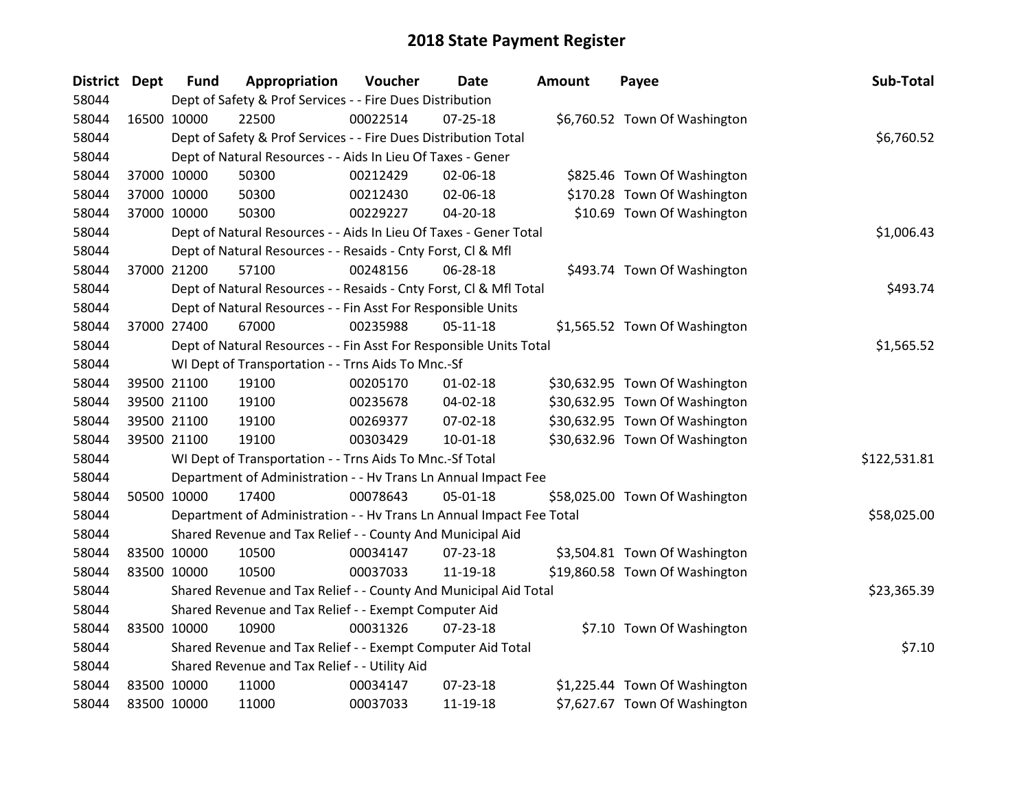# 2018 State Payment Register

| District | Dept | Fund | Appropriation | Voucher | Date | Amount | Payee | Sub-Total |
|---|---|---|---|---|---|---|---|---|
| 58044 | | Dept of Safety & Prof Services - - Fire Dues Distribution | | | | | | |
| 58044 | 16500 | 10000 | 22500 | 00022514 | 07-25-18 | $6,760.52 | Town Of Washington | |
| 58044 | | Dept of Safety & Prof Services - - Fire Dues Distribution Total | | | | | | $6,760.52 |
| 58044 | | Dept of Natural Resources - - Aids In Lieu Of Taxes - Gener | | | | | | |
| 58044 | 37000 | 10000 | 50300 | 00212429 | 02-06-18 | $825.46 | Town Of Washington | |
| 58044 | 37000 | 10000 | 50300 | 00212430 | 02-06-18 | $170.28 | Town Of Washington | |
| 58044 | 37000 | 10000 | 50300 | 00229227 | 04-20-18 | $10.69 | Town Of Washington | |
| 58044 | | Dept of Natural Resources - - Aids In Lieu Of Taxes - Gener Total | | | | | | $1,006.43 |
| 58044 | | Dept of Natural Resources - - Resaids - Cnty Forst, Cl & Mfl | | | | | | |
| 58044 | 37000 | 21200 | 57100 | 00248156 | 06-28-18 | $493.74 | Town Of Washington | |
| 58044 | | Dept of Natural Resources - - Resaids - Cnty Forst, Cl & Mfl Total | | | | | | $493.74 |
| 58044 | | Dept of Natural Resources - - Fin Asst For Responsible Units | | | | | | |
| 58044 | 37000 | 27400 | 67000 | 00235988 | 05-11-18 | $1,565.52 | Town Of Washington | |
| 58044 | | Dept of Natural Resources - - Fin Asst For Responsible Units Total | | | | | | $1,565.52 |
| 58044 | | WI Dept of Transportation - - Trns Aids To Mnc.-Sf | | | | | | |
| 58044 | 39500 | 21100 | 19100 | 00205170 | 01-02-18 | $30,632.95 | Town Of Washington | |
| 58044 | 39500 | 21100 | 19100 | 00235678 | 04-02-18 | $30,632.95 | Town Of Washington | |
| 58044 | 39500 | 21100 | 19100 | 00269377 | 07-02-18 | $30,632.95 | Town Of Washington | |
| 58044 | 39500 | 21100 | 19100 | 00303429 | 10-01-18 | $30,632.96 | Town Of Washington | |
| 58044 | | WI Dept of Transportation - - Trns Aids To Mnc.-Sf Total | | | | | | $122,531.81 |
| 58044 | | Department of Administration - - Hv Trans Ln Annual Impact Fee | | | | | | |
| 58044 | 50500 | 10000 | 17400 | 00078643 | 05-01-18 | $58,025.00 | Town Of Washington | |
| 58044 | | Department of Administration - - Hv Trans Ln Annual Impact Fee Total | | | | | | $58,025.00 |
| 58044 | | Shared Revenue and Tax Relief - - County And Municipal Aid | | | | | | |
| 58044 | 83500 | 10000 | 10500 | 00034147 | 07-23-18 | $3,504.81 | Town Of Washington | |
| 58044 | 83500 | 10000 | 10500 | 00037033 | 11-19-18 | $19,860.58 | Town Of Washington | |
| 58044 | | Shared Revenue and Tax Relief - - County And Municipal Aid Total | | | | | | $23,365.39 |
| 58044 | | Shared Revenue and Tax Relief - - Exempt Computer Aid | | | | | | |
| 58044 | 83500 | 10000 | 10900 | 00031326 | 07-23-18 | $7.10 | Town Of Washington | |
| 58044 | | Shared Revenue and Tax Relief - - Exempt Computer Aid Total | | | | | | $7.10 |
| 58044 | | Shared Revenue and Tax Relief - - Utility Aid | | | | | | |
| 58044 | 83500 | 10000 | 11000 | 00034147 | 07-23-18 | $1,225.44 | Town Of Washington | |
| 58044 | 83500 | 10000 | 11000 | 00037033 | 11-19-18 | $7,627.67 | Town Of Washington | |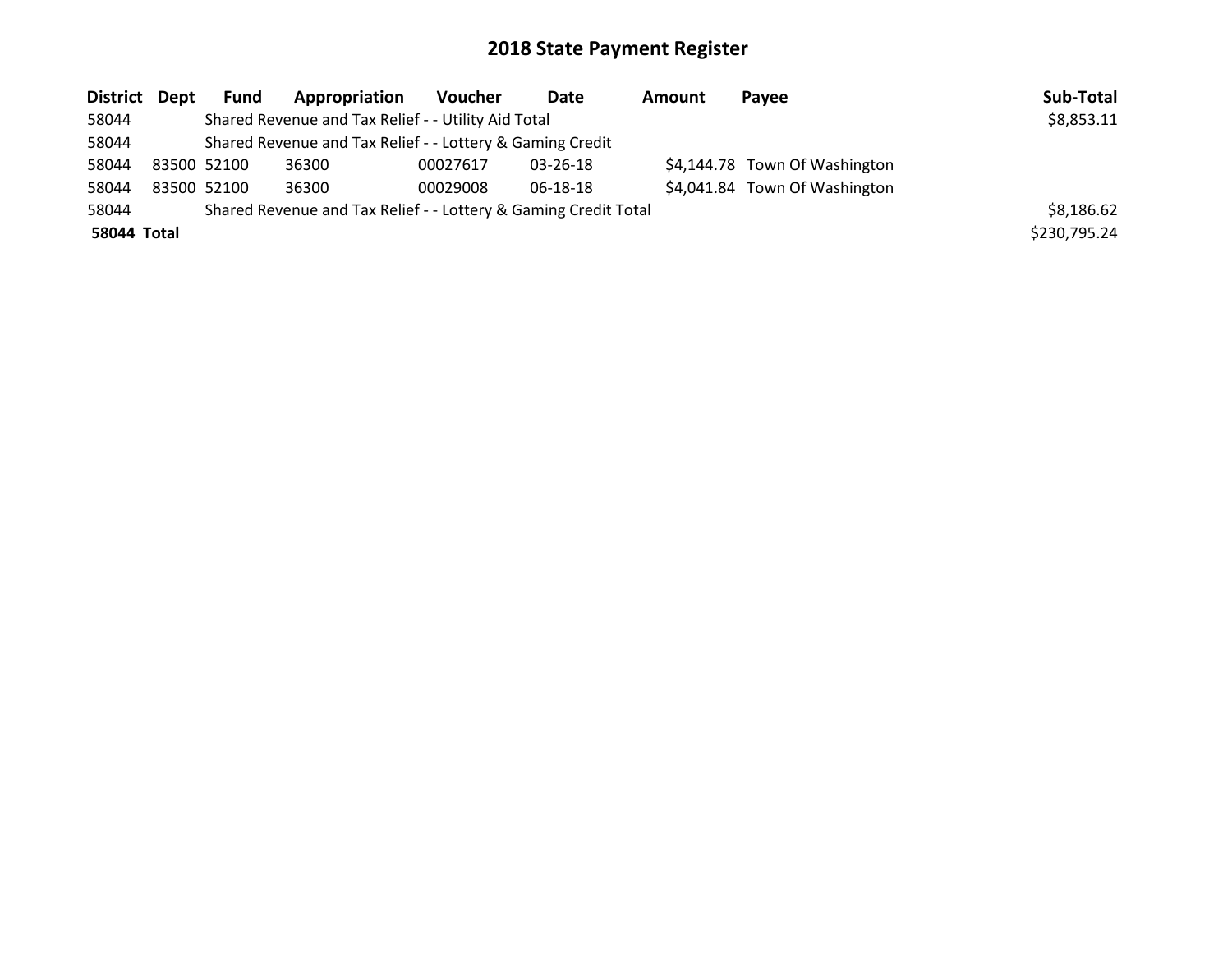# 2018 State Payment Register

| District | Dept | Fund | Appropriation | Voucher | Date | Amount | Payee | Sub-Total |
|---|---|---|---|---|---|---|---|---|
| 58044 | | Shared Revenue and Tax Relief - - Utility Aid Total | | | | | | $8,853.11 |
| 58044 | | Shared Revenue and Tax Relief - - Lottery & Gaming Credit | | | | | | |
| 58044 | 83500 | 52100 | 36300 | 00027617 | 03-26-18 | $4,144.78 | Town Of Washington | |
| 58044 | 83500 | 52100 | 36300 | 00029008 | 06-18-18 | $4,041.84 | Town Of Washington | |
| 58044 | | Shared Revenue and Tax Relief - - Lottery & Gaming Credit Total | | | | | | $8,186.62 |
| **58044 Total** | | | | | | | | $230,795.24 |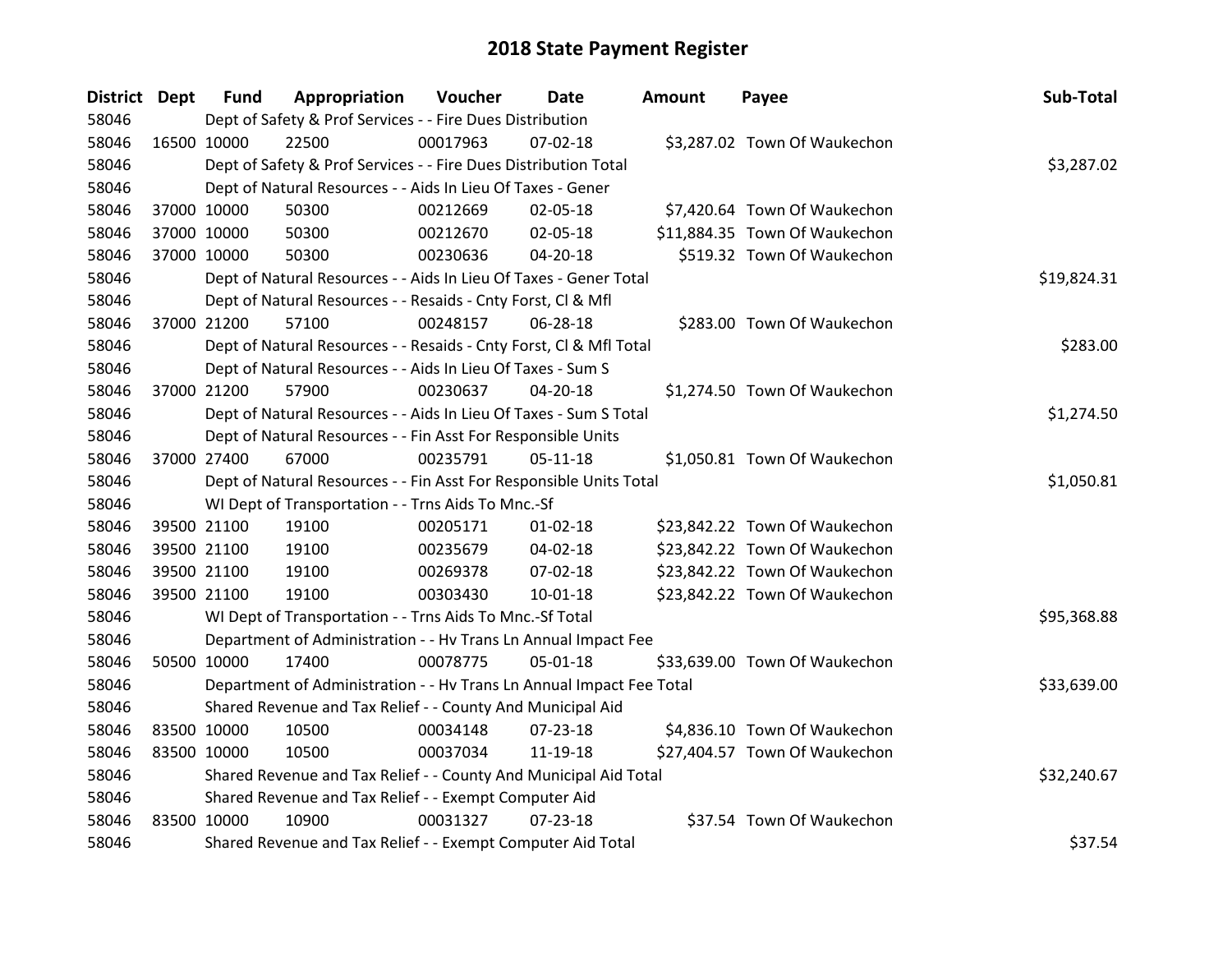# 2018 State Payment Register

| District | Dept | Fund | Appropriation | Voucher | Date | Amount | Payee | Sub-Total |
|---|---|---|---|---|---|---|---|---|
| 58046 | | Dept of Safety & Prof Services - - Fire Dues Distribution | | | | | | |
| 58046 | 16500 | 10000 | 22500 | 00017963 | 07-02-18 | $3,287.02 | Town Of Waukechon | |
| 58046 | | Dept of Safety & Prof Services - - Fire Dues Distribution Total | | | | | | $3,287.02 |
| 58046 | | Dept of Natural Resources - - Aids In Lieu Of Taxes - Gener | | | | | | |
| 58046 | 37000 | 10000 | 50300 | 00212669 | 02-05-18 | $7,420.64 | Town Of Waukechon | |
| 58046 | 37000 | 10000 | 50300 | 00212670 | 02-05-18 | $11,884.35 | Town Of Waukechon | |
| 58046 | 37000 | 10000 | 50300 | 00230636 | 04-20-18 | $519.32 | Town Of Waukechon | |
| 58046 | | Dept of Natural Resources - - Aids In Lieu Of Taxes - Gener Total | | | | | | $19,824.31 |
| 58046 | | Dept of Natural Resources - - Resaids - Cnty Forst, Cl & Mfl | | | | | | |
| 58046 | 37000 | 21200 | 57100 | 00248157 | 06-28-18 | $283.00 | Town Of Waukechon | |
| 58046 | | Dept of Natural Resources - - Resaids - Cnty Forst, Cl & Mfl Total | | | | | | $283.00 |
| 58046 | | Dept of Natural Resources - - Aids In Lieu Of Taxes - Sum S | | | | | | |
| 58046 | 37000 | 21200 | 57900 | 00230637 | 04-20-18 | $1,274.50 | Town Of Waukechon | |
| 58046 | | Dept of Natural Resources - - Aids In Lieu Of Taxes - Sum S Total | | | | | | $1,274.50 |
| 58046 | | Dept of Natural Resources - - Fin Asst For Responsible Units | | | | | | |
| 58046 | 37000 | 27400 | 67000 | 00235791 | 05-11-18 | $1,050.81 | Town Of Waukechon | |
| 58046 | | Dept of Natural Resources - - Fin Asst For Responsible Units Total | | | | | | $1,050.81 |
| 58046 | | WI Dept of Transportation - - Trns Aids To Mnc.-Sf | | | | | | |
| 58046 | 39500 | 21100 | 19100 | 00205171 | 01-02-18 | $23,842.22 | Town Of Waukechon | |
| 58046 | 39500 | 21100 | 19100 | 00235679 | 04-02-18 | $23,842.22 | Town Of Waukechon | |
| 58046 | 39500 | 21100 | 19100 | 00269378 | 07-02-18 | $23,842.22 | Town Of Waukechon | |
| 58046 | 39500 | 21100 | 19100 | 00303430 | 10-01-18 | $23,842.22 | Town Of Waukechon | |
| 58046 | | WI Dept of Transportation - - Trns Aids To Mnc.-Sf Total | | | | | | $95,368.88 |
| 58046 | | Department of Administration - - Hv Trans Ln Annual Impact Fee | | | | | | |
| 58046 | 50500 | 10000 | 17400 | 00078775 | 05-01-18 | $33,639.00 | Town Of Waukechon | |
| 58046 | | Department of Administration - - Hv Trans Ln Annual Impact Fee Total | | | | | | $33,639.00 |
| 58046 | | Shared Revenue and Tax Relief - - County And Municipal Aid | | | | | | |
| 58046 | 83500 | 10000 | 10500 | 00034148 | 07-23-18 | $4,836.10 | Town Of Waukechon | |
| 58046 | 83500 | 10000 | 10500 | 00037034 | 11-19-18 | $27,404.57 | Town Of Waukechon | |
| 58046 | | Shared Revenue and Tax Relief - - County And Municipal Aid Total | | | | | | $32,240.67 |
| 58046 | | Shared Revenue and Tax Relief - - Exempt Computer Aid | | | | | | |
| 58046 | 83500 | 10000 | 10900 | 00031327 | 07-23-18 | $37.54 | Town Of Waukechon | |
| 58046 | | Shared Revenue and Tax Relief - - Exempt Computer Aid Total | | | | | | $37.54 |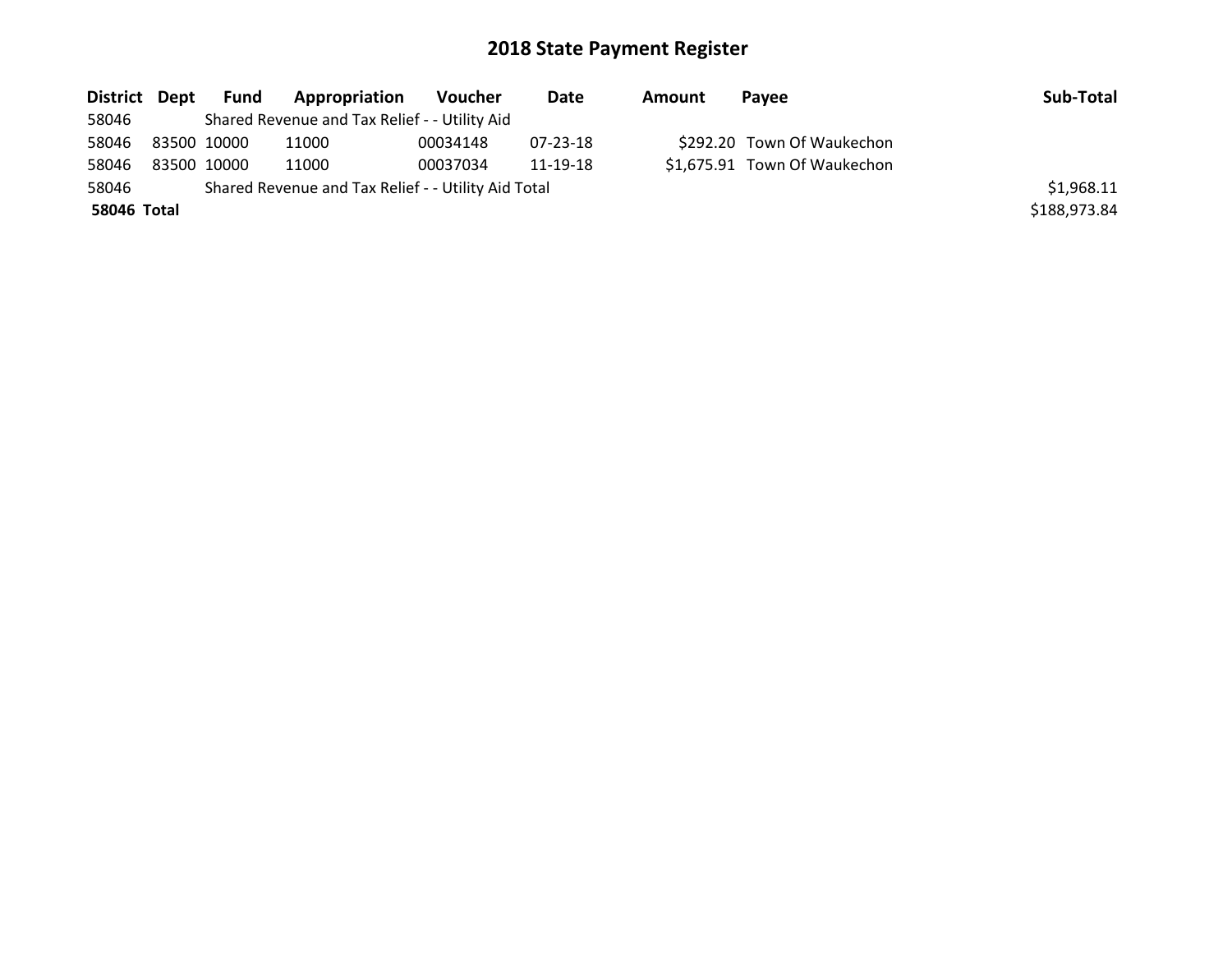# 2018 State Payment Register

| District | Dept | Fund | Appropriation | Voucher | Date | Amount | Payee | Sub-Total |
|---|---|---|---|---|---|---|---|---|
| 58046 | | Shared Revenue and Tax Relief - - Utility Aid | | | | | | |
| 58046 | 83500 | 10000 | 11000 | 00034148 | 07-23-18 | $292.20 | Town Of Waukechon | |
| 58046 | 83500 | 10000 | 11000 | 00037034 | 11-19-18 | $1,675.91 | Town Of Waukechon | |
| 58046 | | Shared Revenue and Tax Relief - - Utility Aid Total | | | | | | $1,968.11 |
| **58046 Total** | | | | | | | | $188,973.84 |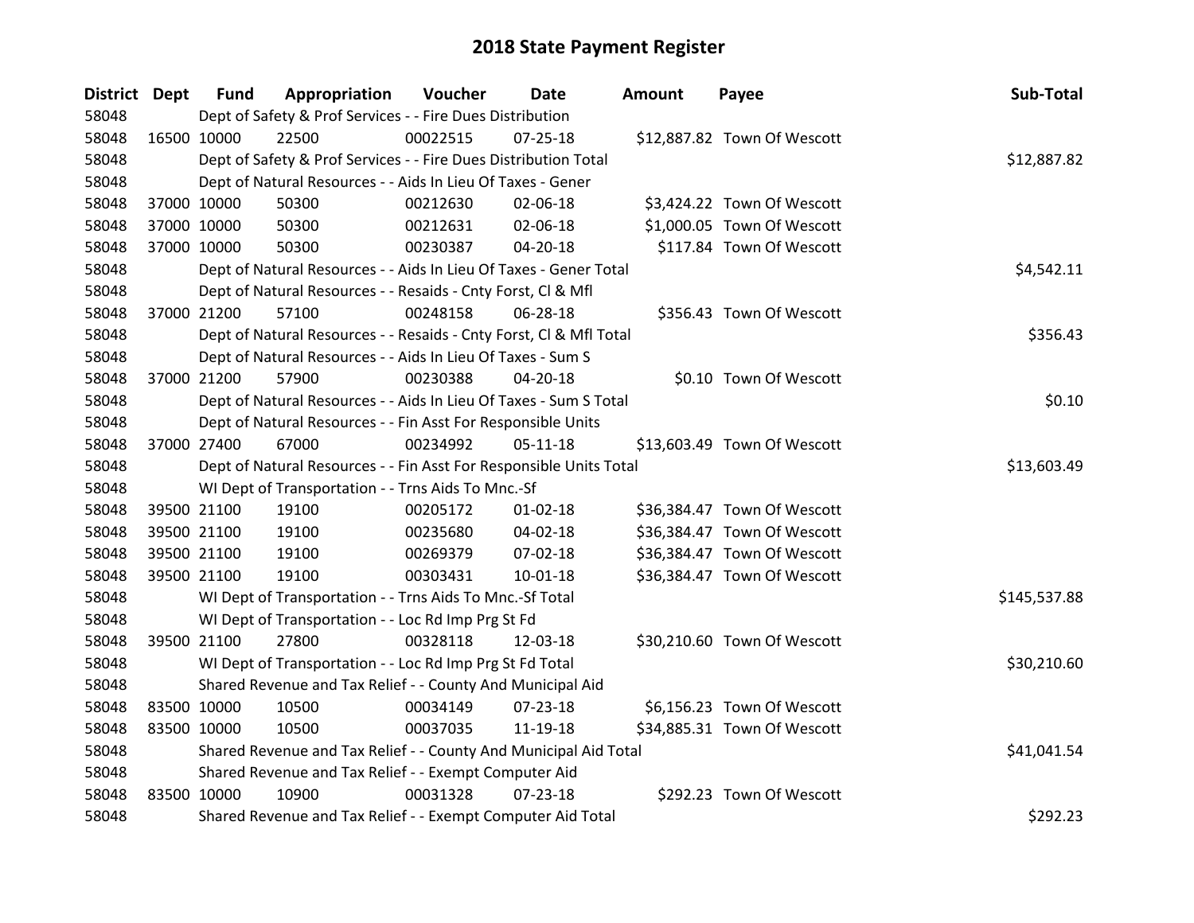# 2018 State Payment Register

| District | Dept | Fund | Appropriation | Voucher | Date | Amount | Payee | Sub-Total |
|---|---|---|---|---|---|---|---|---|
| 58048 | | Dept of Safety & Prof Services - - Fire Dues Distribution | | | | | | |
| 58048 | 16500 | 10000 | 22500 | 00022515 | 07-25-18 | $12,887.82 | Town Of Wescott | |
| 58048 | | Dept of Safety & Prof Services - - Fire Dues Distribution Total | | | | | | $12,887.82 |
| 58048 | | Dept of Natural Resources - - Aids In Lieu Of Taxes - Gener | | | | | | |
| 58048 | 37000 | 10000 | 50300 | 00212630 | 02-06-18 | $3,424.22 | Town Of Wescott | |
| 58048 | 37000 | 10000 | 50300 | 00212631 | 02-06-18 | $1,000.05 | Town Of Wescott | |
| 58048 | 37000 | 10000 | 50300 | 00230387 | 04-20-18 | $117.84 | Town Of Wescott | |
| 58048 | | Dept of Natural Resources - - Aids In Lieu Of Taxes - Gener Total | | | | | | $4,542.11 |
| 58048 | | Dept of Natural Resources - - Resaids - Cnty Forst, Cl & Mfl | | | | | | |
| 58048 | 37000 | 21200 | 57100 | 00248158 | 06-28-18 | $356.43 | Town Of Wescott | |
| 58048 | | Dept of Natural Resources - - Resaids - Cnty Forst, Cl & Mfl Total | | | | | | $356.43 |
| 58048 | | Dept of Natural Resources - - Aids In Lieu Of Taxes - Sum S | | | | | | |
| 58048 | 37000 | 21200 | 57900 | 00230388 | 04-20-18 | $0.10 | Town Of Wescott | |
| 58048 | | Dept of Natural Resources - - Aids In Lieu Of Taxes - Sum S Total | | | | | | $0.10 |
| 58048 | | Dept of Natural Resources - - Fin Asst For Responsible Units | | | | | | |
| 58048 | 37000 | 27400 | 67000 | 00234992 | 05-11-18 | $13,603.49 | Town Of Wescott | |
| 58048 | | Dept of Natural Resources - - Fin Asst For Responsible Units Total | | | | | | $13,603.49 |
| 58048 | | WI Dept of Transportation - - Trns Aids To Mnc.-Sf | | | | | | |
| 58048 | 39500 | 21100 | 19100 | 00205172 | 01-02-18 | $36,384.47 | Town Of Wescott | |
| 58048 | 39500 | 21100 | 19100 | 00235680 | 04-02-18 | $36,384.47 | Town Of Wescott | |
| 58048 | 39500 | 21100 | 19100 | 00269379 | 07-02-18 | $36,384.47 | Town Of Wescott | |
| 58048 | 39500 | 21100 | 19100 | 00303431 | 10-01-18 | $36,384.47 | Town Of Wescott | |
| 58048 | | WI Dept of Transportation - - Trns Aids To Mnc.-Sf Total | | | | | | $145,537.88 |
| 58048 | | WI Dept of Transportation - - Loc Rd Imp Prg St Fd | | | | | | |
| 58048 | 39500 | 21100 | 27800 | 00328118 | 12-03-18 | $30,210.60 | Town Of Wescott | |
| 58048 | | WI Dept of Transportation - - Loc Rd Imp Prg St Fd Total | | | | | | $30,210.60 |
| 58048 | | Shared Revenue and Tax Relief - - County And Municipal Aid | | | | | | |
| 58048 | 83500 | 10000 | 10500 | 00034149 | 07-23-18 | $6,156.23 | Town Of Wescott | |
| 58048 | 83500 | 10000 | 10500 | 00037035 | 11-19-18 | $34,885.31 | Town Of Wescott | |
| 58048 | | Shared Revenue and Tax Relief - - County And Municipal Aid Total | | | | | | $41,041.54 |
| 58048 | | Shared Revenue and Tax Relief - - Exempt Computer Aid | | | | | | |
| 58048 | 83500 | 10000 | 10900 | 00031328 | 07-23-18 | $292.23 | Town Of Wescott | |
| 58048 | | Shared Revenue and Tax Relief - - Exempt Computer Aid Total | | | | | | $292.23 |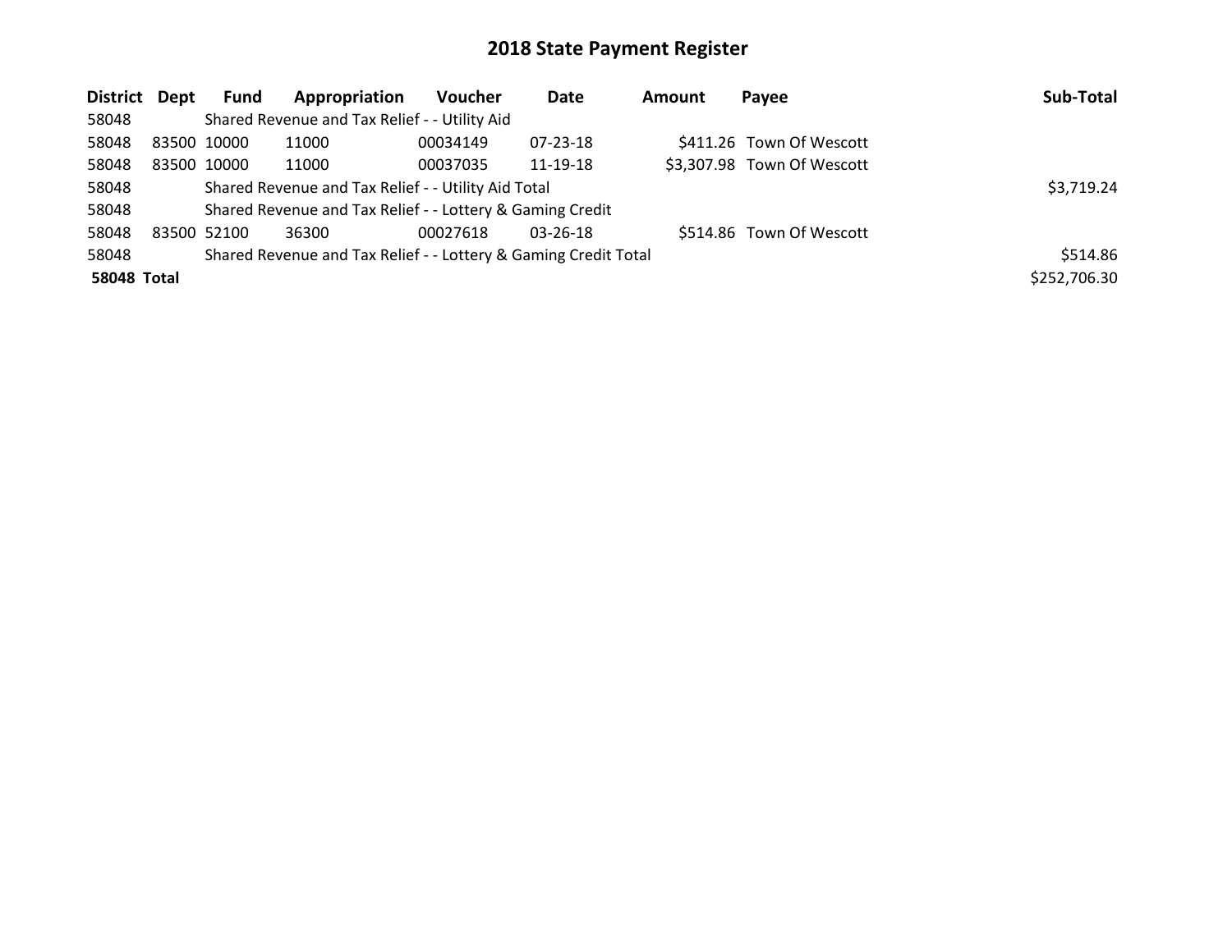# 2018 State Payment Register

| District | Dept | Fund | Appropriation | Voucher | Date | Amount | Payee | Sub-Total |
|---|---|---|---|---|---|---|---|---|
| 58048 | | Shared Revenue and Tax Relief - - Utility Aid | | | | | | |
| 58048 | 83500 | 10000 | 11000 | 00034149 | 07-23-18 | $411.26 | Town Of Wescott | |
| 58048 | 83500 | 10000 | 11000 | 00037035 | 11-19-18 | $3,307.98 | Town Of Wescott | |
| 58048 | | Shared Revenue and Tax Relief - - Utility Aid Total | | | | | | $3,719.24 |
| 58048 | | Shared Revenue and Tax Relief - - Lottery & Gaming Credit | | | | | | |
| 58048 | 83500 | 52100 | 36300 | 00027618 | 03-26-18 | $514.86 | Town Of Wescott | |
| 58048 | | Shared Revenue and Tax Relief - - Lottery & Gaming Credit Total | | | | | | $514.86 |
| **58048 Total** | | | | | | | | $252,706.30 |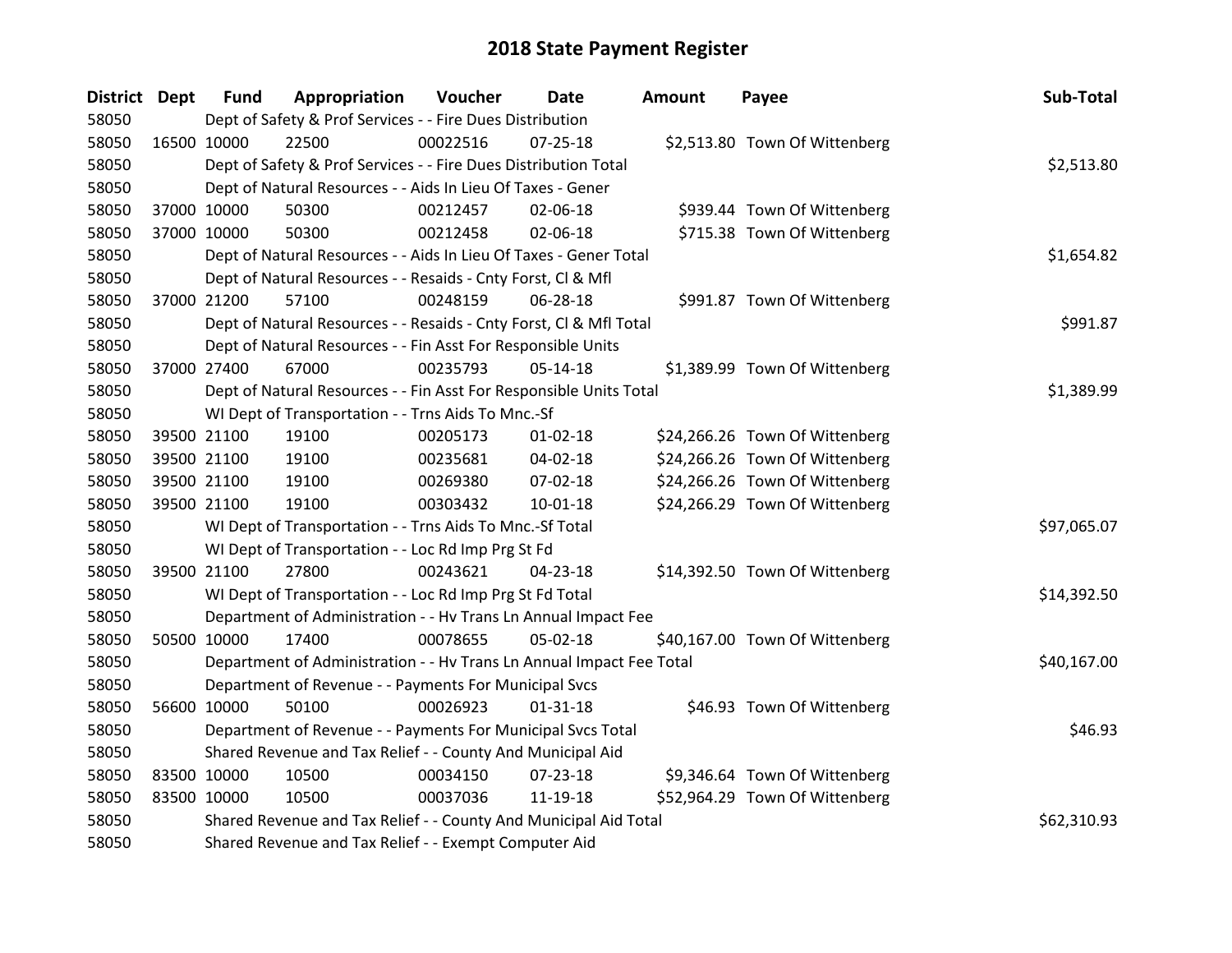# 2018 State Payment Register

| District | Dept | Fund | Appropriation | Voucher | Date | Amount | Payee | Sub-Total |
|---|---|---|---|---|---|---|---|---|
| 58050 | | Dept of Safety & Prof Services - - Fire Dues Distribution | | | | | | |
| 58050 | 16500 | 10000 | 22500 | 00022516 | 07-25-18 | $2,513.80 | Town Of Wittenberg | |
| 58050 | | Dept of Safety & Prof Services - - Fire Dues Distribution Total | | | | | | $2,513.80 |
| 58050 | | Dept of Natural Resources - - Aids In Lieu Of Taxes - Gener | | | | | | |
| 58050 | 37000 | 10000 | 50300 | 00212457 | 02-06-18 | $939.44 | Town Of Wittenberg | |
| 58050 | 37000 | 10000 | 50300 | 00212458 | 02-06-18 | $715.38 | Town Of Wittenberg | |
| 58050 | | Dept of Natural Resources - - Aids In Lieu Of Taxes - Gener Total | | | | | | $1,654.82 |
| 58050 | | Dept of Natural Resources - - Resaids - Cnty Forst, Cl & Mfl | | | | | | |
| 58050 | 37000 | 21200 | 57100 | 00248159 | 06-28-18 | $991.87 | Town Of Wittenberg | |
| 58050 | | Dept of Natural Resources - - Resaids - Cnty Forst, Cl & Mfl Total | | | | | | $991.87 |
| 58050 | | Dept of Natural Resources - - Fin Asst For Responsible Units | | | | | | |
| 58050 | 37000 | 27400 | 67000 | 00235793 | 05-14-18 | $1,389.99 | Town Of Wittenberg | |
| 58050 | | Dept of Natural Resources - - Fin Asst For Responsible Units Total | | | | | | $1,389.99 |
| 58050 | | WI Dept of Transportation - - Trns Aids To Mnc.-Sf | | | | | | |
| 58050 | 39500 | 21100 | 19100 | 00205173 | 01-02-18 | $24,266.26 | Town Of Wittenberg | |
| 58050 | 39500 | 21100 | 19100 | 00235681 | 04-02-18 | $24,266.26 | Town Of Wittenberg | |
| 58050 | 39500 | 21100 | 19100 | 00269380 | 07-02-18 | $24,266.26 | Town Of Wittenberg | |
| 58050 | 39500 | 21100 | 19100 | 00303432 | 10-01-18 | $24,266.29 | Town Of Wittenberg | |
| 58050 | | WI Dept of Transportation - - Trns Aids To Mnc.-Sf Total | | | | | | $97,065.07 |
| 58050 | | WI Dept of Transportation - - Loc Rd Imp Prg St Fd | | | | | | |
| 58050 | 39500 | 21100 | 27800 | 00243621 | 04-23-18 | $14,392.50 | Town Of Wittenberg | |
| 58050 | | WI Dept of Transportation - - Loc Rd Imp Prg St Fd Total | | | | | | $14,392.50 |
| 58050 | | Department of Administration - - Hv Trans Ln Annual Impact Fee | | | | | | |
| 58050 | 50500 | 10000 | 17400 | 00078655 | 05-02-18 | $40,167.00 | Town Of Wittenberg | |
| 58050 | | Department of Administration - - Hv Trans Ln Annual Impact Fee Total | | | | | | $40,167.00 |
| 58050 | | Department of Revenue - - Payments For Municipal Svcs | | | | | | |
| 58050 | 56600 | 10000 | 50100 | 00026923 | 01-31-18 | $46.93 | Town Of Wittenberg | |
| 58050 | | Department of Revenue - - Payments For Municipal Svcs Total | | | | | | $46.93 |
| 58050 | | Shared Revenue and Tax Relief - - County And Municipal Aid | | | | | | |
| 58050 | 83500 | 10000 | 10500 | 00034150 | 07-23-18 | $9,346.64 | Town Of Wittenberg | |
| 58050 | 83500 | 10000 | 10500 | 00037036 | 11-19-18 | $52,964.29 | Town Of Wittenberg | |
| 58050 | | Shared Revenue and Tax Relief - - County And Municipal Aid Total | | | | | | $62,310.93 |
| 58050 | | Shared Revenue and Tax Relief - - Exempt Computer Aid | | | | | | |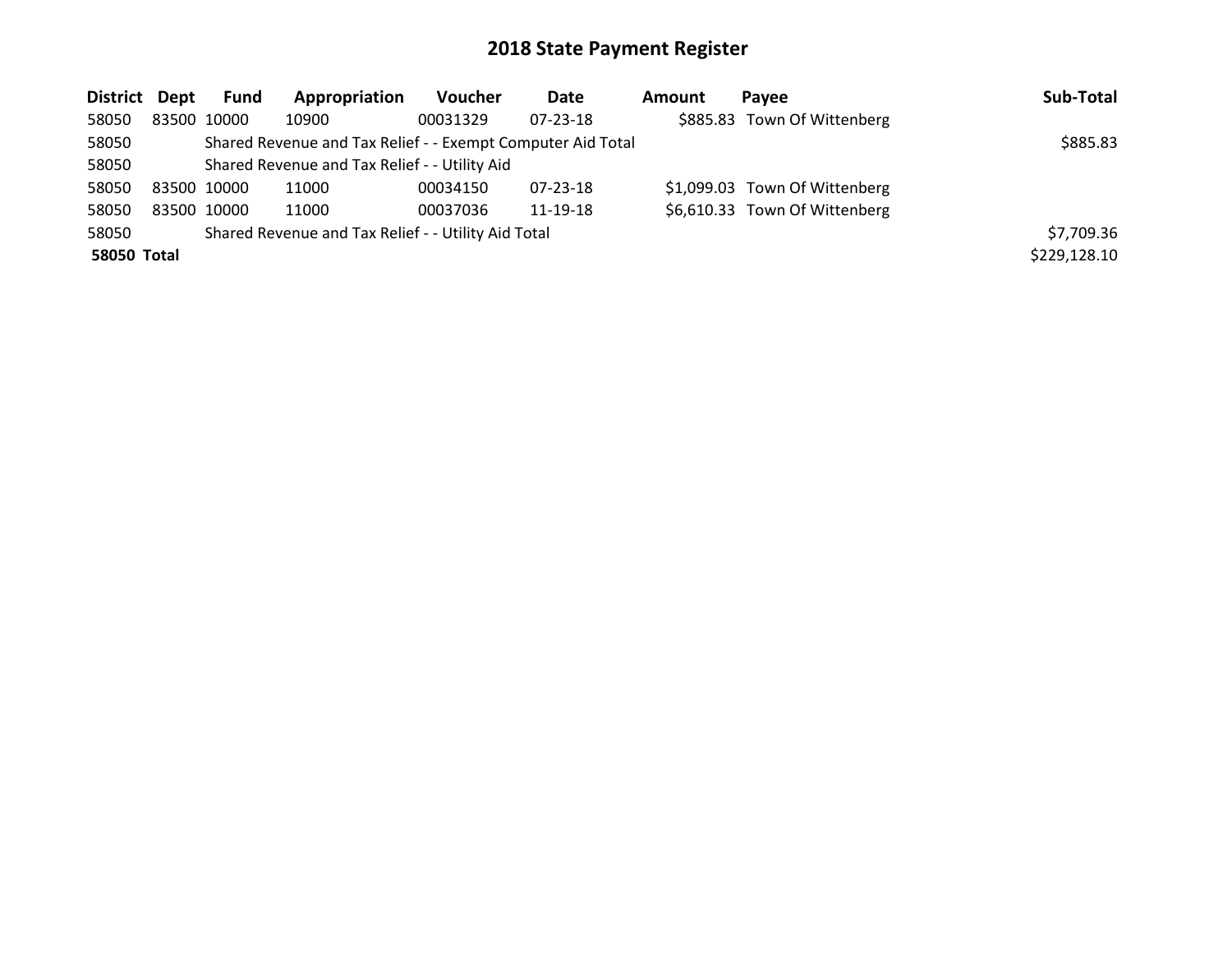## 2018 State Payment Register

| District | Dept | Fund | Appropriation | Voucher | Date | Amount | Payee | Sub-Total |
|---|---|---|---|---|---|---|---|---|
| 58050 | 83500 | 10000 | 10900 | 00031329 | 07-23-18 | $885.83 | Town Of Wittenberg | |
| 58050 | | Shared Revenue and Tax Relief - - Exempt Computer Aid Total | | | | | | $885.83 |
| 58050 | | Shared Revenue and Tax Relief - - Utility Aid | | | | | | |
| 58050 | 83500 | 10000 | 11000 | 00034150 | 07-23-18 | $1,099.03 | Town Of Wittenberg | |
| 58050 | 83500 | 10000 | 11000 | 00037036 | 11-19-18 | $6,610.33 | Town Of Wittenberg | |
| 58050 | | Shared Revenue and Tax Relief - - Utility Aid Total | | | | | | $7,709.36 |
| **58050 Total** | | | | | | | | $229,128.10 |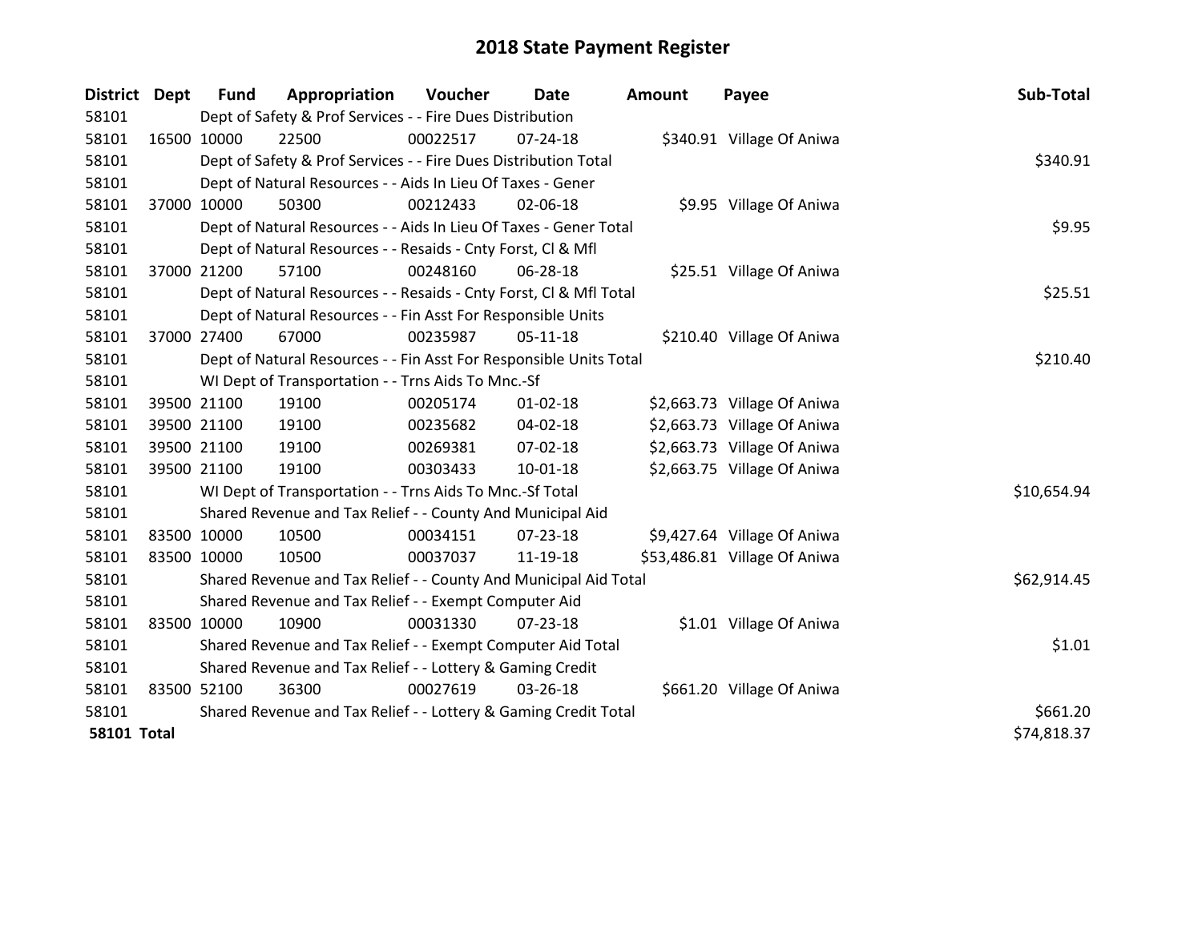# 2018 State Payment Register

| District | Dept | Fund | Appropriation | Voucher | Date | Amount | Payee | Sub-Total |
|---|---|---|---|---|---|---|---|---|
| 58101 | | Dept of Safety & Prof Services - - Fire Dues Distribution | | | | | | |
| 58101 | 16500 | 10000 | 22500 | 00022517 | 07-24-18 | $340.91 | Village Of Aniwa | |
| 58101 | | Dept of Safety & Prof Services - - Fire Dues Distribution Total | | | | | | $340.91 |
| 58101 | | Dept of Natural Resources - - Aids In Lieu Of Taxes - Gener | | | | | | |
| 58101 | 37000 | 10000 | 50300 | 00212433 | 02-06-18 | $9.95 | Village Of Aniwa | |
| 58101 | | Dept of Natural Resources - - Aids In Lieu Of Taxes - Gener Total | | | | | | $9.95 |
| 58101 | | Dept of Natural Resources - - Resaids - Cnty Forst, Cl & Mfl | | | | | | |
| 58101 | 37000 | 21200 | 57100 | 00248160 | 06-28-18 | $25.51 | Village Of Aniwa | |
| 58101 | | Dept of Natural Resources - - Resaids - Cnty Forst, Cl & Mfl Total | | | | | | $25.51 |
| 58101 | | Dept of Natural Resources - - Fin Asst For Responsible Units | | | | | | |
| 58101 | 37000 | 27400 | 67000 | 00235987 | 05-11-18 | $210.40 | Village Of Aniwa | |
| 58101 | | Dept of Natural Resources - - Fin Asst For Responsible Units Total | | | | | | $210.40 |
| 58101 | | WI Dept of Transportation - - Trns Aids To Mnc.-Sf | | | | | | |
| 58101 | 39500 | 21100 | 19100 | 00205174 | 01-02-18 | $2,663.73 | Village Of Aniwa | |
| 58101 | 39500 | 21100 | 19100 | 00235682 | 04-02-18 | $2,663.73 | Village Of Aniwa | |
| 58101 | 39500 | 21100 | 19100 | 00269381 | 07-02-18 | $2,663.73 | Village Of Aniwa | |
| 58101 | 39500 | 21100 | 19100 | 00303433 | 10-01-18 | $2,663.75 | Village Of Aniwa | |
| 58101 | | WI Dept of Transportation - - Trns Aids To Mnc.-Sf Total | | | | | | $10,654.94 |
| 58101 | | Shared Revenue and Tax Relief - - County And Municipal Aid | | | | | | |
| 58101 | 83500 | 10000 | 10500 | 00034151 | 07-23-18 | $9,427.64 | Village Of Aniwa | |
| 58101 | 83500 | 10000 | 10500 | 00037037 | 11-19-18 | $53,486.81 | Village Of Aniwa | |
| 58101 | | Shared Revenue and Tax Relief - - County And Municipal Aid Total | | | | | | $62,914.45 |
| 58101 | | Shared Revenue and Tax Relief - - Exempt Computer Aid | | | | | | |
| 58101 | 83500 | 10000 | 10900 | 00031330 | 07-23-18 | $1.01 | Village Of Aniwa | |
| 58101 | | Shared Revenue and Tax Relief - - Exempt Computer Aid Total | | | | | | $1.01 |
| 58101 | | Shared Revenue and Tax Relief - - Lottery & Gaming Credit | | | | | | |
| 58101 | 83500 | 52100 | 36300 | 00027619 | 03-26-18 | $661.20 | Village Of Aniwa | |
| 58101 | | Shared Revenue and Tax Relief - - Lottery & Gaming Credit Total | | | | | | $661.20 |
| **58101 Total** | | | | | | | | $74,818.37 |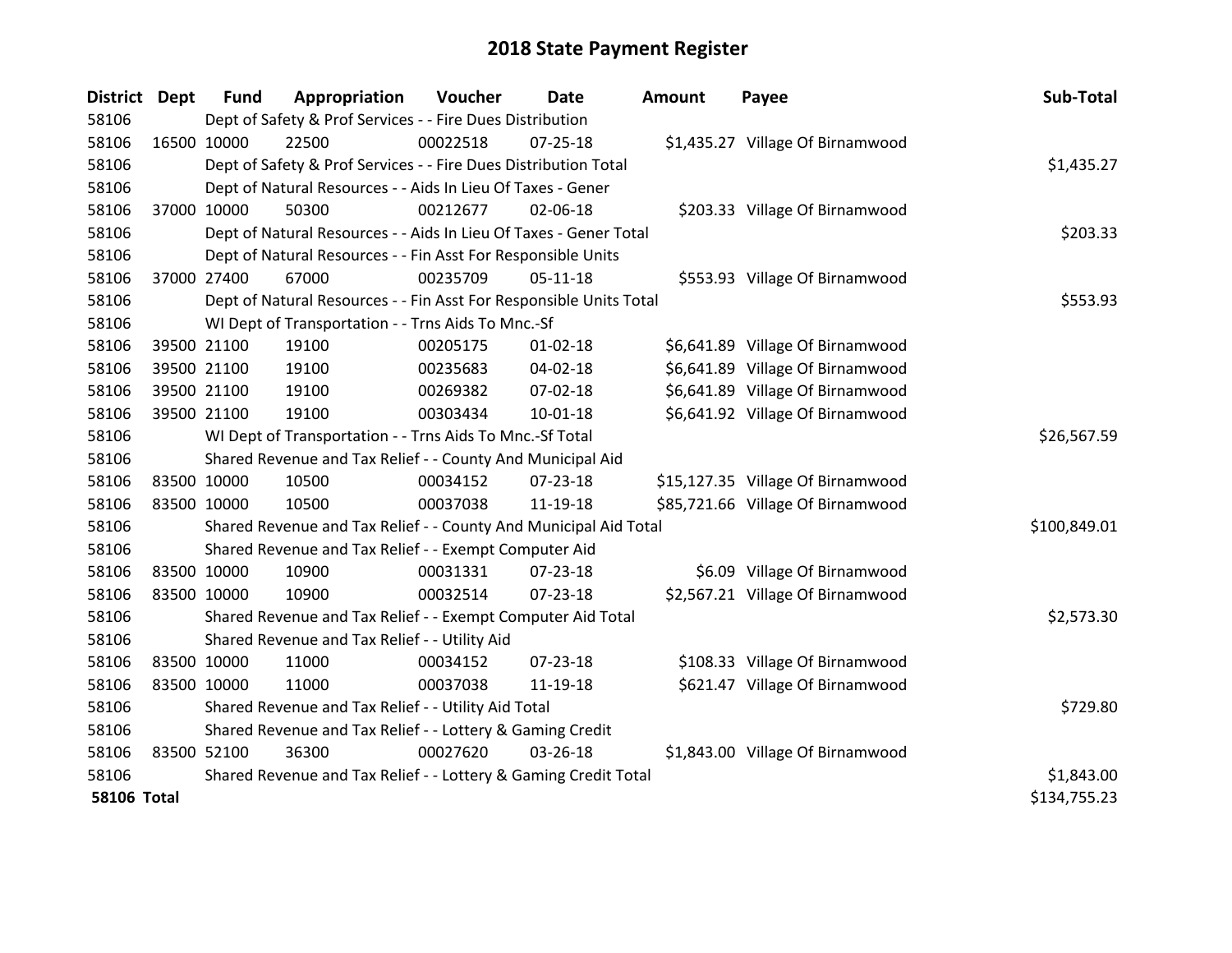# 2018 State Payment Register

| District | Dept | Fund | Appropriation | Voucher | Date | Amount | Payee | Sub-Total |
|---|---|---|---|---|---|---|---|---|
| 58106 | | Dept of Safety & Prof Services - - Fire Dues Distribution | | | | | | |
| 58106 | 16500 | 10000 | 22500 | 00022518 | 07-25-18 | $1,435.27 | Village Of Birnamwood | |
| 58106 | | Dept of Safety & Prof Services - - Fire Dues Distribution Total | | | | | | $1,435.27 |
| 58106 | | Dept of Natural Resources - - Aids In Lieu Of Taxes - Gener | | | | | | |
| 58106 | 37000 | 10000 | 50300 | 00212677 | 02-06-18 | $203.33 | Village Of Birnamwood | |
| 58106 | | Dept of Natural Resources - - Aids In Lieu Of Taxes - Gener Total | | | | | | $203.33 |
| 58106 | | Dept of Natural Resources - - Fin Asst For Responsible Units | | | | | | |
| 58106 | 37000 | 27400 | 67000 | 00235709 | 05-11-18 | $553.93 | Village Of Birnamwood | |
| 58106 | | Dept of Natural Resources - - Fin Asst For Responsible Units Total | | | | | | $553.93 |
| 58106 | | WI Dept of Transportation - - Trns Aids To Mnc.-Sf | | | | | | |
| 58106 | 39500 | 21100 | 19100 | 00205175 | 01-02-18 | $6,641.89 | Village Of Birnamwood | |
| 58106 | 39500 | 21100 | 19100 | 00235683 | 04-02-18 | $6,641.89 | Village Of Birnamwood | |
| 58106 | 39500 | 21100 | 19100 | 00269382 | 07-02-18 | $6,641.89 | Village Of Birnamwood | |
| 58106 | 39500 | 21100 | 19100 | 00303434 | 10-01-18 | $6,641.92 | Village Of Birnamwood | |
| 58106 | | WI Dept of Transportation - - Trns Aids To Mnc.-Sf Total | | | | | | $26,567.59 |
| 58106 | | Shared Revenue and Tax Relief - - County And Municipal Aid | | | | | | |
| 58106 | 83500 | 10000 | 10500 | 00034152 | 07-23-18 | $15,127.35 | Village Of Birnamwood | |
| 58106 | 83500 | 10000 | 10500 | 00037038 | 11-19-18 | $85,721.66 | Village Of Birnamwood | |
| 58106 | | Shared Revenue and Tax Relief - - County And Municipal Aid Total | | | | | | $100,849.01 |
| 58106 | | Shared Revenue and Tax Relief - - Exempt Computer Aid | | | | | | |
| 58106 | 83500 | 10000 | 10900 | 00031331 | 07-23-18 | $6.09 | Village Of Birnamwood | |
| 58106 | 83500 | 10000 | 10900 | 00032514 | 07-23-18 | $2,567.21 | Village Of Birnamwood | |
| 58106 | | Shared Revenue and Tax Relief - - Exempt Computer Aid Total | | | | | | $2,573.30 |
| 58106 | | Shared Revenue and Tax Relief - - Utility Aid | | | | | | |
| 58106 | 83500 | 10000 | 11000 | 00034152 | 07-23-18 | $108.33 | Village Of Birnamwood | |
| 58106 | 83500 | 10000 | 11000 | 00037038 | 11-19-18 | $621.47 | Village Of Birnamwood | |
| 58106 | | Shared Revenue and Tax Relief - - Utility Aid Total | | | | | | $729.80 |
| 58106 | | Shared Revenue and Tax Relief - - Lottery & Gaming Credit | | | | | | |
| 58106 | 83500 | 52100 | 36300 | 00027620 | 03-26-18 | $1,843.00 | Village Of Birnamwood | |
| 58106 | | Shared Revenue and Tax Relief - - Lottery & Gaming Credit Total | | | | | | $1,843.00 |
| **58106 Total** | | | | | | | | $134,755.23 |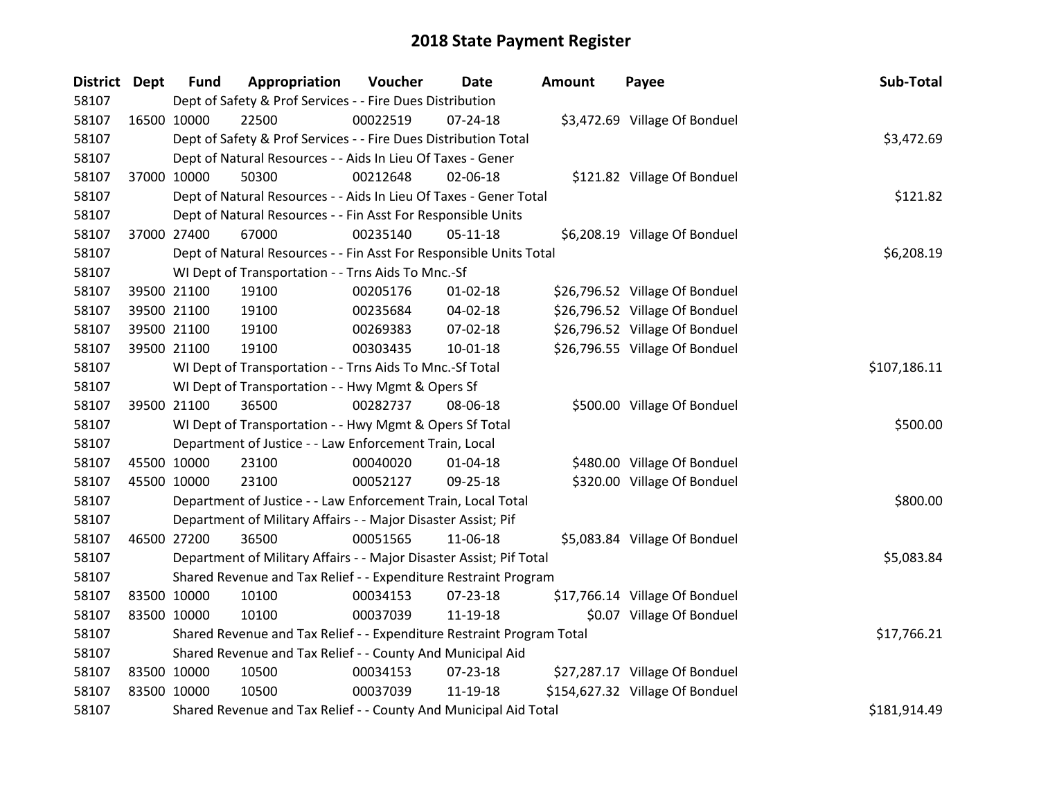# 2018 State Payment Register

| District | Dept | Fund | Appropriation | Voucher | Date | Amount | Payee | Sub-Total |
|---|---|---|---|---|---|---|---|---|
| 58107 | | Dept of Safety & Prof Services - - Fire Dues Distribution | | | | | | |
| 58107 | 16500 | 10000 | 22500 | 00022519 | 07-24-18 | $3,472.69 | Village Of Bonduel | |
| 58107 | | Dept of Safety & Prof Services - - Fire Dues Distribution Total | | | | | | $3,472.69 |
| 58107 | | Dept of Natural Resources - - Aids In Lieu Of Taxes - Gener | | | | | | |
| 58107 | 37000 | 10000 | 50300 | 00212648 | 02-06-18 | $121.82 | Village Of Bonduel | |
| 58107 | | Dept of Natural Resources - - Aids In Lieu Of Taxes - Gener Total | | | | | | $121.82 |
| 58107 | | Dept of Natural Resources - - Fin Asst For Responsible Units | | | | | | |
| 58107 | 37000 | 27400 | 67000 | 00235140 | 05-11-18 | $6,208.19 | Village Of Bonduel | |
| 58107 | | Dept of Natural Resources - - Fin Asst For Responsible Units Total | | | | | | $6,208.19 |
| 58107 | | WI Dept of Transportation - - Trns Aids To Mnc.-Sf | | | | | | |
| 58107 | 39500 | 21100 | 19100 | 00205176 | 01-02-18 | $26,796.52 | Village Of Bonduel | |
| 58107 | 39500 | 21100 | 19100 | 00235684 | 04-02-18 | $26,796.52 | Village Of Bonduel | |
| 58107 | 39500 | 21100 | 19100 | 00269383 | 07-02-18 | $26,796.52 | Village Of Bonduel | |
| 58107 | 39500 | 21100 | 19100 | 00303435 | 10-01-18 | $26,796.55 | Village Of Bonduel | |
| 58107 | | WI Dept of Transportation - - Trns Aids To Mnc.-Sf Total | | | | | | $107,186.11 |
| 58107 | | WI Dept of Transportation - - Hwy Mgmt & Opers Sf | | | | | | |
| 58107 | 39500 | 21100 | 36500 | 00282737 | 08-06-18 | $500.00 | Village Of Bonduel | |
| 58107 | | WI Dept of Transportation - - Hwy Mgmt & Opers Sf Total | | | | | | $500.00 |
| 58107 | | Department of Justice - - Law Enforcement Train, Local | | | | | | |
| 58107 | 45500 | 10000 | 23100 | 00040020 | 01-04-18 | $480.00 | Village Of Bonduel | |
| 58107 | 45500 | 10000 | 23100 | 00052127 | 09-25-18 | $320.00 | Village Of Bonduel | |
| 58107 | | Department of Justice - - Law Enforcement Train, Local Total | | | | | | $800.00 |
| 58107 | | Department of Military Affairs - - Major Disaster Assist; Pif | | | | | | |
| 58107 | 46500 | 27200 | 36500 | 00051565 | 11-06-18 | $5,083.84 | Village Of Bonduel | |
| 58107 | | Department of Military Affairs - - Major Disaster Assist; Pif Total | | | | | | $5,083.84 |
| 58107 | | Shared Revenue and Tax Relief - - Expenditure Restraint Program | | | | | | |
| 58107 | 83500 | 10000 | 10100 | 00034153 | 07-23-18 | $17,766.14 | Village Of Bonduel | |
| 58107 | 83500 | 10000 | 10100 | 00037039 | 11-19-18 | $0.07 | Village Of Bonduel | |
| 58107 | | Shared Revenue and Tax Relief - - Expenditure Restraint Program Total | | | | | | $17,766.21 |
| 58107 | | Shared Revenue and Tax Relief - - County And Municipal Aid | | | | | | |
| 58107 | 83500 | 10000 | 10500 | 00034153 | 07-23-18 | $27,287.17 | Village Of Bonduel | |
| 58107 | 83500 | 10000 | 10500 | 00037039 | 11-19-18 | $154,627.32 | Village Of Bonduel | |
| 58107 | | Shared Revenue and Tax Relief - - County And Municipal Aid Total | | | | | | $181,914.49 |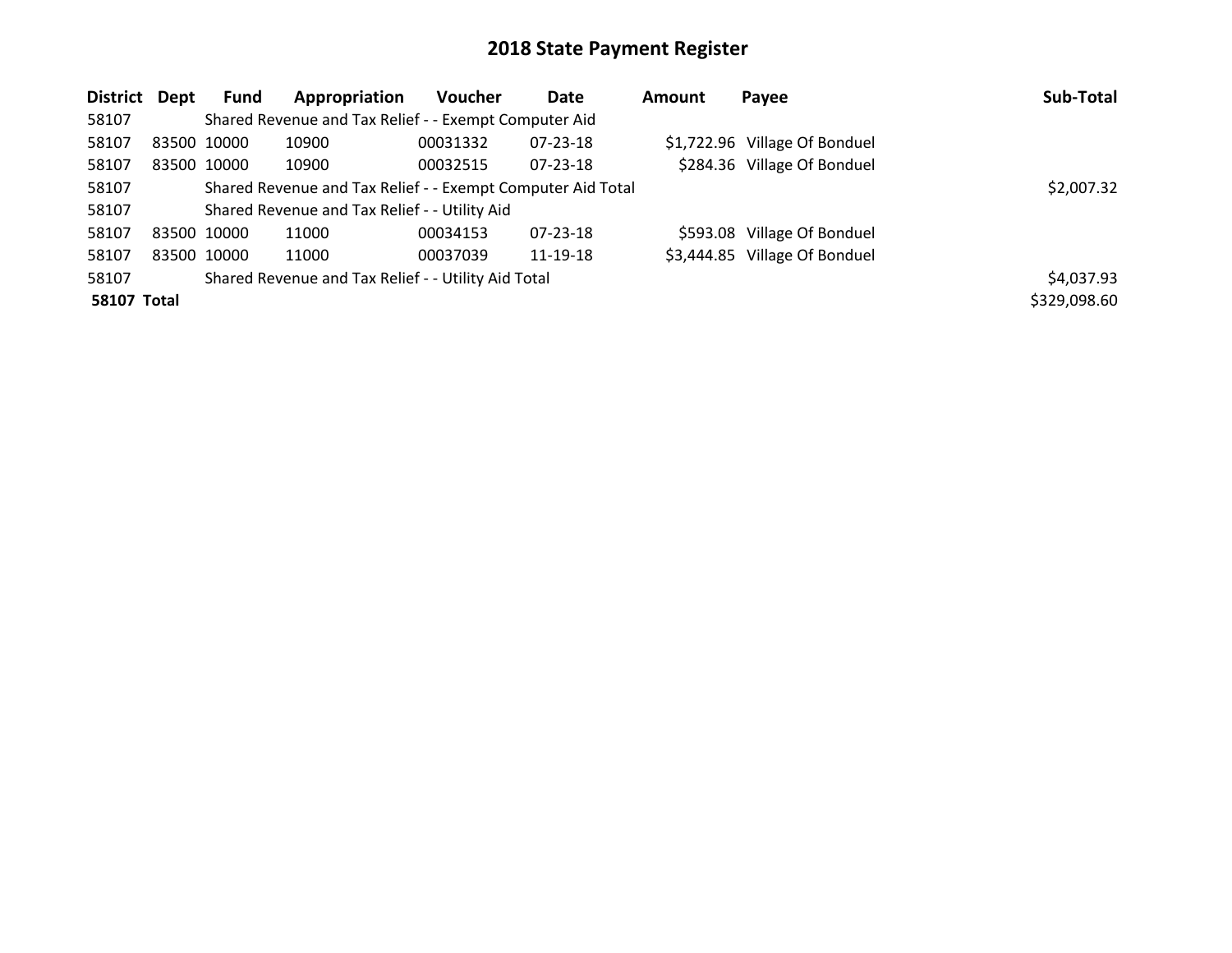# 2018 State Payment Register

| District | Dept | Fund | Appropriation | Voucher | Date | Amount | Payee | Sub-Total |
|---|---|---|---|---|---|---|---|---|
| 58107 | | Shared Revenue and Tax Relief - - Exempt Computer Aid | | | | | | |
| 58107 | 83500 | 10000 | 10900 | 00031332 | 07-23-18 | $1,722.96 | Village Of Bonduel | |
| 58107 | 83500 | 10000 | 10900 | 00032515 | 07-23-18 | $284.36 | Village Of Bonduel | |
| 58107 | | Shared Revenue and Tax Relief - - Exempt Computer Aid Total | | | | | | $2,007.32 |
| 58107 | | Shared Revenue and Tax Relief - - Utility Aid | | | | | | |
| 58107 | 83500 | 10000 | 11000 | 00034153 | 07-23-18 | $593.08 | Village Of Bonduel | |
| 58107 | 83500 | 10000 | 11000 | 00037039 | 11-19-18 | $3,444.85 | Village Of Bonduel | |
| 58107 | | Shared Revenue and Tax Relief - - Utility Aid Total | | | | | | $4,037.93 |
| **58107** | **Total** | | | | | | | $329,098.60 |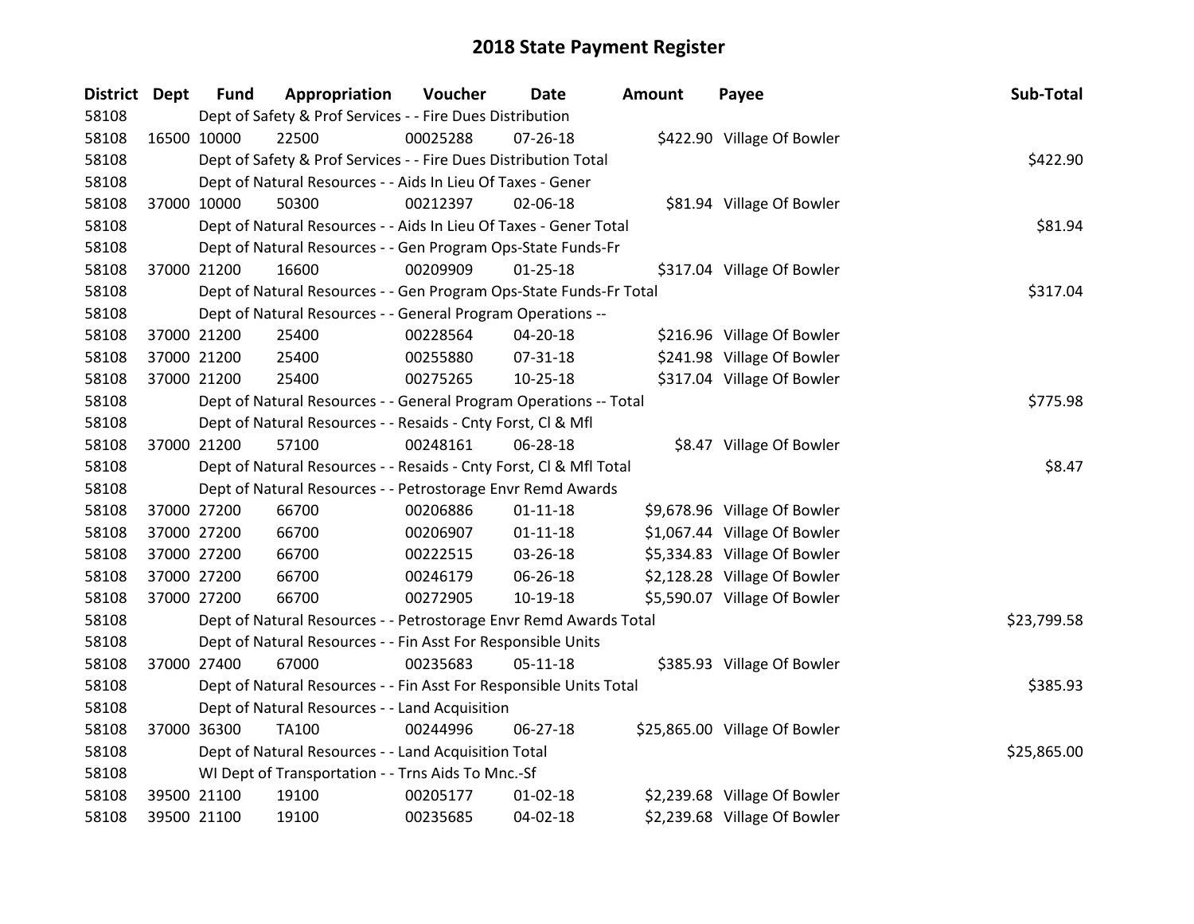# 2018 State Payment Register

| District | Dept | Fund | Appropriation | Voucher | Date | Amount | Payee | Sub-Total |
|---|---|---|---|---|---|---|---|---|
| 58108 | | Dept of Safety & Prof Services - - Fire Dues Distribution | | | | | | |
| 58108 | 16500 | 10000 | 22500 | 00025288 | 07-26-18 | $422.90 | Village Of Bowler | |
| 58108 | | Dept of Safety & Prof Services - - Fire Dues Distribution Total | | | | | | $422.90 |
| 58108 | | Dept of Natural Resources - - Aids In Lieu Of Taxes - Gener | | | | | | |
| 58108 | 37000 | 10000 | 50300 | 00212397 | 02-06-18 | $81.94 | Village Of Bowler | |
| 58108 | | Dept of Natural Resources - - Aids In Lieu Of Taxes - Gener Total | | | | | | $81.94 |
| 58108 | | Dept of Natural Resources - - Gen Program Ops-State Funds-Fr | | | | | | |
| 58108 | 37000 | 21200 | 16600 | 00209909 | 01-25-18 | $317.04 | Village Of Bowler | |
| 58108 | | Dept of Natural Resources - - Gen Program Ops-State Funds-Fr Total | | | | | | $317.04 |
| 58108 | | Dept of Natural Resources - - General Program Operations -- | | | | | | |
| 58108 | 37000 | 21200 | 25400 | 00228564 | 04-20-18 | $216.96 | Village Of Bowler | |
| 58108 | 37000 | 21200 | 25400 | 00255880 | 07-31-18 | $241.98 | Village Of Bowler | |
| 58108 | 37000 | 21200 | 25400 | 00275265 | 10-25-18 | $317.04 | Village Of Bowler | |
| 58108 | | Dept of Natural Resources - - General Program Operations -- Total | | | | | | $775.98 |
| 58108 | | Dept of Natural Resources - - Resaids - Cnty Forst, Cl & Mfl | | | | | | |
| 58108 | 37000 | 21200 | 57100 | 00248161 | 06-28-18 | $8.47 | Village Of Bowler | |
| 58108 | | Dept of Natural Resources - - Resaids - Cnty Forst, Cl & Mfl Total | | | | | | $8.47 |
| 58108 | | Dept of Natural Resources - - Petrostorage Envr Remd Awards | | | | | | |
| 58108 | 37000 | 27200 | 66700 | 00206886 | 01-11-18 | $9,678.96 | Village Of Bowler | |
| 58108 | 37000 | 27200 | 66700 | 00206907 | 01-11-18 | $1,067.44 | Village Of Bowler | |
| 58108 | 37000 | 27200 | 66700 | 00222515 | 03-26-18 | $5,334.83 | Village Of Bowler | |
| 58108 | 37000 | 27200 | 66700 | 00246179 | 06-26-18 | $2,128.28 | Village Of Bowler | |
| 58108 | 37000 | 27200 | 66700 | 00272905 | 10-19-18 | $5,590.07 | Village Of Bowler | |
| 58108 | | Dept of Natural Resources - - Petrostorage Envr Remd Awards Total | | | | | | $23,799.58 |
| 58108 | | Dept of Natural Resources - - Fin Asst For Responsible Units | | | | | | |
| 58108 | 37000 | 27400 | 67000 | 00235683 | 05-11-18 | $385.93 | Village Of Bowler | |
| 58108 | | Dept of Natural Resources - - Fin Asst For Responsible Units Total | | | | | | $385.93 |
| 58108 | | Dept of Natural Resources - - Land Acquisition | | | | | | |
| 58108 | 37000 | 36300 | TA100 | 00244996 | 06-27-18 | $25,865.00 | Village Of Bowler | |
| 58108 | | Dept of Natural Resources - - Land Acquisition Total | | | | | | $25,865.00 |
| 58108 | | WI Dept of Transportation - - Trns Aids To Mnc.-Sf | | | | | | |
| 58108 | 39500 | 21100 | 19100 | 00205177 | 01-02-18 | $2,239.68 | Village Of Bowler | |
| 58108 | 39500 | 21100 | 19100 | 00235685 | 04-02-18 | $2,239.68 | Village Of Bowler | |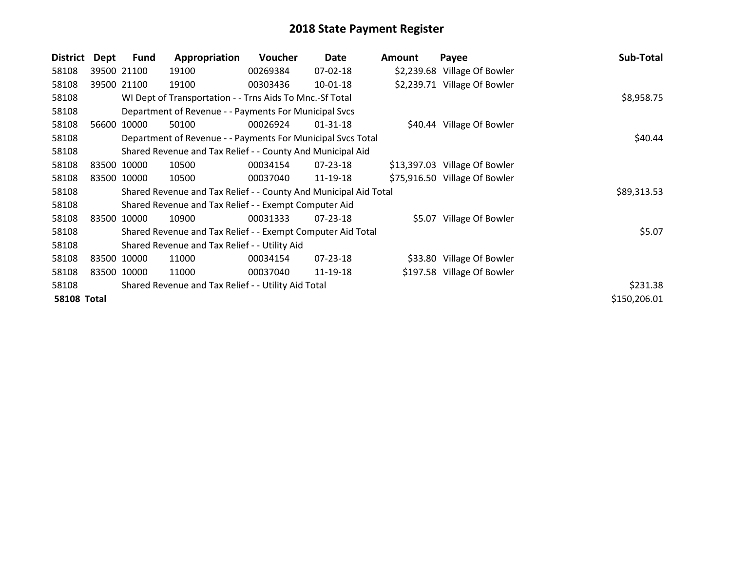# 2018 State Payment Register

| District | Dept | Fund | Appropriation | Voucher | Date | Amount | Payee | Sub-Total |
|---|---|---|---|---|---|---|---|---|
| 58108 | 39500 | 21100 | 19100 | 00269384 | 07-02-18 | $2,239.68 | Village Of Bowler | |
| 58108 | 39500 | 21100 | 19100 | 00303436 | 10-01-18 | $2,239.71 | Village Of Bowler | |
| 58108 | | WI Dept of Transportation - - Trns Aids To Mnc.-Sf Total | | | | | | $8,958.75 |
| 58108 | | Department of Revenue - - Payments For Municipal Svcs | | | | | | |
| 58108 | 56600 | 10000 | 50100 | 00026924 | 01-31-18 | $40.44 | Village Of Bowler | |
| 58108 | | Department of Revenue - - Payments For Municipal Svcs Total | | | | | | $40.44 |
| 58108 | | Shared Revenue and Tax Relief - - County And Municipal Aid | | | | | | |
| 58108 | 83500 | 10000 | 10500 | 00034154 | 07-23-18 | $13,397.03 | Village Of Bowler | |
| 58108 | 83500 | 10000 | 10500 | 00037040 | 11-19-18 | $75,916.50 | Village Of Bowler | |
| 58108 | | Shared Revenue and Tax Relief - - County And Municipal Aid Total | | | | | | $89,313.53 |
| 58108 | | Shared Revenue and Tax Relief - - Exempt Computer Aid | | | | | | |
| 58108 | 83500 | 10000 | 10900 | 00031333 | 07-23-18 | $5.07 | Village Of Bowler | |
| 58108 | | Shared Revenue and Tax Relief - - Exempt Computer Aid Total | | | | | | $5.07 |
| 58108 | | Shared Revenue and Tax Relief - - Utility Aid | | | | | | |
| 58108 | 83500 | 10000 | 11000 | 00034154 | 07-23-18 | $33.80 | Village Of Bowler | |
| 58108 | 83500 | 10000 | 11000 | 00037040 | 11-19-18 | $197.58 | Village Of Bowler | |
| 58108 | | Shared Revenue and Tax Relief - - Utility Aid Total | | | | | | $231.38 |
| **58108 Total** | | | | | | | | $150,206.01 |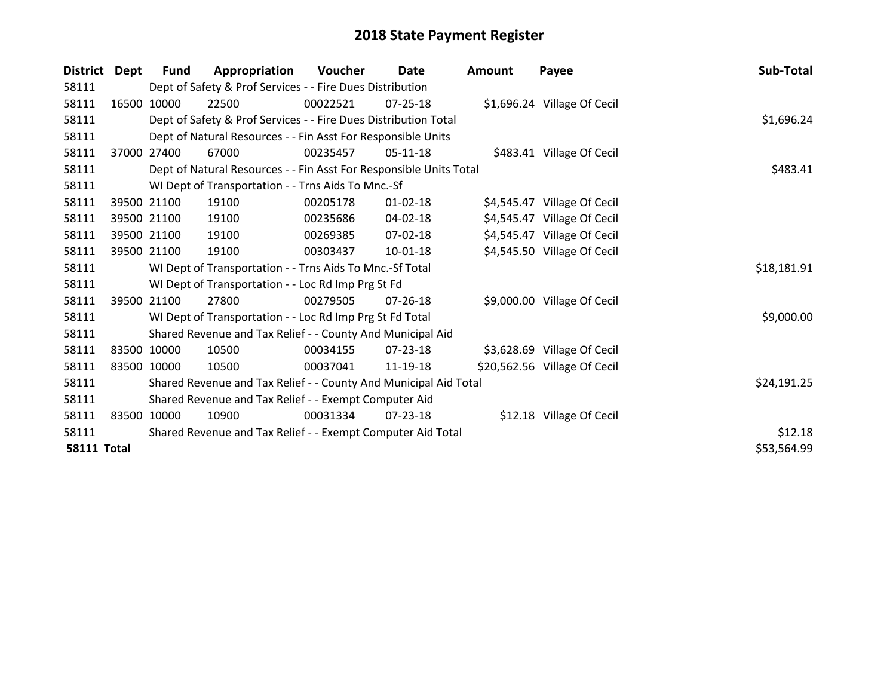# 2018 State Payment Register

| District | Dept | Fund | Appropriation | Voucher | Date | Amount | Payee | Sub-Total |
|---|---|---|---|---|---|---|---|---|
| 58111 | | Dept of Safety & Prof Services - - Fire Dues Distribution | | | | | | |
| 58111 | 16500 | 10000 | 22500 | 00022521 | 07-25-18 | $1,696.24 | Village Of Cecil | |
| 58111 | | Dept of Safety & Prof Services - - Fire Dues Distribution Total | | | | | | $1,696.24 |
| 58111 | | Dept of Natural Resources - - Fin Asst For Responsible Units | | | | | | |
| 58111 | 37000 | 27400 | 67000 | 00235457 | 05-11-18 | $483.41 | Village Of Cecil | |
| 58111 | | Dept of Natural Resources - - Fin Asst For Responsible Units Total | | | | | | $483.41 |
| 58111 | | WI Dept of Transportation - - Trns Aids To Mnc.-Sf | | | | | | |
| 58111 | 39500 | 21100 | 19100 | 00205178 | 01-02-18 | $4,545.47 | Village Of Cecil | |
| 58111 | 39500 | 21100 | 19100 | 00235686 | 04-02-18 | $4,545.47 | Village Of Cecil | |
| 58111 | 39500 | 21100 | 19100 | 00269385 | 07-02-18 | $4,545.47 | Village Of Cecil | |
| 58111 | 39500 | 21100 | 19100 | 00303437 | 10-01-18 | $4,545.50 | Village Of Cecil | |
| 58111 | | WI Dept of Transportation - - Trns Aids To Mnc.-Sf Total | | | | | | $18,181.91 |
| 58111 | | WI Dept of Transportation - - Loc Rd Imp Prg St Fd | | | | | | |
| 58111 | 39500 | 21100 | 27800 | 00279505 | 07-26-18 | $9,000.00 | Village Of Cecil | |
| 58111 | | WI Dept of Transportation - - Loc Rd Imp Prg St Fd Total | | | | | | $9,000.00 |
| 58111 | | Shared Revenue and Tax Relief - - County And Municipal Aid | | | | | | |
| 58111 | 83500 | 10000 | 10500 | 00034155 | 07-23-18 | $3,628.69 | Village Of Cecil | |
| 58111 | 83500 | 10000 | 10500 | 00037041 | 11-19-18 | $20,562.56 | Village Of Cecil | |
| 58111 | | Shared Revenue and Tax Relief - - County And Municipal Aid Total | | | | | | $24,191.25 |
| 58111 | | Shared Revenue and Tax Relief - - Exempt Computer Aid | | | | | | |
| 58111 | 83500 | 10000 | 10900 | 00031334 | 07-23-18 | $12.18 | Village Of Cecil | |
| 58111 | | Shared Revenue and Tax Relief - - Exempt Computer Aid Total | | | | | | $12.18 |
| **58111 Total** | | | | | | | | $53,564.99 |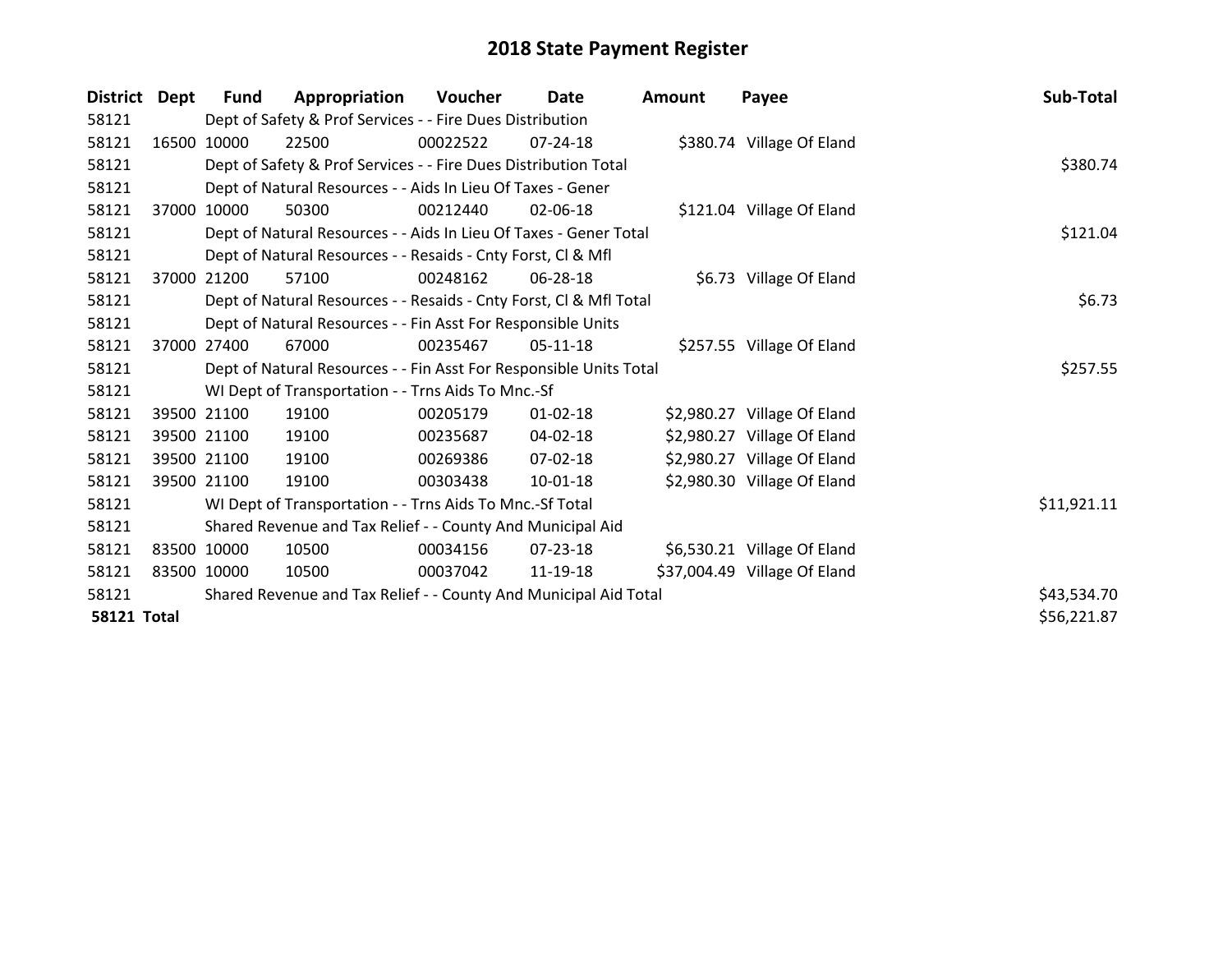# 2018 State Payment Register

| District | Dept | Fund | Appropriation | Voucher | Date | Amount | Payee | Sub-Total |
|---|---|---|---|---|---|---|---|---|
| 58121 | | Dept of Safety & Prof Services - - Fire Dues Distribution | | | | | | |
| 58121 | 16500 | 10000 | 22500 | 00022522 | 07-24-18 | $380.74 | Village Of Eland | |
| 58121 | | Dept of Safety & Prof Services - - Fire Dues Distribution Total | | | | | | $380.74 |
| 58121 | | Dept of Natural Resources - - Aids In Lieu Of Taxes - Gener | | | | | | |
| 58121 | 37000 | 10000 | 50300 | 00212440 | 02-06-18 | $121.04 | Village Of Eland | |
| 58121 | | Dept of Natural Resources - - Aids In Lieu Of Taxes - Gener Total | | | | | | $121.04 |
| 58121 | | Dept of Natural Resources - - Resaids - Cnty Forst, Cl & Mfl | | | | | | |
| 58121 | 37000 | 21200 | 57100 | 00248162 | 06-28-18 | $6.73 | Village Of Eland | |
| 58121 | | Dept of Natural Resources - - Resaids - Cnty Forst, Cl & Mfl Total | | | | | | $6.73 |
| 58121 | | Dept of Natural Resources - - Fin Asst For Responsible Units | | | | | | |
| 58121 | 37000 | 27400 | 67000 | 00235467 | 05-11-18 | $257.55 | Village Of Eland | |
| 58121 | | Dept of Natural Resources - - Fin Asst For Responsible Units Total | | | | | | $257.55 |
| 58121 | | WI Dept of Transportation - - Trns Aids To Mnc.-Sf | | | | | | |
| 58121 | 39500 | 21100 | 19100 | 00205179 | 01-02-18 | $2,980.27 | Village Of Eland | |
| 58121 | 39500 | 21100 | 19100 | 00235687 | 04-02-18 | $2,980.27 | Village Of Eland | |
| 58121 | 39500 | 21100 | 19100 | 00269386 | 07-02-18 | $2,980.27 | Village Of Eland | |
| 58121 | 39500 | 21100 | 19100 | 00303438 | 10-01-18 | $2,980.30 | Village Of Eland | |
| 58121 | | WI Dept of Transportation - - Trns Aids To Mnc.-Sf Total | | | | | | $11,921.11 |
| 58121 | | Shared Revenue and Tax Relief - - County And Municipal Aid | | | | | | |
| 58121 | 83500 | 10000 | 10500 | 00034156 | 07-23-18 | $6,530.21 | Village Of Eland | |
| 58121 | 83500 | 10000 | 10500 | 00037042 | 11-19-18 | $37,004.49 | Village Of Eland | |
| 58121 | | Shared Revenue and Tax Relief - - County And Municipal Aid Total | | | | | | $43,534.70 |
| **58121 Total** | | | | | | | | $56,221.87 |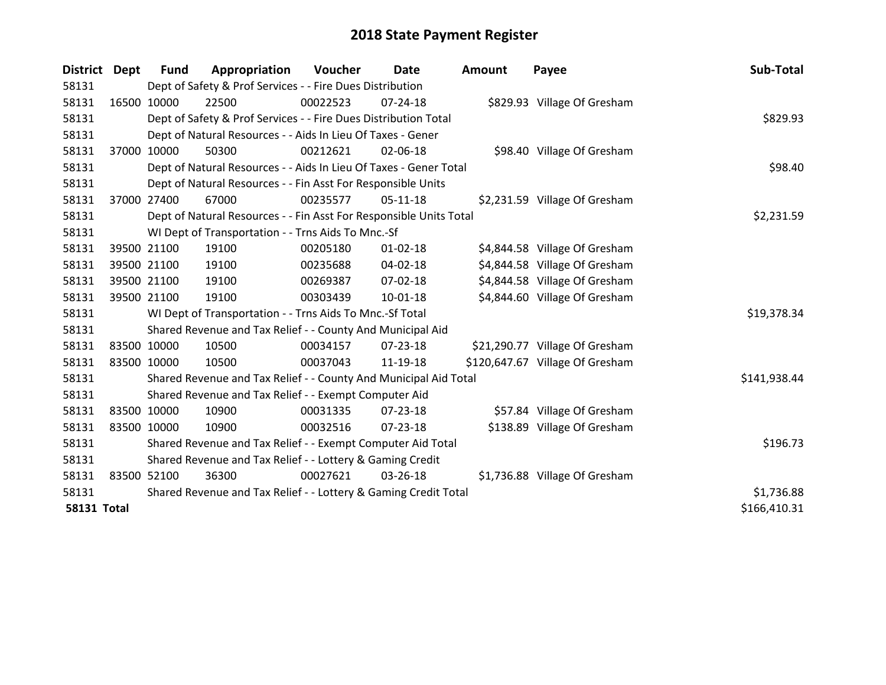# 2018 State Payment Register

| District | Dept | Fund | Appropriation | Voucher | Date | Amount | Payee | Sub-Total |
|---|---|---|---|---|---|---|---|---|
| 58131 | | Dept of Safety & Prof Services - - Fire Dues Distribution | | | | | | |
| 58131 | 16500 | 10000 | 22500 | 00022523 | 07-24-18 | $829.93 | Village Of Gresham | |
| 58131 | | Dept of Safety & Prof Services - - Fire Dues Distribution Total | | | | | | $829.93 |
| 58131 | | Dept of Natural Resources - - Aids In Lieu Of Taxes - Gener | | | | | | |
| 58131 | 37000 | 10000 | 50300 | 00212621 | 02-06-18 | $98.40 | Village Of Gresham | |
| 58131 | | Dept of Natural Resources - - Aids In Lieu Of Taxes - Gener Total | | | | | | $98.40 |
| 58131 | | Dept of Natural Resources - - Fin Asst For Responsible Units | | | | | | |
| 58131 | 37000 | 27400 | 67000 | 00235577 | 05-11-18 | $2,231.59 | Village Of Gresham | |
| 58131 | | Dept of Natural Resources - - Fin Asst For Responsible Units Total | | | | | | $2,231.59 |
| 58131 | | WI Dept of Transportation - - Trns Aids To Mnc.-Sf | | | | | | |
| 58131 | 39500 | 21100 | 19100 | 00205180 | 01-02-18 | $4,844.58 | Village Of Gresham | |
| 58131 | 39500 | 21100 | 19100 | 00235688 | 04-02-18 | $4,844.58 | Village Of Gresham | |
| 58131 | 39500 | 21100 | 19100 | 00269387 | 07-02-18 | $4,844.58 | Village Of Gresham | |
| 58131 | 39500 | 21100 | 19100 | 00303439 | 10-01-18 | $4,844.60 | Village Of Gresham | |
| 58131 | | WI Dept of Transportation - - Trns Aids To Mnc.-Sf Total | | | | | | $19,378.34 |
| 58131 | | Shared Revenue and Tax Relief - - County And Municipal Aid | | | | | | |
| 58131 | 83500 | 10000 | 10500 | 00034157 | 07-23-18 | $21,290.77 | Village Of Gresham | |
| 58131 | 83500 | 10000 | 10500 | 00037043 | 11-19-18 | $120,647.67 | Village Of Gresham | |
| 58131 | | Shared Revenue and Tax Relief - - County And Municipal Aid Total | | | | | | $141,938.44 |
| 58131 | | Shared Revenue and Tax Relief - - Exempt Computer Aid | | | | | | |
| 58131 | 83500 | 10000 | 10900 | 00031335 | 07-23-18 | $57.84 | Village Of Gresham | |
| 58131 | 83500 | 10000 | 10900 | 00032516 | 07-23-18 | $138.89 | Village Of Gresham | |
| 58131 | | Shared Revenue and Tax Relief - - Exempt Computer Aid Total | | | | | | $196.73 |
| 58131 | | Shared Revenue and Tax Relief - - Lottery & Gaming Credit | | | | | | |
| 58131 | 83500 | 52100 | 36300 | 00027621 | 03-26-18 | $1,736.88 | Village Of Gresham | |
| 58131 | | Shared Revenue and Tax Relief - - Lottery & Gaming Credit Total | | | | | | $1,736.88 |
| **58131 Total** | | | | | | | | $166,410.31 |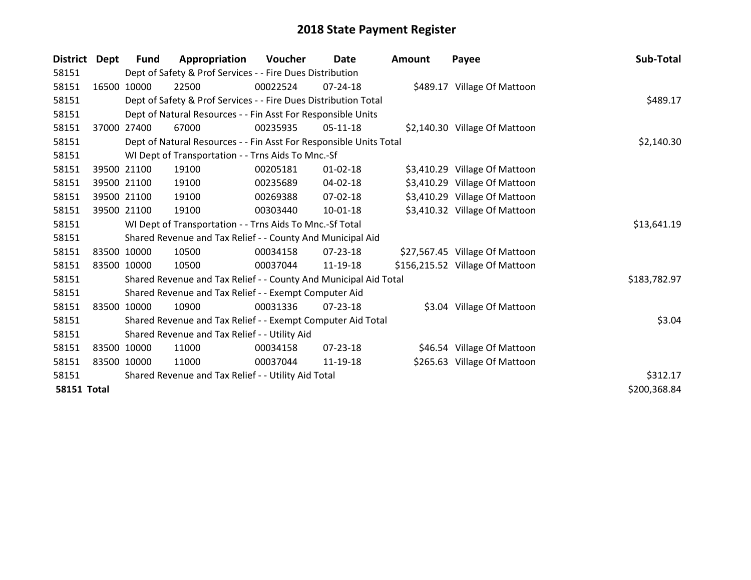# 2018 State Payment Register

| District | Dept | Fund | Appropriation | Voucher | Date | Amount | Payee | Sub-Total |
|---|---|---|---|---|---|---|---|---|
| 58151 | | Dept of Safety & Prof Services - - Fire Dues Distribution | | | | | | |
| 58151 | 16500 | 10000 | 22500 | 00022524 | 07-24-18 | $489.17 | Village Of Mattoon | |
| 58151 | | Dept of Safety & Prof Services - - Fire Dues Distribution Total | | | | | | $489.17 |
| 58151 | | Dept of Natural Resources - - Fin Asst For Responsible Units | | | | | | |
| 58151 | 37000 | 27400 | 67000 | 00235935 | 05-11-18 | $2,140.30 | Village Of Mattoon | |
| 58151 | | Dept of Natural Resources - - Fin Asst For Responsible Units Total | | | | | | $2,140.30 |
| 58151 | | WI Dept of Transportation - - Trns Aids To Mnc.-Sf | | | | | | |
| 58151 | 39500 | 21100 | 19100 | 00205181 | 01-02-18 | $3,410.29 | Village Of Mattoon | |
| 58151 | 39500 | 21100 | 19100 | 00235689 | 04-02-18 | $3,410.29 | Village Of Mattoon | |
| 58151 | 39500 | 21100 | 19100 | 00269388 | 07-02-18 | $3,410.29 | Village Of Mattoon | |
| 58151 | 39500 | 21100 | 19100 | 00303440 | 10-01-18 | $3,410.32 | Village Of Mattoon | |
| 58151 | | WI Dept of Transportation - - Trns Aids To Mnc.-Sf Total | | | | | | $13,641.19 |
| 58151 | | Shared Revenue and Tax Relief - - County And Municipal Aid | | | | | | |
| 58151 | 83500 | 10000 | 10500 | 00034158 | 07-23-18 | $27,567.45 | Village Of Mattoon | |
| 58151 | 83500 | 10000 | 10500 | 00037044 | 11-19-18 | $156,215.52 | Village Of Mattoon | |
| 58151 | | Shared Revenue and Tax Relief - - County And Municipal Aid Total | | | | | | $183,782.97 |
| 58151 | | Shared Revenue and Tax Relief - - Exempt Computer Aid | | | | | | |
| 58151 | 83500 | 10000 | 10900 | 00031336 | 07-23-18 | $3.04 | Village Of Mattoon | |
| 58151 | | Shared Revenue and Tax Relief - - Exempt Computer Aid Total | | | | | | $3.04 |
| 58151 | | Shared Revenue and Tax Relief - - Utility Aid | | | | | | |
| 58151 | 83500 | 10000 | 11000 | 00034158 | 07-23-18 | $46.54 | Village Of Mattoon | |
| 58151 | 83500 | 10000 | 11000 | 00037044 | 11-19-18 | $265.63 | Village Of Mattoon | |
| 58151 | | Shared Revenue and Tax Relief - - Utility Aid Total | | | | | | $312.17 |
| **58151 Total** | | | | | | | | $200,368.84 |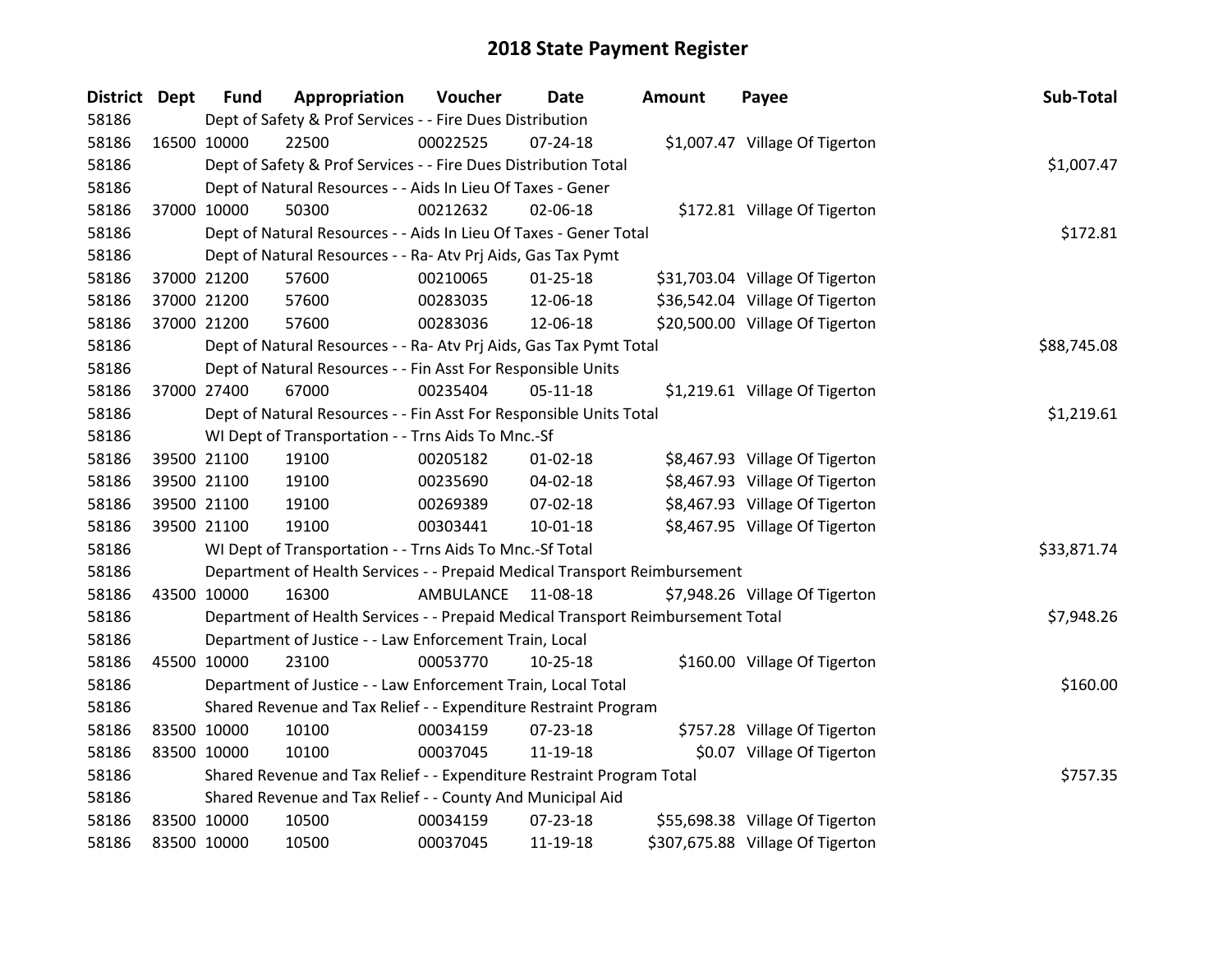# 2018 State Payment Register

| District | Dept | Fund | Appropriation | Voucher | Date | Amount | Payee | Sub-Total |
|---|---|---|---|---|---|---|---|---|
| 58186 | | Dept of Safety & Prof Services - - Fire Dues Distribution | | | | | | |
| 58186 | 16500 | 10000 | 22500 | 00022525 | 07-24-18 | $1,007.47 | Village Of Tigerton | |
| 58186 | | Dept of Safety & Prof Services - - Fire Dues Distribution Total | | | | | | $1,007.47 |
| 58186 | | Dept of Natural Resources - - Aids In Lieu Of Taxes - Gener | | | | | | |
| 58186 | 37000 | 10000 | 50300 | 00212632 | 02-06-18 | $172.81 | Village Of Tigerton | |
| 58186 | | Dept of Natural Resources - - Aids In Lieu Of Taxes - Gener Total | | | | | | $172.81 |
| 58186 | | Dept of Natural Resources - - Ra- Atv Prj Aids, Gas Tax Pymt | | | | | | |
| 58186 | 37000 | 21200 | 57600 | 00210065 | 01-25-18 | $31,703.04 | Village Of Tigerton | |
| 58186 | 37000 | 21200 | 57600 | 00283035 | 12-06-18 | $36,542.04 | Village Of Tigerton | |
| 58186 | 37000 | 21200 | 57600 | 00283036 | 12-06-18 | $20,500.00 | Village Of Tigerton | |
| 58186 | | Dept of Natural Resources - - Ra- Atv Prj Aids, Gas Tax Pymt Total | | | | | | $88,745.08 |
| 58186 | | Dept of Natural Resources - - Fin Asst For Responsible Units | | | | | | |
| 58186 | 37000 | 27400 | 67000 | 00235404 | 05-11-18 | $1,219.61 | Village Of Tigerton | |
| 58186 | | Dept of Natural Resources - - Fin Asst For Responsible Units Total | | | | | | $1,219.61 |
| 58186 | | WI Dept of Transportation - - Trns Aids To Mnc.-Sf | | | | | | |
| 58186 | 39500 | 21100 | 19100 | 00205182 | 01-02-18 | $8,467.93 | Village Of Tigerton | |
| 58186 | 39500 | 21100 | 19100 | 00235690 | 04-02-18 | $8,467.93 | Village Of Tigerton | |
| 58186 | 39500 | 21100 | 19100 | 00269389 | 07-02-18 | $8,467.93 | Village Of Tigerton | |
| 58186 | 39500 | 21100 | 19100 | 00303441 | 10-01-18 | $8,467.95 | Village Of Tigerton | |
| 58186 | | WI Dept of Transportation - - Trns Aids To Mnc.-Sf Total | | | | | | $33,871.74 |
| 58186 | | Department of Health Services - - Prepaid Medical Transport Reimbursement | | | | | | |
| 58186 | 43500 | 10000 | 16300 | AMBULANCE | 11-08-18 | $7,948.26 | Village Of Tigerton | |
| 58186 | | Department of Health Services - - Prepaid Medical Transport Reimbursement Total | | | | | | $7,948.26 |
| 58186 | | Department of Justice - - Law Enforcement Train, Local | | | | | | |
| 58186 | 45500 | 10000 | 23100 | 00053770 | 10-25-18 | $160.00 | Village Of Tigerton | |
| 58186 | | Department of Justice - - Law Enforcement Train, Local Total | | | | | | $160.00 |
| 58186 | | Shared Revenue and Tax Relief - - Expenditure Restraint Program | | | | | | |
| 58186 | 83500 | 10000 | 10100 | 00034159 | 07-23-18 | $757.28 | Village Of Tigerton | |
| 58186 | 83500 | 10000 | 10100 | 00037045 | 11-19-18 | $0.07 | Village Of Tigerton | |
| 58186 | | Shared Revenue and Tax Relief - - Expenditure Restraint Program Total | | | | | | $757.35 |
| 58186 | | Shared Revenue and Tax Relief - - County And Municipal Aid | | | | | | |
| 58186 | 83500 | 10000 | 10500 | 00034159 | 07-23-18 | $55,698.38 | Village Of Tigerton | |
| 58186 | 83500 | 10000 | 10500 | 00037045 | 11-19-18 | $307,675.88 | Village Of Tigerton | |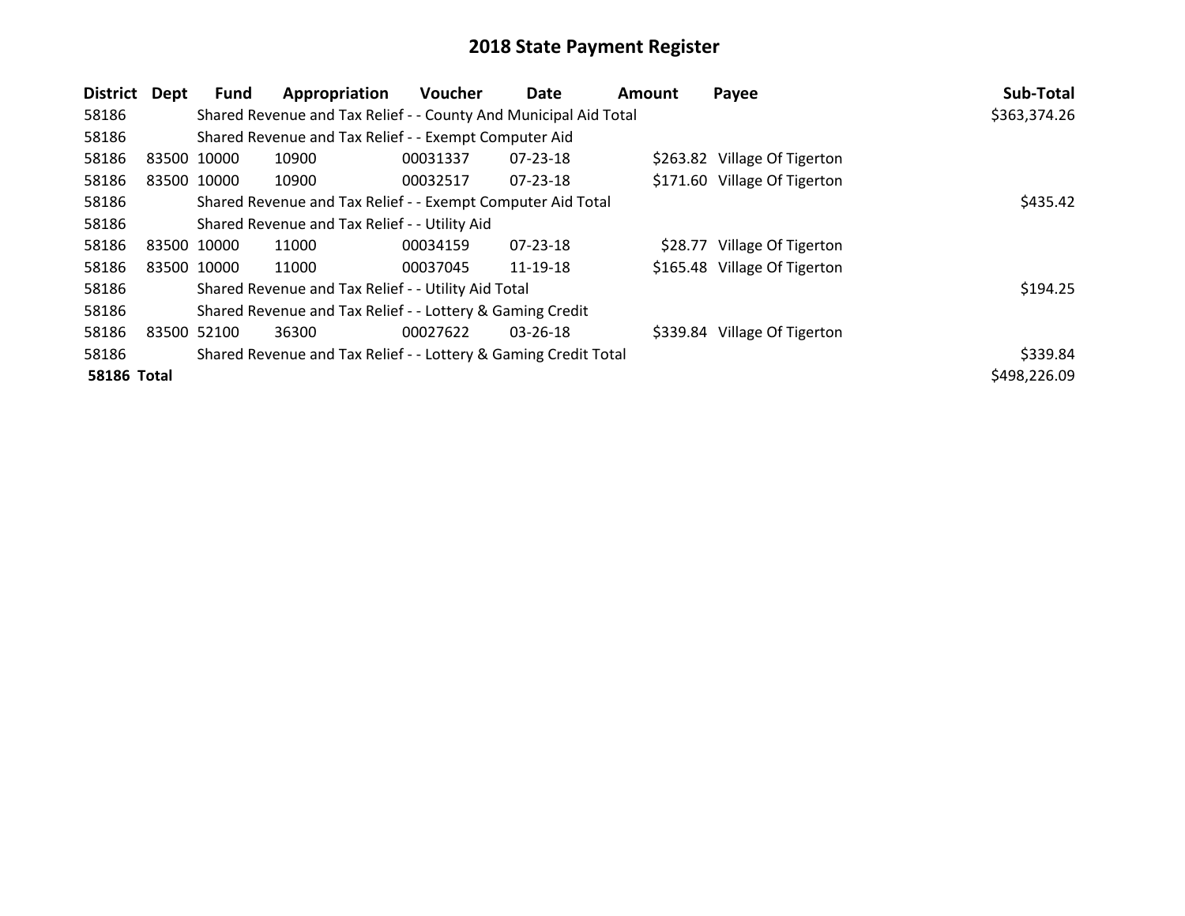# 2018 State Payment Register

| District | Dept | Fund | Appropriation | Voucher | Date | Amount | Payee | Sub-Total |
|---|---|---|---|---|---|---|---|---|
| 58186 | | Shared Revenue and Tax Relief - - County And Municipal Aid Total | | | | | | $363,374.26 |
| 58186 | | Shared Revenue and Tax Relief - - Exempt Computer Aid | | | | | | |
| 58186 | 83500 | 10000 | 10900 | 00031337 | 07-23-18 | $263.82 | Village Of Tigerton | |
| 58186 | 83500 | 10000 | 10900 | 00032517 | 07-23-18 | $171.60 | Village Of Tigerton | |
| 58186 | | Shared Revenue and Tax Relief - - Exempt Computer Aid Total | | | | | | $435.42 |
| 58186 | | Shared Revenue and Tax Relief - - Utility Aid | | | | | | |
| 58186 | 83500 | 10000 | 11000 | 00034159 | 07-23-18 | $28.77 | Village Of Tigerton | |
| 58186 | 83500 | 10000 | 11000 | 00037045 | 11-19-18 | $165.48 | Village Of Tigerton | |
| 58186 | | Shared Revenue and Tax Relief - - Utility Aid Total | | | | | | $194.25 |
| 58186 | | Shared Revenue and Tax Relief - - Lottery & Gaming Credit | | | | | | |
| 58186 | 83500 | 52100 | 36300 | 00027622 | 03-26-18 | $339.84 | Village Of Tigerton | |
| 58186 | | Shared Revenue and Tax Relief - - Lottery & Gaming Credit Total | | | | | | $339.84 |
| **58186 Total** | | | | | | | | $498,226.09 |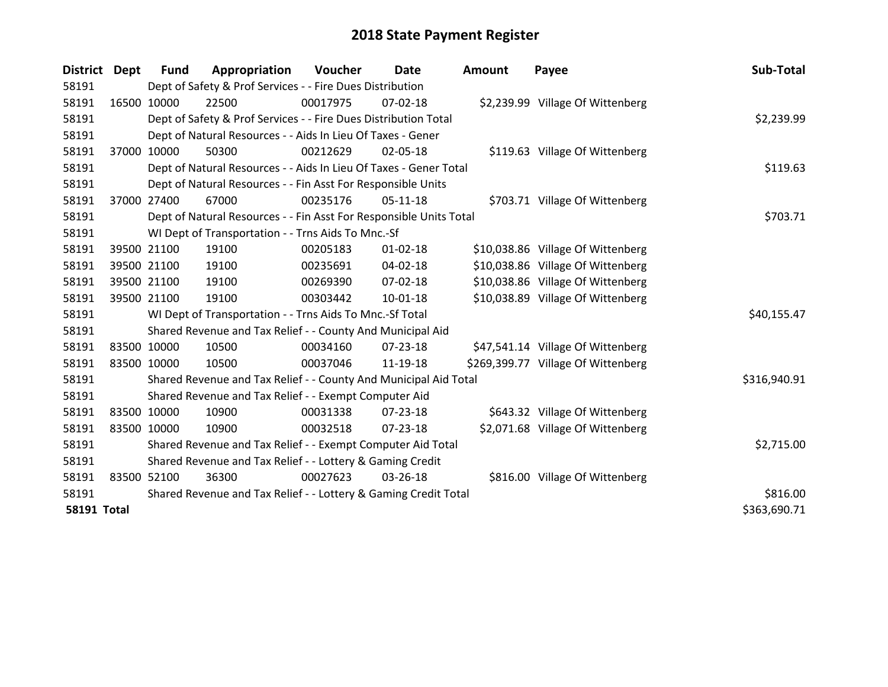# 2018 State Payment Register

| District | Dept | Fund | Appropriation | Voucher | Date | Amount | Payee | Sub-Total |
|---|---|---|---|---|---|---|---|---|
| 58191 | Dept of Safety & Prof Services - - Fire Dues Distribution | | | | | | | |
| 58191 | 16500 | 10000 | 22500 | 00017975 | 07-02-18 | $2,239.99 | Village Of Wittenberg | |
| 58191 | Dept of Safety & Prof Services - - Fire Dues Distribution Total | | | | | | | $2,239.99 |
| 58191 | Dept of Natural Resources - - Aids In Lieu Of Taxes - Gener | | | | | | | |
| 58191 | 37000 | 10000 | 50300 | 00212629 | 02-05-18 | $119.63 | Village Of Wittenberg | |
| 58191 | Dept of Natural Resources - - Aids In Lieu Of Taxes - Gener Total | | | | | | | $119.63 |
| 58191 | Dept of Natural Resources - - Fin Asst For Responsible Units | | | | | | | |
| 58191 | 37000 | 27400 | 67000 | 00235176 | 05-11-18 | $703.71 | Village Of Wittenberg | |
| 58191 | Dept of Natural Resources - - Fin Asst For Responsible Units Total | | | | | | | $703.71 |
| 58191 | WI Dept of Transportation - - Trns Aids To Mnc.-Sf | | | | | | | |
| 58191 | 39500 | 21100 | 19100 | 00205183 | 01-02-18 | $10,038.86 | Village Of Wittenberg | |
| 58191 | 39500 | 21100 | 19100 | 00235691 | 04-02-18 | $10,038.86 | Village Of Wittenberg | |
| 58191 | 39500 | 21100 | 19100 | 00269390 | 07-02-18 | $10,038.86 | Village Of Wittenberg | |
| 58191 | 39500 | 21100 | 19100 | 00303442 | 10-01-18 | $10,038.89 | Village Of Wittenberg | |
| 58191 | WI Dept of Transportation - - Trns Aids To Mnc.-Sf Total | | | | | | | $40,155.47 |
| 58191 | Shared Revenue and Tax Relief - - County And Municipal Aid | | | | | | | |
| 58191 | 83500 | 10000 | 10500 | 00034160 | 07-23-18 | $47,541.14 | Village Of Wittenberg | |
| 58191 | 83500 | 10000 | 10500 | 00037046 | 11-19-18 | $269,399.77 | Village Of Wittenberg | |
| 58191 | Shared Revenue and Tax Relief - - County And Municipal Aid Total | | | | | | | $316,940.91 |
| 58191 | Shared Revenue and Tax Relief - - Exempt Computer Aid | | | | | | | |
| 58191 | 83500 | 10000 | 10900 | 00031338 | 07-23-18 | $643.32 | Village Of Wittenberg | |
| 58191 | 83500 | 10000 | 10900 | 00032518 | 07-23-18 | $2,071.68 | Village Of Wittenberg | |
| 58191 | Shared Revenue and Tax Relief - - Exempt Computer Aid Total | | | | | | | $2,715.00 |
| 58191 | Shared Revenue and Tax Relief - - Lottery & Gaming Credit | | | | | | | |
| 58191 | 83500 | 52100 | 36300 | 00027623 | 03-26-18 | $816.00 | Village Of Wittenberg | |
| 58191 | Shared Revenue and Tax Relief - - Lottery & Gaming Credit Total | | | | | | | $816.00 |
| **58191 Total** | | | | | | | | $363,690.71 |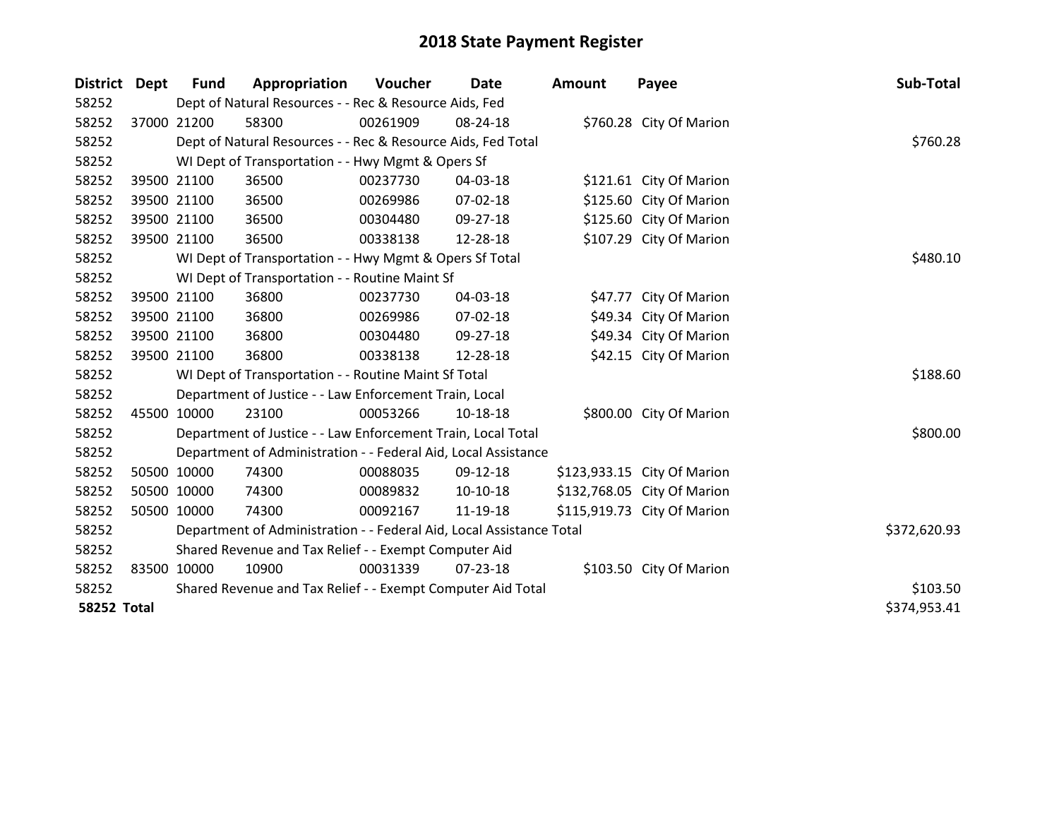# 2018 State Payment Register

| District | Dept | Fund | Appropriation | Voucher | Date | Amount | Payee | Sub-Total |
|---|---|---|---|---|---|---|---|---|
| 58252 | Dept of Natural Resources - - Rec & Resource Aids, Fed | | | | | | | |
| 58252 | 37000 | 21200 | 58300 | 00261909 | 08-24-18 | $760.28 | City Of Marion | |
| 58252 | Dept of Natural Resources - - Rec & Resource Aids, Fed Total | | | | | | | $760.28 |
| 58252 | WI Dept of Transportation - - Hwy Mgmt & Opers Sf | | | | | | | |
| 58252 | 39500 | 21100 | 36500 | 00237730 | 04-03-18 | $121.61 | City Of Marion | |
| 58252 | 39500 | 21100 | 36500 | 00269986 | 07-02-18 | $125.60 | City Of Marion | |
| 58252 | 39500 | 21100 | 36500 | 00304480 | 09-27-18 | $125.60 | City Of Marion | |
| 58252 | 39500 | 21100 | 36500 | 00338138 | 12-28-18 | $107.29 | City Of Marion | |
| 58252 | WI Dept of Transportation - - Hwy Mgmt & Opers Sf Total | | | | | | | $480.10 |
| 58252 | WI Dept of Transportation - - Routine Maint Sf | | | | | | | |
| 58252 | 39500 | 21100 | 36800 | 00237730 | 04-03-18 | $47.77 | City Of Marion | |
| 58252 | 39500 | 21100 | 36800 | 00269986 | 07-02-18 | $49.34 | City Of Marion | |
| 58252 | 39500 | 21100 | 36800 | 00304480 | 09-27-18 | $49.34 | City Of Marion | |
| 58252 | 39500 | 21100 | 36800 | 00338138 | 12-28-18 | $42.15 | City Of Marion | |
| 58252 | WI Dept of Transportation - - Routine Maint Sf Total | | | | | | | $188.60 |
| 58252 | Department of Justice - - Law Enforcement Train, Local | | | | | | | |
| 58252 | 45500 | 10000 | 23100 | 00053266 | 10-18-18 | $800.00 | City Of Marion | |
| 58252 | Department of Justice - - Law Enforcement Train, Local Total | | | | | | | $800.00 |
| 58252 | Department of Administration - - Federal Aid, Local Assistance | | | | | | | |
| 58252 | 50500 | 10000 | 74300 | 00088035 | 09-12-18 | $123,933.15 | City Of Marion | |
| 58252 | 50500 | 10000 | 74300 | 00089832 | 10-10-18 | $132,768.05 | City Of Marion | |
| 58252 | 50500 | 10000 | 74300 | 00092167 | 11-19-18 | $115,919.73 | City Of Marion | |
| 58252 | Department of Administration - - Federal Aid, Local Assistance Total | | | | | | | $372,620.93 |
| 58252 | Shared Revenue and Tax Relief - - Exempt Computer Aid | | | | | | | |
| 58252 | 83500 | 10000 | 10900 | 00031339 | 07-23-18 | $103.50 | City Of Marion | |
| 58252 | Shared Revenue and Tax Relief - - Exempt Computer Aid Total | | | | | | | $103.50 |
| **58252 Total** | | | | | | | | $374,953.41 |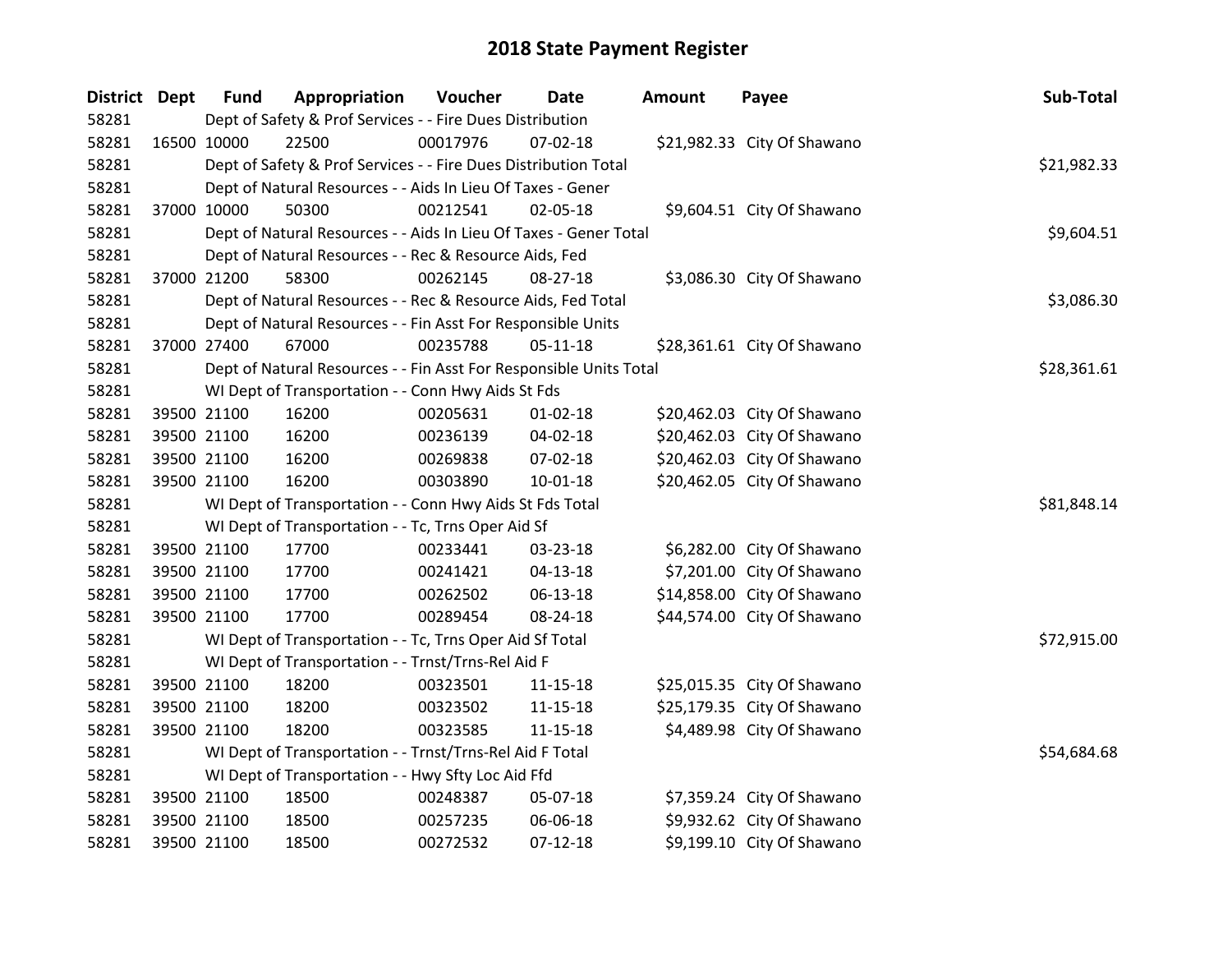# 2018 State Payment Register

| District | Dept | Fund | Appropriation | Voucher | Date | Amount | Payee | Sub-Total |
|---|---|---|---|---|---|---|---|---|
| 58281 | | Dept of Safety & Prof Services - - Fire Dues Distribution | | | | | | |
| 58281 | 16500 | 10000 | 22500 | 00017976 | 07-02-18 | $21,982.33 | City Of Shawano | |
| 58281 | | Dept of Safety & Prof Services - - Fire Dues Distribution Total | | | | | | $21,982.33 |
| 58281 | | Dept of Natural Resources - - Aids In Lieu Of Taxes - Gener | | | | | | |
| 58281 | 37000 | 10000 | 50300 | 00212541 | 02-05-18 | $9,604.51 | City Of Shawano | |
| 58281 | | Dept of Natural Resources - - Aids In Lieu Of Taxes - Gener Total | | | | | | $9,604.51 |
| 58281 | | Dept of Natural Resources - - Rec & Resource Aids, Fed | | | | | | |
| 58281 | 37000 | 21200 | 58300 | 00262145 | 08-27-18 | $3,086.30 | City Of Shawano | |
| 58281 | | Dept of Natural Resources - - Rec & Resource Aids, Fed Total | | | | | | $3,086.30 |
| 58281 | | Dept of Natural Resources - - Fin Asst For Responsible Units | | | | | | |
| 58281 | 37000 | 27400 | 67000 | 00235788 | 05-11-18 | $28,361.61 | City Of Shawano | |
| 58281 | | Dept of Natural Resources - - Fin Asst For Responsible Units Total | | | | | | $28,361.61 |
| 58281 | | WI Dept of Transportation - - Conn Hwy Aids St Fds | | | | | | |
| 58281 | 39500 | 21100 | 16200 | 00205631 | 01-02-18 | $20,462.03 | City Of Shawano | |
| 58281 | 39500 | 21100 | 16200 | 00236139 | 04-02-18 | $20,462.03 | City Of Shawano | |
| 58281 | 39500 | 21100 | 16200 | 00269838 | 07-02-18 | $20,462.03 | City Of Shawano | |
| 58281 | 39500 | 21100 | 16200 | 00303890 | 10-01-18 | $20,462.05 | City Of Shawano | |
| 58281 | | WI Dept of Transportation - - Conn Hwy Aids St Fds Total | | | | | | $81,848.14 |
| 58281 | | WI Dept of Transportation - - Tc, Trns Oper Aid Sf | | | | | | |
| 58281 | 39500 | 21100 | 17700 | 00233441 | 03-23-18 | $6,282.00 | City Of Shawano | |
| 58281 | 39500 | 21100 | 17700 | 00241421 | 04-13-18 | $7,201.00 | City Of Shawano | |
| 58281 | 39500 | 21100 | 17700 | 00262502 | 06-13-18 | $14,858.00 | City Of Shawano | |
| 58281 | 39500 | 21100 | 17700 | 00289454 | 08-24-18 | $44,574.00 | City Of Shawano | |
| 58281 | | WI Dept of Transportation - - Tc, Trns Oper Aid Sf Total | | | | | | $72,915.00 |
| 58281 | | WI Dept of Transportation - - Trnst/Trns-Rel Aid F | | | | | | |
| 58281 | 39500 | 21100 | 18200 | 00323501 | 11-15-18 | $25,015.35 | City Of Shawano | |
| 58281 | 39500 | 21100 | 18200 | 00323502 | 11-15-18 | $25,179.35 | City Of Shawano | |
| 58281 | 39500 | 21100 | 18200 | 00323585 | 11-15-18 | $4,489.98 | City Of Shawano | |
| 58281 | | WI Dept of Transportation - - Trnst/Trns-Rel Aid F Total | | | | | | $54,684.68 |
| 58281 | | WI Dept of Transportation - - Hwy Sfty Loc Aid Ffd | | | | | | |
| 58281 | 39500 | 21100 | 18500 | 00248387 | 05-07-18 | $7,359.24 | City Of Shawano | |
| 58281 | 39500 | 21100 | 18500 | 00257235 | 06-06-18 | $9,932.62 | City Of Shawano | |
| 58281 | 39500 | 21100 | 18500 | 00272532 | 07-12-18 | $9,199.10 | City Of Shawano | |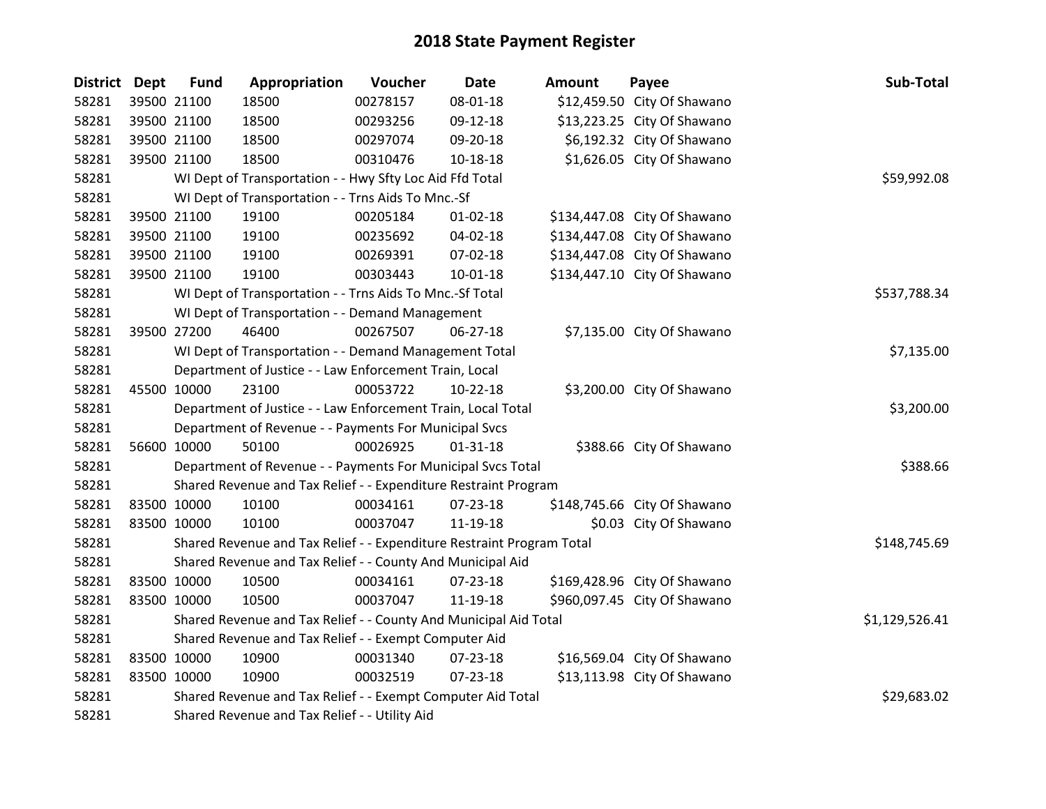# 2018 State Payment Register

| District | Dept | Fund | Appropriation | Voucher | Date | Amount | Payee | Sub-Total |
|---|---|---|---|---|---|---|---|---|
| 58281 | 39500 | 21100 | 18500 | 00278157 | 08-01-18 | $12,459.50 | City Of Shawano | |
| 58281 | 39500 | 21100 | 18500 | 00293256 | 09-12-18 | $13,223.25 | City Of Shawano | |
| 58281 | 39500 | 21100 | 18500 | 00297074 | 09-20-18 | $6,192.32 | City Of Shawano | |
| 58281 | 39500 | 21100 | 18500 | 00310476 | 10-18-18 | $1,626.05 | City Of Shawano | |
| 58281 | | WI Dept of Transportation - - Hwy Sfty Loc Aid Ffd Total | | | | | | $59,992.08 |
| 58281 | | WI Dept of Transportation - - Trns Aids To Mnc.-Sf | | | | | | |
| 58281 | 39500 | 21100 | 19100 | 00205184 | 01-02-18 | $134,447.08 | City Of Shawano | |
| 58281 | 39500 | 21100 | 19100 | 00235692 | 04-02-18 | $134,447.08 | City Of Shawano | |
| 58281 | 39500 | 21100 | 19100 | 00269391 | 07-02-18 | $134,447.08 | City Of Shawano | |
| 58281 | 39500 | 21100 | 19100 | 00303443 | 10-01-18 | $134,447.10 | City Of Shawano | |
| 58281 | | WI Dept of Transportation - - Trns Aids To Mnc.-Sf Total | | | | | | $537,788.34 |
| 58281 | | WI Dept of Transportation - - Demand Management | | | | | | |
| 58281 | 39500 | 27200 | 46400 | 00267507 | 06-27-18 | $7,135.00 | City Of Shawano | |
| 58281 | | WI Dept of Transportation - - Demand Management Total | | | | | | $7,135.00 |
| 58281 | | Department of Justice - - Law Enforcement Train, Local | | | | | | |
| 58281 | 45500 | 10000 | 23100 | 00053722 | 10-22-18 | $3,200.00 | City Of Shawano | |
| 58281 | | Department of Justice - - Law Enforcement Train, Local Total | | | | | | $3,200.00 |
| 58281 | | Department of Revenue - - Payments For Municipal Svcs | | | | | | |
| 58281 | 56600 | 10000 | 50100 | 00026925 | 01-31-18 | $388.66 | City Of Shawano | |
| 58281 | | Department of Revenue - - Payments For Municipal Svcs Total | | | | | | $388.66 |
| 58281 | | Shared Revenue and Tax Relief - - Expenditure Restraint Program | | | | | | |
| 58281 | 83500 | 10000 | 10100 | 00034161 | 07-23-18 | $148,745.66 | City Of Shawano | |
| 58281 | 83500 | 10000 | 10100 | 00037047 | 11-19-18 | $0.03 | City Of Shawano | |
| 58281 | | Shared Revenue and Tax Relief - - Expenditure Restraint Program Total | | | | | | $148,745.69 |
| 58281 | | Shared Revenue and Tax Relief - - County And Municipal Aid | | | | | | |
| 58281 | 83500 | 10000 | 10500 | 00034161 | 07-23-18 | $169,428.96 | City Of Shawano | |
| 58281 | 83500 | 10000 | 10500 | 00037047 | 11-19-18 | $960,097.45 | City Of Shawano | |
| 58281 | | Shared Revenue and Tax Relief - - County And Municipal Aid Total | | | | | | $1,129,526.41 |
| 58281 | | Shared Revenue and Tax Relief - - Exempt Computer Aid | | | | | | |
| 58281 | 83500 | 10000 | 10900 | 00031340 | 07-23-18 | $16,569.04 | City Of Shawano | |
| 58281 | 83500 | 10000 | 10900 | 00032519 | 07-23-18 | $13,113.98 | City Of Shawano | |
| 58281 | | Shared Revenue and Tax Relief - - Exempt Computer Aid Total | | | | | | $29,683.02 |
| 58281 | | Shared Revenue and Tax Relief - - Utility Aid | | | | | | |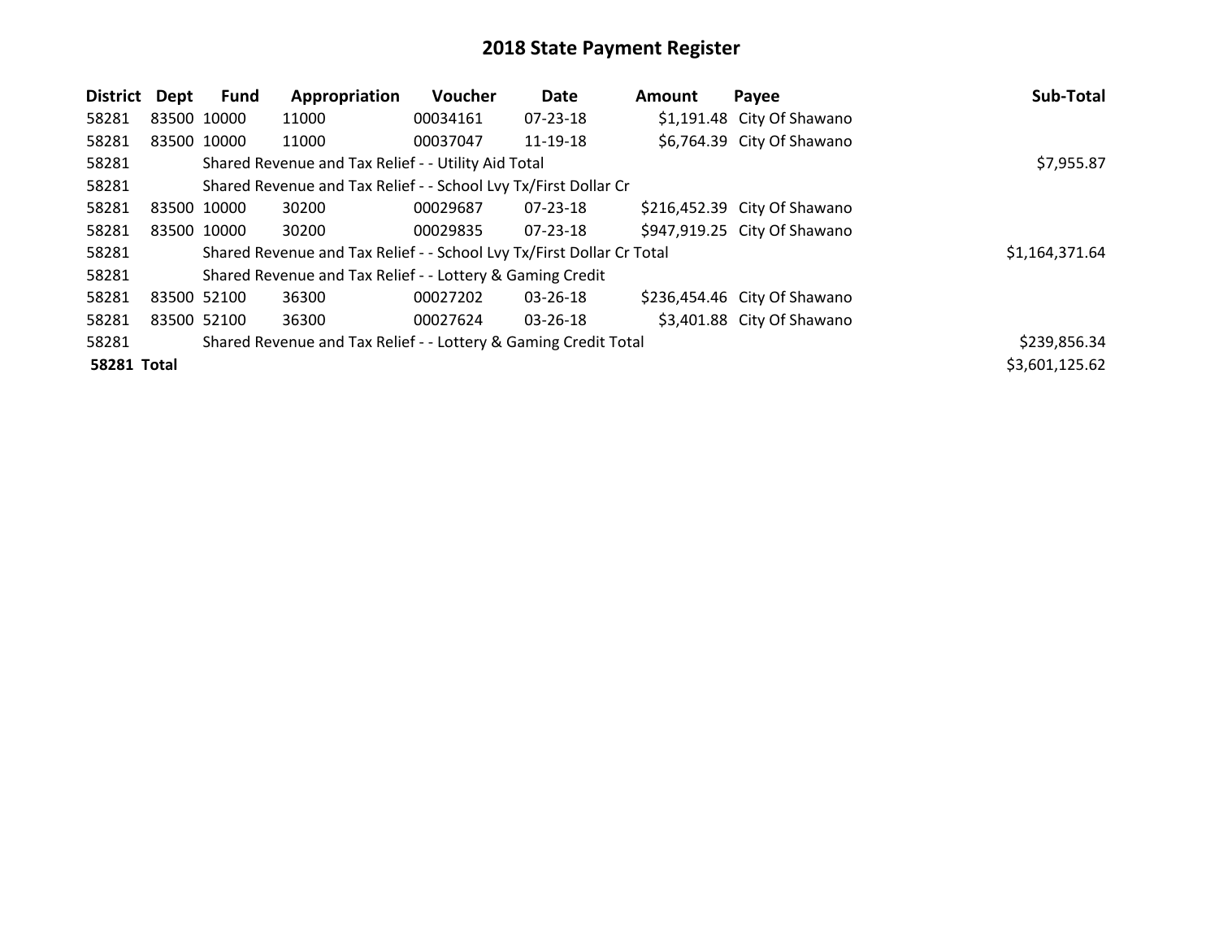## 2018 State Payment Register

| District | Dept | Fund | Appropriation | Voucher | Date | Amount | Payee | Sub-Total |
|---|---|---|---|---|---|---|---|---|
| 58281 | 83500 | 10000 | 11000 | 00034161 | 07-23-18 | $1,191.48 | City Of Shawano | |
| 58281 | 83500 | 10000 | 11000 | 00037047 | 11-19-18 | $6,764.39 | City Of Shawano | |
| 58281 | | Shared Revenue and Tax Relief - - Utility Aid Total | | | | | | $7,955.87 |
| 58281 | | Shared Revenue and Tax Relief - - School Lvy Tx/First Dollar Cr | | | | | | |
| 58281 | 83500 | 10000 | 30200 | 00029687 | 07-23-18 | $216,452.39 | City Of Shawano | |
| 58281 | 83500 | 10000 | 30200 | 00029835 | 07-23-18 | $947,919.25 | City Of Shawano | |
| 58281 | | Shared Revenue and Tax Relief - - School Lvy Tx/First Dollar Cr Total | | | | | | $1,164,371.64 |
| 58281 | | Shared Revenue and Tax Relief - - Lottery & Gaming Credit | | | | | | |
| 58281 | 83500 | 52100 | 36300 | 00027202 | 03-26-18 | $236,454.46 | City Of Shawano | |
| 58281 | 83500 | 52100 | 36300 | 00027624 | 03-26-18 | $3,401.88 | City Of Shawano | |
| 58281 | | Shared Revenue and Tax Relief - - Lottery & Gaming Credit Total | | | | | | $239,856.34 |
| **58281 Total** | | | | | | | | $3,601,125.62 |